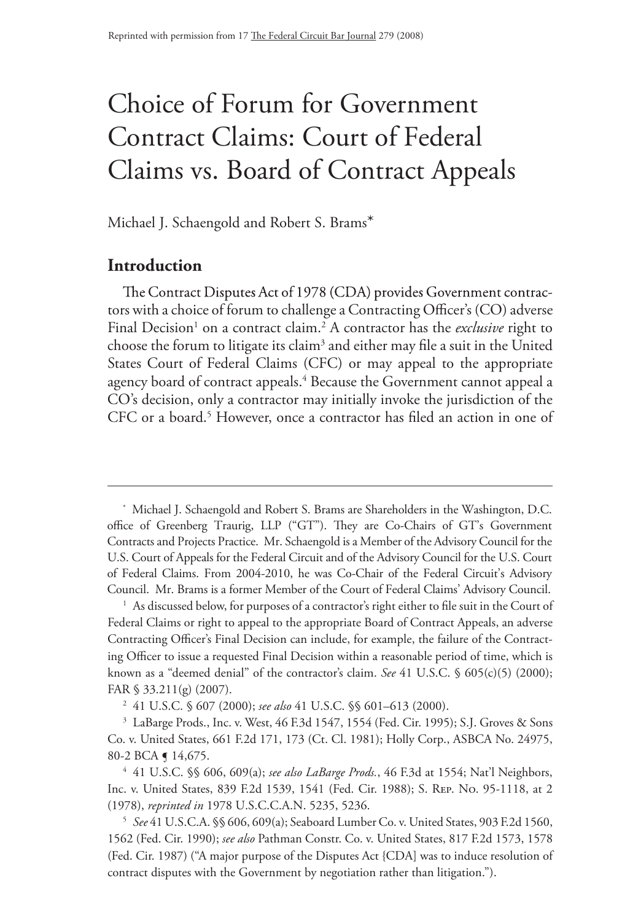Reprinted with permission from 17 The Federal Circuit Bar Journal 279 (2008)

# Choice of Forum for Government Contract Claims: Court of Federal Claims vs. Board of Contract Appeals

Michael J. Schaengold and Robert S. Brams*

## Introduction

The Contract Disputes Act of 1978 (CDA) provides Government contractors with a choice of forum to challenge a Contracting Officer's (CO) adverse Final Decision[1] on a contract claim.[2] A contractor has the *exclusive* right to choose the forum to litigate its claim[3] and either may file a suit in the United States Court of Federal Claims (CFC) or may appeal to the appropriate agency board of contract appeals.[4] Because the Government cannot appeal a CO's decision, only a contractor may initially invoke the jurisdiction of the CFC or a board.[5] However, once a contractor has filed an action in one of

---

* Michael J. Schaengold and Robert S. Brams are Shareholders in the Washington, D.C. office of Greenberg Traurig, LLP ("GT"). They are Co-Chairs of GT's Government Contracts and Projects Practice. Mr. Schaengold is a Member of the Advisory Council for the U.S. Court of Appeals for the Federal Circuit and of the Advisory Council for the U.S. Court of Federal Claims. From 2004-2010, he was Co-Chair of the Federal Circuit's Advisory Council. Mr. Brams is a former Member of the Court of Federal Claims' Advisory Council.

1 As discussed below, for purposes of a contractor's right either to file suit in the Court of Federal Claims or right to appeal to the appropriate Board of Contract Appeals, an adverse Contracting Officer's Final Decision can include, for example, the failure of the Contracting Officer to issue a requested Final Decision within a reasonable period of time, which is known as a "deemed denial" of the contractor's claim. *See* 41 U.S.C. § 605(c)(5) (2000); FAR § 33.211(g) (2007).

2 41 U.S.C. § 607 (2000); *see also* 41 U.S.C. §§ 601–613 (2000).

3 LaBarge Prods., Inc. v. West, 46 F.3d 1547, 1554 (Fed. Cir. 1995); S.J. Groves & Sons Co. v. United States, 661 F.2d 171, 173 (Ct. Cl. 1981); Holly Corp., ASBCA No. 24975, 80-2 BCA ¶ 14,675.

4 41 U.S.C. §§ 606, 609(a); *see also LaBarge Prods.*, 46 F.3d at 1554; Nat'l Neighbors, Inc. v. United States, 839 F.2d 1539, 1541 (Fed. Cir. 1988); S. Rep. No. 95-1118, at 2 (1978), *reprinted in* 1978 U.S.C.C.A.N. 5235, 5236.

5 *See* 41 U.S.C.A. §§ 606, 609(a); Seaboard Lumber Co. v. United States, 903 F.2d 1560, 1562 (Fed. Cir. 1990); *see also* Pathman Constr. Co. v. United States, 817 F.2d 1573, 1578 (Fed. Cir. 1987) ("A major purpose of the Disputes Act {CDA] was to induce resolution of contract disputes with the Government by negotiation rather than litigation.").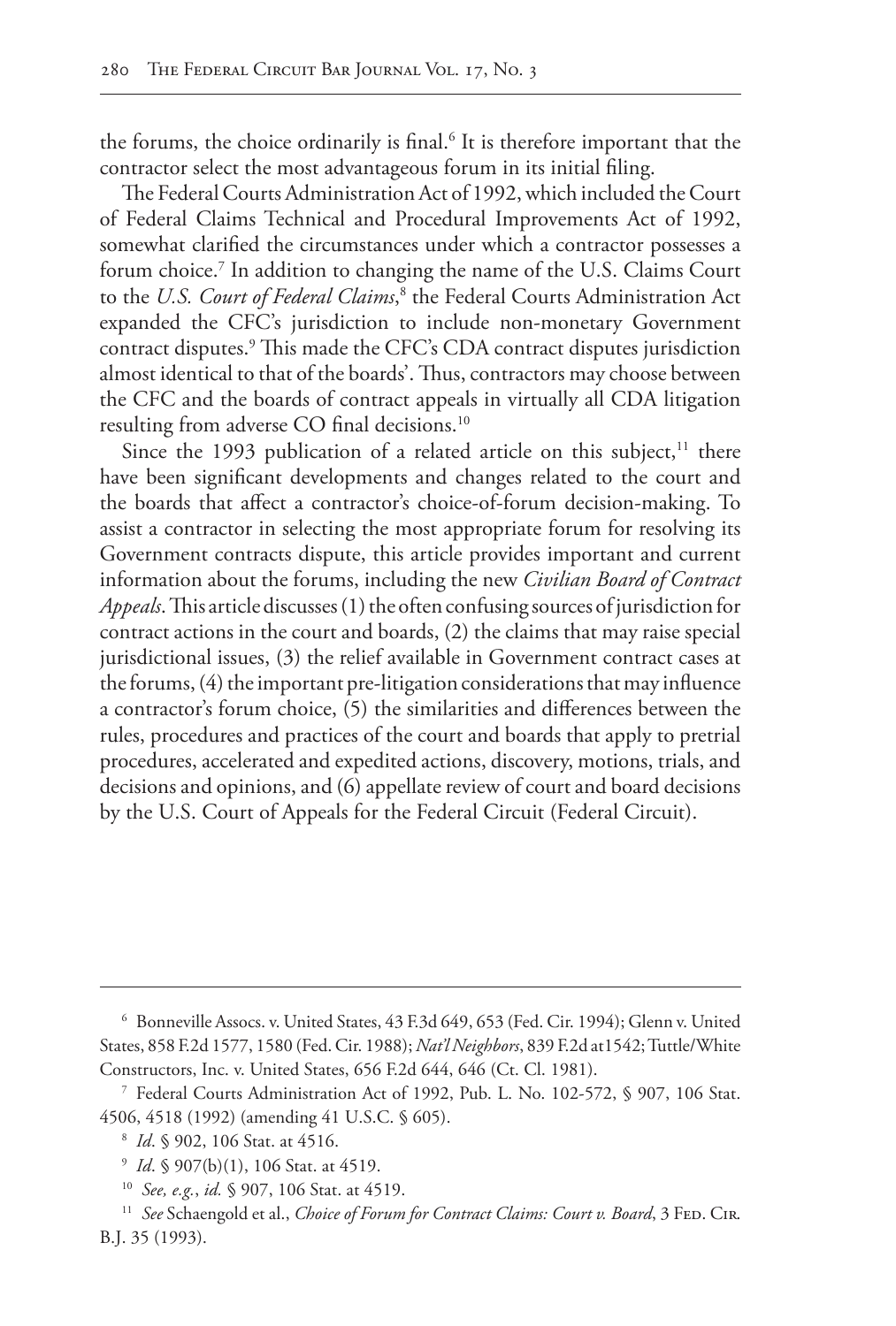the forums, the choice ordinarily is final.[6] It is therefore important that the contractor select the most advantageous forum in its initial filing.

The Federal Courts Administration Act of 1992, which included the Court of Federal Claims Technical and Procedural Improvements Act of 1992, somewhat clarified the circumstances under which a contractor possesses a forum choice.[7] In addition to changing the name of the U.S. Claims Court to the *U.S. Court of Federal Claims*,[8] the Federal Courts Administration Act expanded the CFC's jurisdiction to include non-monetary Government contract disputes.[9] This made the CFC's CDA contract disputes jurisdiction almost identical to that of the boards'. Thus, contractors may choose between the CFC and the boards of contract appeals in virtually all CDA litigation resulting from adverse CO final decisions.[10]

Since the 1993 publication of a related article on this subject,[11] there have been significant developments and changes related to the court and the boards that affect a contractor's choice-of-forum decision-making. To assist a contractor in selecting the most appropriate forum for resolving its Government contracts dispute, this article provides important and current information about the forums, including the new *Civilian Board of Contract Appeals*. This article discusses (1) the often confusing sources of jurisdiction for contract actions in the court and boards, (2) the claims that may raise special jurisdictional issues, (3) the relief available in Government contract cases at the forums, (4) the important pre-litigation considerations that may influence a contractor's forum choice, (5) the similarities and differences between the rules, procedures and practices of the court and boards that apply to pretrial procedures, accelerated and expedited actions, discovery, motions, trials, and decisions and opinions, and (6) appellate review of court and board decisions by the U.S. Court of Appeals for the Federal Circuit (Federal Circuit).

---

[6] Bonneville Assocs. v. United States, 43 F.3d 649, 653 (Fed. Cir. 1994); Glenn v. United States, 858 F.2d 1577, 1580 (Fed. Cir. 1988); *Nat'l Neighbors*, 839 F.2d at1542; Tuttle/White Constructors, Inc. v. United States, 656 F.2d 644, 646 (Ct. Cl. 1981).

[7] Federal Courts Administration Act of 1992, Pub. L. No. 102-572, § 907, 106 Stat. 4506, 4518 (1992) (amending 41 U.S.C. § 605).

[8] *Id*. § 902, 106 Stat. at 4516.

[9] *Id*. § 907(b)(1), 106 Stat. at 4519.

[10] *See, e.g.*, *id.* § 907, 106 Stat. at 4519.

[11] *See* Schaengold et al., *Choice of Forum for Contract Claims: Court v. Board*, 3 Fed. Cir. B.J. 35 (1993).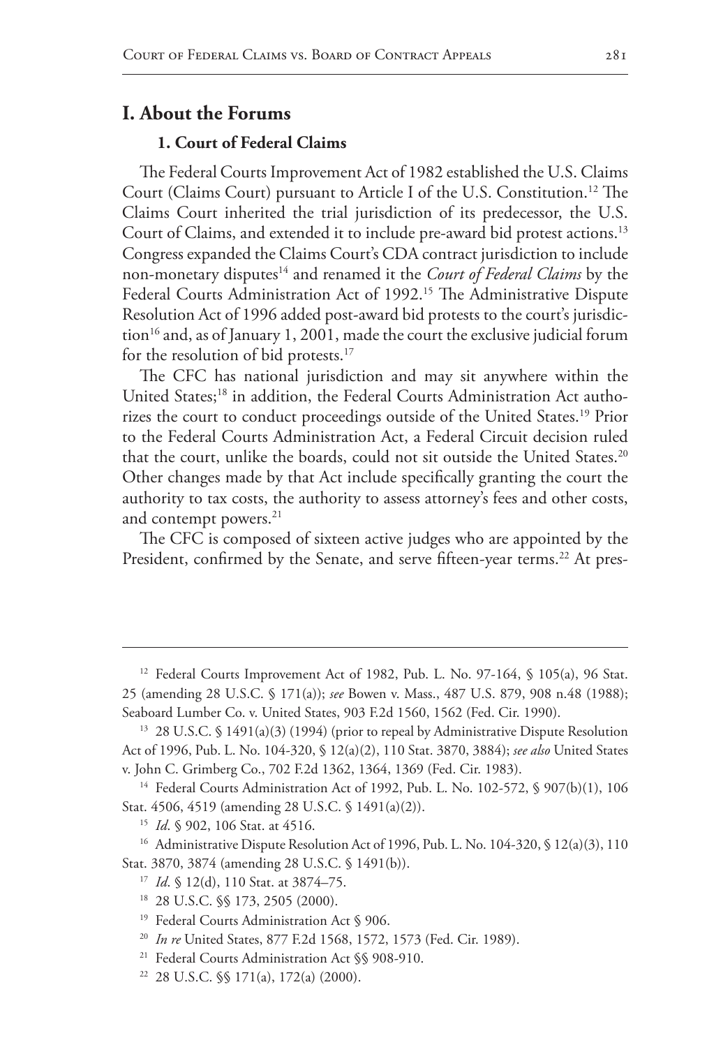# I. About the Forums

## 1. Court of Federal Claims

The Federal Courts Improvement Act of 1982 established the U.S. Claims Court (Claims Court) pursuant to Article I of the U.S. Constitution.[12] The Claims Court inherited the trial jurisdiction of its predecessor, the U.S. Court of Claims, and extended it to include pre-award bid protest actions.[13] Congress expanded the Claims Court's CDA contract jurisdiction to include non-monetary disputes[14] and renamed it the *Court of Federal Claims* by the Federal Courts Administration Act of 1992.[15] The Administrative Dispute Resolution Act of 1996 added post-award bid protests to the court's jurisdiction[16] and, as of January 1, 2001, made the court the exclusive judicial forum for the resolution of bid protests.[17]

The CFC has national jurisdiction and may sit anywhere within the United States;[18] in addition, the Federal Courts Administration Act authorizes the court to conduct proceedings outside of the United States.[19] Prior to the Federal Courts Administration Act, a Federal Circuit decision ruled that the court, unlike the boards, could not sit outside the United States.[20] Other changes made by that Act include specifically granting the court the authority to tax costs, the authority to assess attorney's fees and other costs, and contempt powers.[21]

The CFC is composed of sixteen active judges who are appointed by the President, confirmed by the Senate, and serve fifteen-year terms.[22] At pres-

---

[12] Federal Courts Improvement Act of 1982, Pub. L. No. 97-164, § 105(a), 96 Stat. 25 (amending 28 U.S.C. § 171(a)); *see* Bowen v. Mass., 487 U.S. 879, 908 n.48 (1988); Seaboard Lumber Co. v. United States, 903 F.2d 1560, 1562 (Fed. Cir. 1990).

[13] 28 U.S.C. § 1491(a)(3) (1994) (prior to repeal by Administrative Dispute Resolution Act of 1996, Pub. L. No. 104-320, § 12(a)(2), 110 Stat. 3870, 3884); *see also* United States v. John C. Grimberg Co., 702 F.2d 1362, 1364, 1369 (Fed. Cir. 1983).

[14] Federal Courts Administration Act of 1992, Pub. L. No. 102-572, § 907(b)(1), 106 Stat. 4506, 4519 (amending 28 U.S.C. § 1491(a)(2)).

[15] *Id.* § 902, 106 Stat. at 4516.

[16] Administrative Dispute Resolution Act of 1996, Pub. L. No. 104-320, § 12(a)(3), 110 Stat. 3870, 3874 (amending 28 U.S.C. § 1491(b)).

[17] *Id.* § 12(d), 110 Stat. at 3874–75.

[18] 28 U.S.C. §§ 173, 2505 (2000).

[19] Federal Courts Administration Act § 906.

[20] *In re* United States, 877 F.2d 1568, 1572, 1573 (Fed. Cir. 1989).

[21] Federal Courts Administration Act §§ 908-910.

[22] 28 U.S.C. §§ 171(a), 172(a) (2000).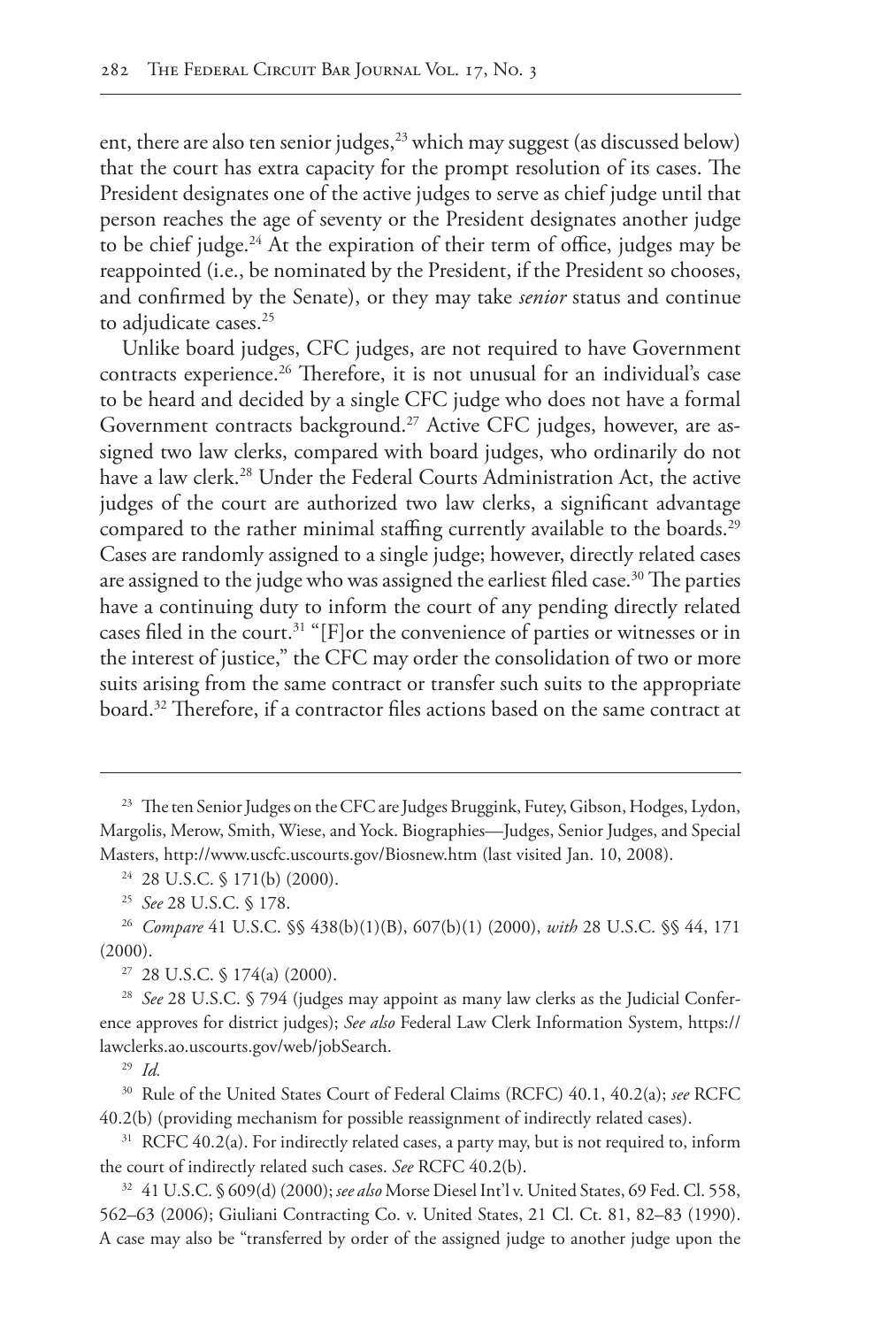ent, there are also ten senior judges,[23] which may suggest (as discussed below) that the court has extra capacity for the prompt resolution of its cases. The President designates one of the active judges to serve as chief judge until that person reaches the age of seventy or the President designates another judge to be chief judge.[24] At the expiration of their term of office, judges may be reappointed (i.e., be nominated by the President, if the President so chooses, and confirmed by the Senate), or they may take *senior* status and continue to adjudicate cases.[25]

Unlike board judges, CFC judges, are not required to have Government contracts experience.[26] Therefore, it is not unusual for an individual's case to be heard and decided by a single CFC judge who does not have a formal Government contracts background.[27] Active CFC judges, however, are assigned two law clerks, compared with board judges, who ordinarily do not have a law clerk.[28] Under the Federal Courts Administration Act, the active judges of the court are authorized two law clerks, a significant advantage compared to the rather minimal staffing currently available to the boards.[29] Cases are randomly assigned to a single judge; however, directly related cases are assigned to the judge who was assigned the earliest filed case.[30] The parties have a continuing duty to inform the court of any pending directly related cases filed in the court.[31] "[F]or the convenience of parties or witnesses or in the interest of justice," the CFC may order the consolidation of two or more suits arising from the same contract or transfer such suits to the appropriate board.[32] Therefore, if a contractor files actions based on the same contract at

---

[23] The ten Senior Judges on the CFC are Judges Bruggink, Futey, Gibson, Hodges, Lydon, Margolis, Merow, Smith, Wiese, and Yock. Biographies—Judges, Senior Judges, and Special Masters, http://www.uscfc.uscourts.gov/Biosnew.htm (last visited Jan. 10, 2008).

[24] 28 U.S.C. § 171(b) (2000).

[25] *See* 28 U.S.C. § 178.

[26] *Compare* 41 U.S.C. §§ 438(b)(1)(B), 607(b)(1) (2000), *with* 28 U.S.C. §§ 44, 171 (2000).

[27] 28 U.S.C. § 174(a) (2000).

[28] *See* 28 U.S.C. § 794 (judges may appoint as many law clerks as the Judicial Conference approves for district judges); *See also* Federal Law Clerk Information System, https://lawclerks.ao.uscourts.gov/web/jobSearch.

[29] *Id.*

[30] Rule of the United States Court of Federal Claims (RCFC) 40.1, 40.2(a); *see* RCFC 40.2(b) (providing mechanism for possible reassignment of indirectly related cases).

[31] RCFC 40.2(a). For indirectly related cases, a party may, but is not required to, inform the court of indirectly related such cases. *See* RCFC 40.2(b).

[32] 41 U.S.C. § 609(d) (2000); *see also* Morse Diesel Int'l v. United States, 69 Fed. Cl. 558, 562–63 (2006); Giuliani Contracting Co. v. United States, 21 Cl. Ct. 81, 82–83 (1990). A case may also be "transferred by order of the assigned judge to another judge upon the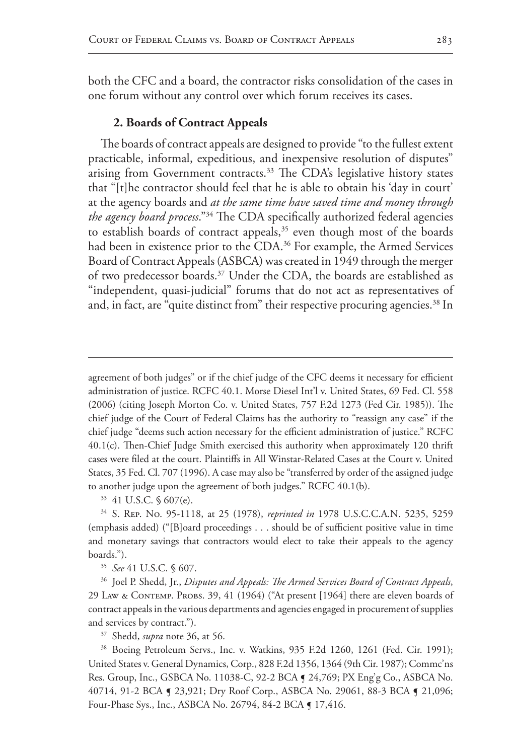both the CFC and a board, the contractor risks consolidation of the cases in one forum without any control over which forum receives its cases.

### 2. Boards of Contract Appeals

The boards of contract appeals are designed to provide "to the fullest extent practicable, informal, expeditious, and inexpensive resolution of disputes" arising from Government contracts.[33] The CDA's legislative history states that "[t]he contractor should feel that he is able to obtain his 'day in court' at the agency boards and *at the same time have saved time and money through the agency board process*."[34] The CDA specifically authorized federal agencies to establish boards of contract appeals,[35] even though most of the boards had been in existence prior to the CDA.[36] For example, the Armed Services Board of Contract Appeals (ASBCA) was created in 1949 through the merger of two predecessor boards.[37] Under the CDA, the boards are established as "independent, quasi-judicial" forums that do not act as representatives of and, in fact, are "quite distinct from" their respective procuring agencies.[38] In

---

agreement of both judges" or if the chief judge of the CFC deems it necessary for efficient administration of justice. RCFC 40.1. Morse Diesel Int'l v. United States, 69 Fed. Cl. 558 (2006) (citing Joseph Morton Co. v. United States, 757 F.2d 1273 (Fed Cir. 1985)). The chief judge of the Court of Federal Claims has the authority to "reassign any case" if the chief judge "deems such action necessary for the efficient administration of justice." RCFC 40.1(c). Then-Chief Judge Smith exercised this authority when approximately 120 thrift cases were filed at the court. Plaintiffs in All Winstar-Related Cases at the Court v. United States, 35 Fed. Cl. 707 (1996). A case may also be "transferred by order of the assigned judge to another judge upon the agreement of both judges." RCFC 40.1(b).

[33] 41 U.S.C. § 607(e).

[34] S. Rep. No. 95-1118, at 25 (1978), *reprinted in* 1978 U.S.C.C.A.N. 5235, 5259 (emphasis added) ("[B]oard proceedings . . . should be of sufficient positive value in time and monetary savings that contractors would elect to take their appeals to the agency boards.").

[35] *See* 41 U.S.C. § 607.

[36] Joel P. Shedd, Jr., *Disputes and Appeals: The Armed Services Board of Contract Appeals*, 29 Law & Contemp. Probs. 39, 41 (1964) ("At present [1964] there are eleven boards of contract appeals in the various departments and agencies engaged in procurement of supplies and services by contract.").

[37] Shedd, *supra* note 36, at 56.

[38] Boeing Petroleum Servs., Inc. v. Watkins, 935 F.2d 1260, 1261 (Fed. Cir. 1991); United States v. General Dynamics, Corp., 828 F.2d 1356, 1364 (9th Cir. 1987); Commc'ns Res. Group, Inc., GSBCA No. 11038-C, 92-2 BCA ¶ 24,769; PX Eng'g Co., ASBCA No. 40714, 91-2 BCA ¶ 23,921; Dry Roof Corp., ASBCA No. 29061, 88-3 BCA ¶ 21,096; Four-Phase Sys., Inc., ASBCA No. 26794, 84-2 BCA ¶ 17,416.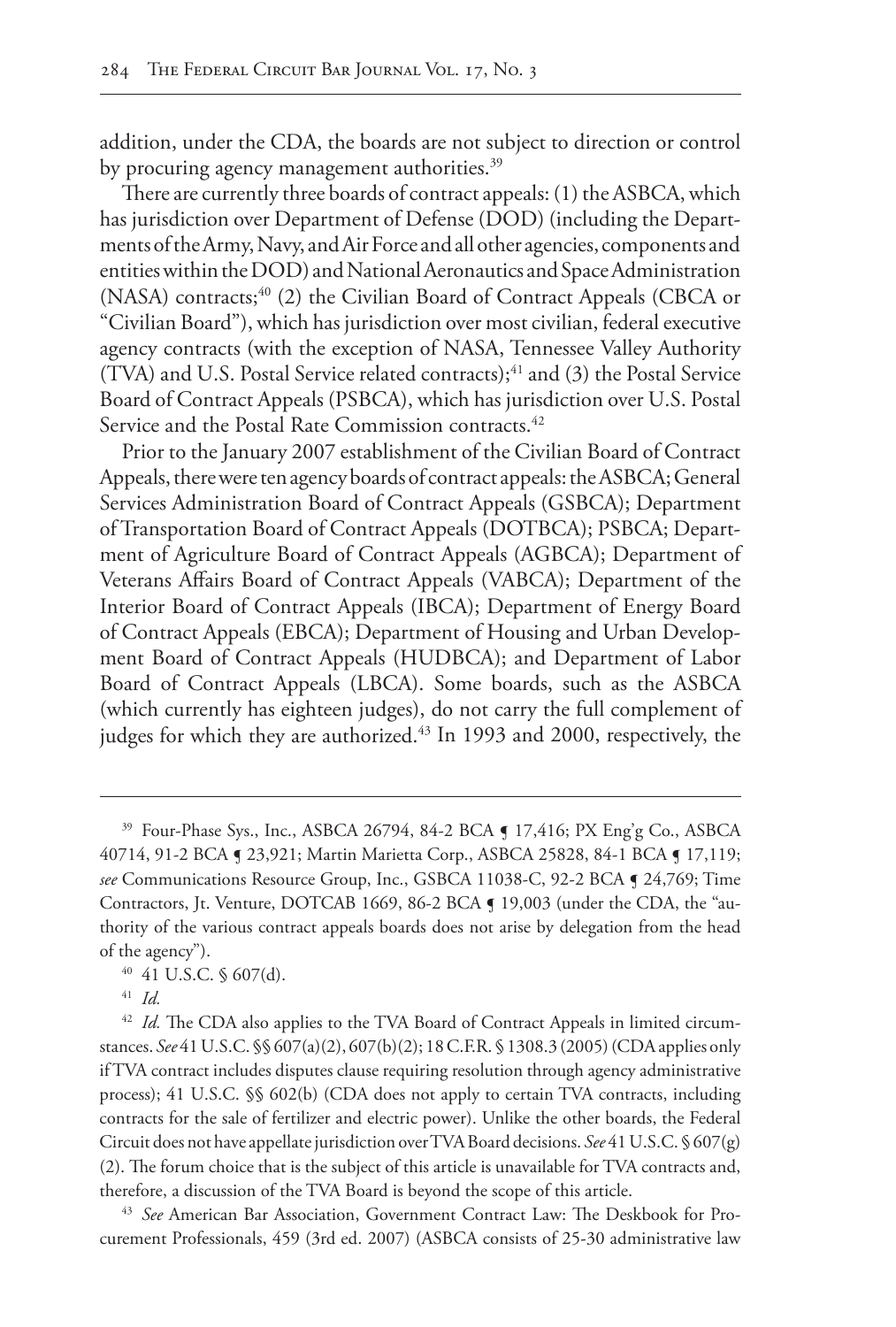addition, under the CDA, the boards are not subject to direction or control by procuring agency management authorities.[39]

There are currently three boards of contract appeals: (1) the ASBCA, which has jurisdiction over Department of Defense (DOD) (including the Departments of the Army, Navy, and Air Force and all other agencies, components and entities within the DOD) and National Aeronautics and Space Administration (NASA) contracts;[40] (2) the Civilian Board of Contract Appeals (CBCA or "Civilian Board"), which has jurisdiction over most civilian, federal executive agency contracts (with the exception of NASA, Tennessee Valley Authority (TVA) and U.S. Postal Service related contracts);[41] and (3) the Postal Service Board of Contract Appeals (PSBCA), which has jurisdiction over U.S. Postal Service and the Postal Rate Commission contracts.[42]

Prior to the January 2007 establishment of the Civilian Board of Contract Appeals, there were ten agency boards of contract appeals: the ASBCA; General Services Administration Board of Contract Appeals (GSBCA); Department of Transportation Board of Contract Appeals (DOTBCA); PSBCA; Department of Agriculture Board of Contract Appeals (AGBCA); Department of Veterans Affairs Board of Contract Appeals (VABCA); Department of the Interior Board of Contract Appeals (IBCA); Department of Energy Board of Contract Appeals (EBCA); Department of Housing and Urban Development Board of Contract Appeals (HUDBCA); and Department of Labor Board of Contract Appeals (LBCA). Some boards, such as the ASBCA (which currently has eighteen judges), do not carry the full complement of judges for which they are authorized.[43] In 1993 and 2000, respectively, the

---

[39] Four-Phase Sys., Inc., ASBCA 26794, 84-2 BCA ¶ 17,416; PX Eng'g Co., ASBCA 40714, 91-2 BCA ¶ 23,921; Martin Marietta Corp., ASBCA 25828, 84-1 BCA ¶ 17,119; *see* Communications Resource Group, Inc., GSBCA 11038-C, 92-2 BCA ¶ 24,769; Time Contractors, Jt. Venture, DOTCAB 1669, 86-2 BCA ¶ 19,003 (under the CDA, the "authority of the various contract appeals boards does not arise by delegation from the head of the agency").

[40] 41 U.S.C. § 607(d).

[41] *Id.*

[42] *Id.* The CDA also applies to the TVA Board of Contract Appeals in limited circumstances. *See* 41 U.S.C. §§ 607(a)(2), 607(b)(2); 18 C.F.R. § 1308.3 (2005) (CDA applies only if TVA contract includes disputes clause requiring resolution through agency administrative process); 41 U.S.C. §§ 602(b) (CDA does not apply to certain TVA contracts, including contracts for the sale of fertilizer and electric power). Unlike the other boards, the Federal Circuit does not have appellate jurisdiction over TVA Board decisions. *See* 41 U.S.C. § 607(g)(2). The forum choice that is the subject of this article is unavailable for TVA contracts and, therefore, a discussion of the TVA Board is beyond the scope of this article.

[43] *See* American Bar Association, Government Contract Law: The Deskbook for Procurement Professionals, 459 (3rd ed. 2007) (ASBCA consists of 25-30 administrative law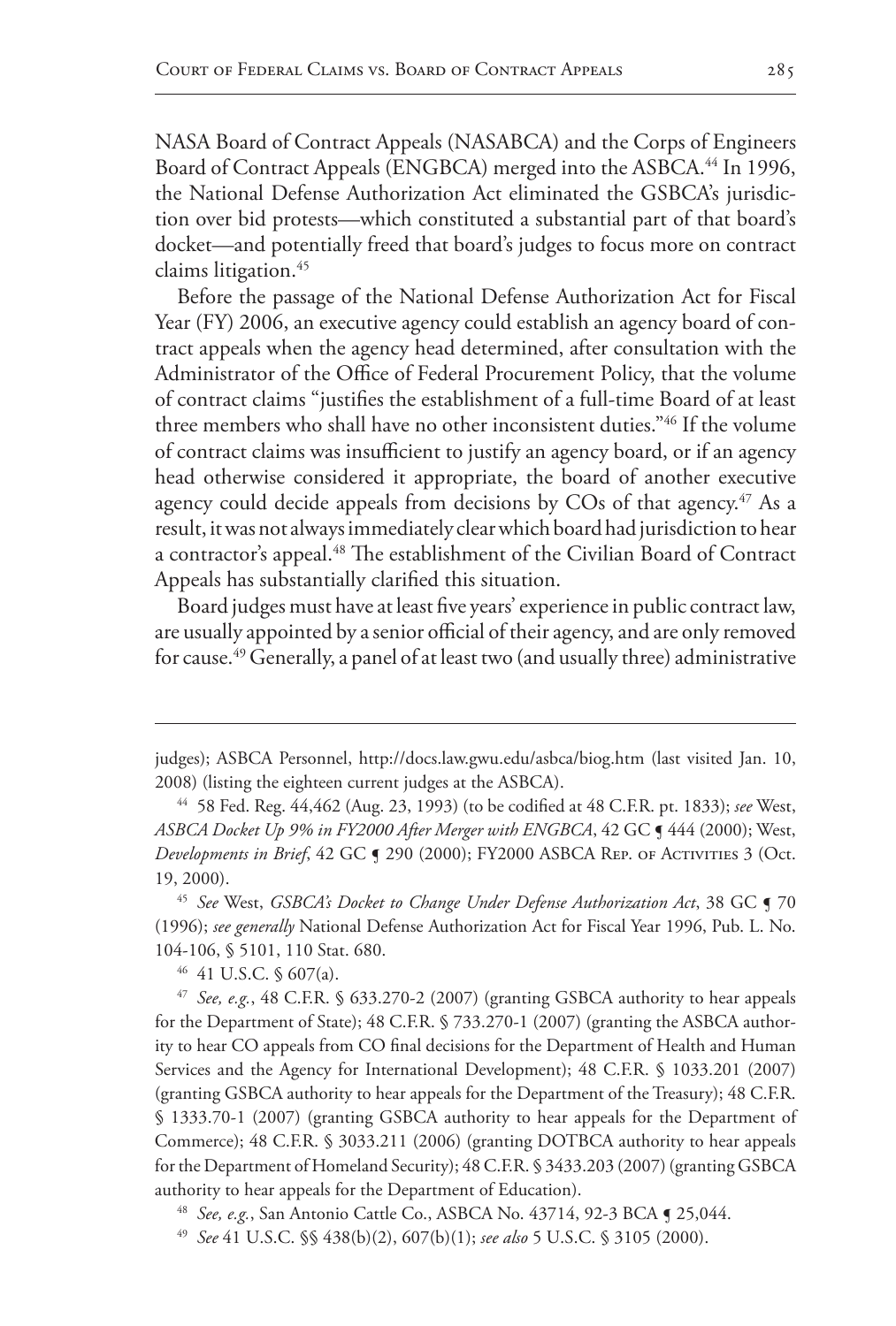NASA Board of Contract Appeals (NASABCA) and the Corps of Engineers Board of Contract Appeals (ENGBCA) merged into the ASBCA.[44] In 1996, the National Defense Authorization Act eliminated the GSBCA's jurisdiction over bid protests—which constituted a substantial part of that board's docket—and potentially freed that board's judges to focus more on contract claims litigation.[45]

Before the passage of the National Defense Authorization Act for Fiscal Year (FY) 2006, an executive agency could establish an agency board of contract appeals when the agency head determined, after consultation with the Administrator of the Office of Federal Procurement Policy, that the volume of contract claims "justifies the establishment of a full-time Board of at least three members who shall have no other inconsistent duties."[46] If the volume of contract claims was insufficient to justify an agency board, or if an agency head otherwise considered it appropriate, the board of another executive agency could decide appeals from decisions by COs of that agency.[47] As a result, it was not always immediately clear which board had jurisdiction to hear a contractor's appeal.[48] The establishment of the Civilian Board of Contract Appeals has substantially clarified this situation.

Board judges must have at least five years' experience in public contract law, are usually appointed by a senior official of their agency, and are only removed for cause.[49] Generally, a panel of at least two (and usually three) administrative

---

judges); ASBCA Personnel, http://docs.law.gwu.edu/asbca/biog.htm (last visited Jan. 10, 2008) (listing the eighteen current judges at the ASBCA).

[44] 58 Fed. Reg. 44,462 (Aug. 23, 1993) (to be codified at 48 C.F.R. pt. 1833); *see* West, *ASBCA Docket Up 9% in FY2000 After Merger with ENGBCA*, 42 GC ¶ 444 (2000); West, *Developments in Brief*, 42 GC ¶ 290 (2000); FY2000 ASBCA Rep. of Activities 3 (Oct. 19, 2000).

[45] *See* West, *GSBCA's Docket to Change Under Defense Authorization Act*, 38 GC ¶ 70 (1996); *see generally* National Defense Authorization Act for Fiscal Year 1996, Pub. L. No. 104-106, § 5101, 110 Stat. 680.

[46] 41 U.S.C. § 607(a).

[47] *See, e.g.*, 48 C.F.R. § 633.270-2 (2007) (granting GSBCA authority to hear appeals for the Department of State); 48 C.F.R. § 733.270-1 (2007) (granting the ASBCA authority to hear CO appeals from CO final decisions for the Department of Health and Human Services and the Agency for International Development); 48 C.F.R. § 1033.201 (2007) (granting GSBCA authority to hear appeals for the Department of the Treasury); 48 C.F.R. § 1333.70-1 (2007) (granting GSBCA authority to hear appeals for the Department of Commerce); 48 C.F.R. § 3033.211 (2006) (granting DOTBCA authority to hear appeals for the Department of Homeland Security); 48 C.F.R. § 3433.203 (2007) (granting GSBCA authority to hear appeals for the Department of Education).

[48] *See, e.g.*, San Antonio Cattle Co., ASBCA No. 43714, 92-3 BCA ¶ 25,044.

[49] *See* 41 U.S.C. §§ 438(b)(2), 607(b)(1); *see also* 5 U.S.C. § 3105 (2000).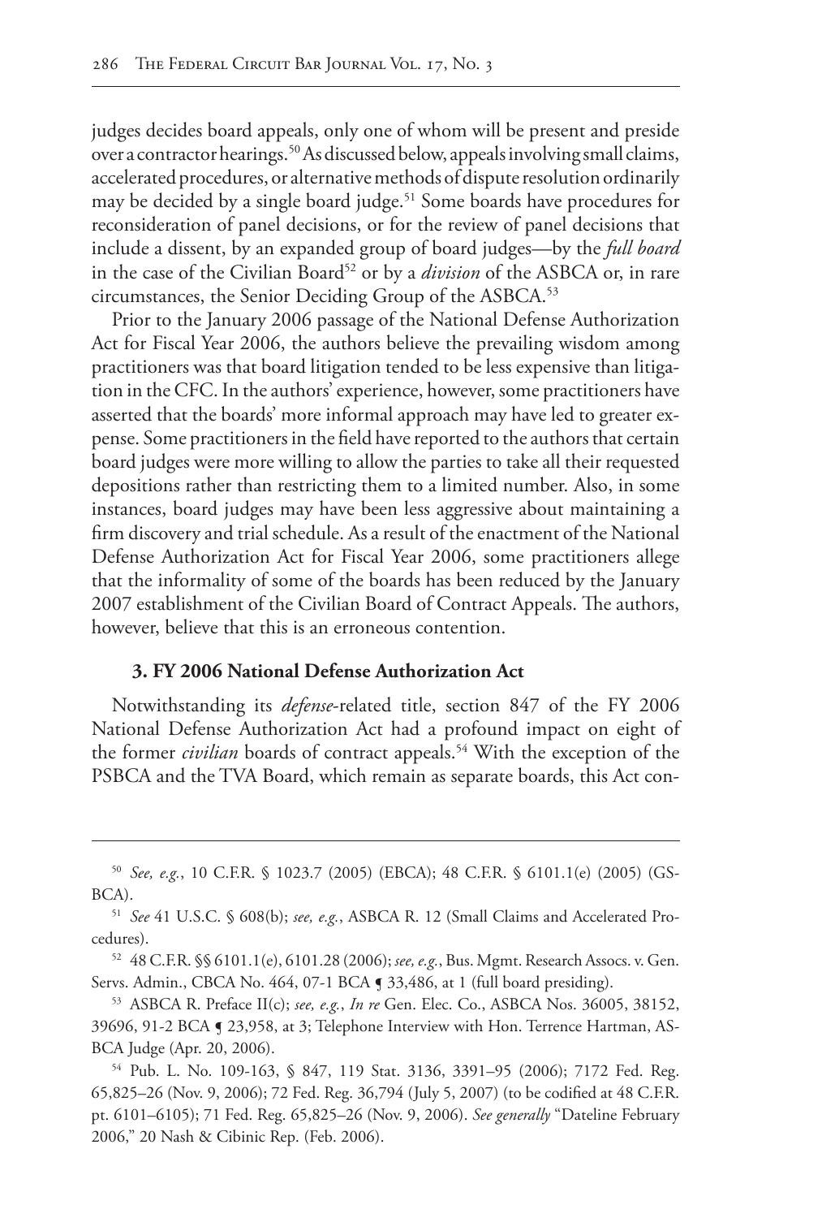judges decides board appeals, only one of whom will be present and preside over a contractor hearings.[50] As discussed below, appeals involving small claims, accelerated procedures, or alternative methods of dispute resolution ordinarily may be decided by a single board judge.[51] Some boards have procedures for reconsideration of panel decisions, or for the review of panel decisions that include a dissent, by an expanded group of board judges—by the *full board* in the case of the Civilian Board[52] or by a *division* of the ASBCA or, in rare circumstances, the Senior Deciding Group of the ASBCA.[53]

Prior to the January 2006 passage of the National Defense Authorization Act for Fiscal Year 2006, the authors believe the prevailing wisdom among practitioners was that board litigation tended to be less expensive than litigation in the CFC. In the authors' experience, however, some practitioners have asserted that the boards' more informal approach may have led to greater expense. Some practitioners in the field have reported to the authors that certain board judges were more willing to allow the parties to take all their requested depositions rather than restricting them to a limited number. Also, in some instances, board judges may have been less aggressive about maintaining a firm discovery and trial schedule. As a result of the enactment of the National Defense Authorization Act for Fiscal Year 2006, some practitioners allege that the informality of some of the boards has been reduced by the January 2007 establishment of the Civilian Board of Contract Appeals. The authors, however, believe that this is an erroneous contention.

### 3. FY 2006 National Defense Authorization Act

Notwithstanding its *defense*-related title, section 847 of the FY 2006 National Defense Authorization Act had a profound impact on eight of the former *civilian* boards of contract appeals.[54] With the exception of the PSBCA and the TVA Board, which remain as separate boards, this Act con-

---

[50] *See, e.g.*, 10 C.F.R. § 1023.7 (2005) (EBCA); 48 C.F.R. § 6101.1(e) (2005) (GSBCA).

[51] *See* 41 U.S.C. § 608(b); *see, e.g.*, ASBCA R. 12 (Small Claims and Accelerated Procedures).

[52] 48 C.F.R. §§ 6101.1(e), 6101.28 (2006); *see, e.g.*, Bus. Mgmt. Research Assocs. v. Gen. Servs. Admin., CBCA No. 464, 07-1 BCA ¶ 33,486, at 1 (full board presiding).

[53] ASBCA R. Preface II(c); *see, e.g.*, *In re* Gen. Elec. Co., ASBCA Nos. 36005, 38152, 39696, 91-2 BCA ¶ 23,958, at 3; Telephone Interview with Hon. Terrence Hartman, ASBCA Judge (Apr. 20, 2006).

[54] Pub. L. No. 109-163, § 847, 119 Stat. 3136, 3391–95 (2006); 7172 Fed. Reg. 65,825–26 (Nov. 9, 2006); 72 Fed. Reg. 36,794 (July 5, 2007) (to be codified at 48 C.F.R. pt. 6101–6105); 71 Fed. Reg. 65,825–26 (Nov. 9, 2006). *See generally* "Dateline February 2006," 20 Nash & Cibinic Rep. (Feb. 2006).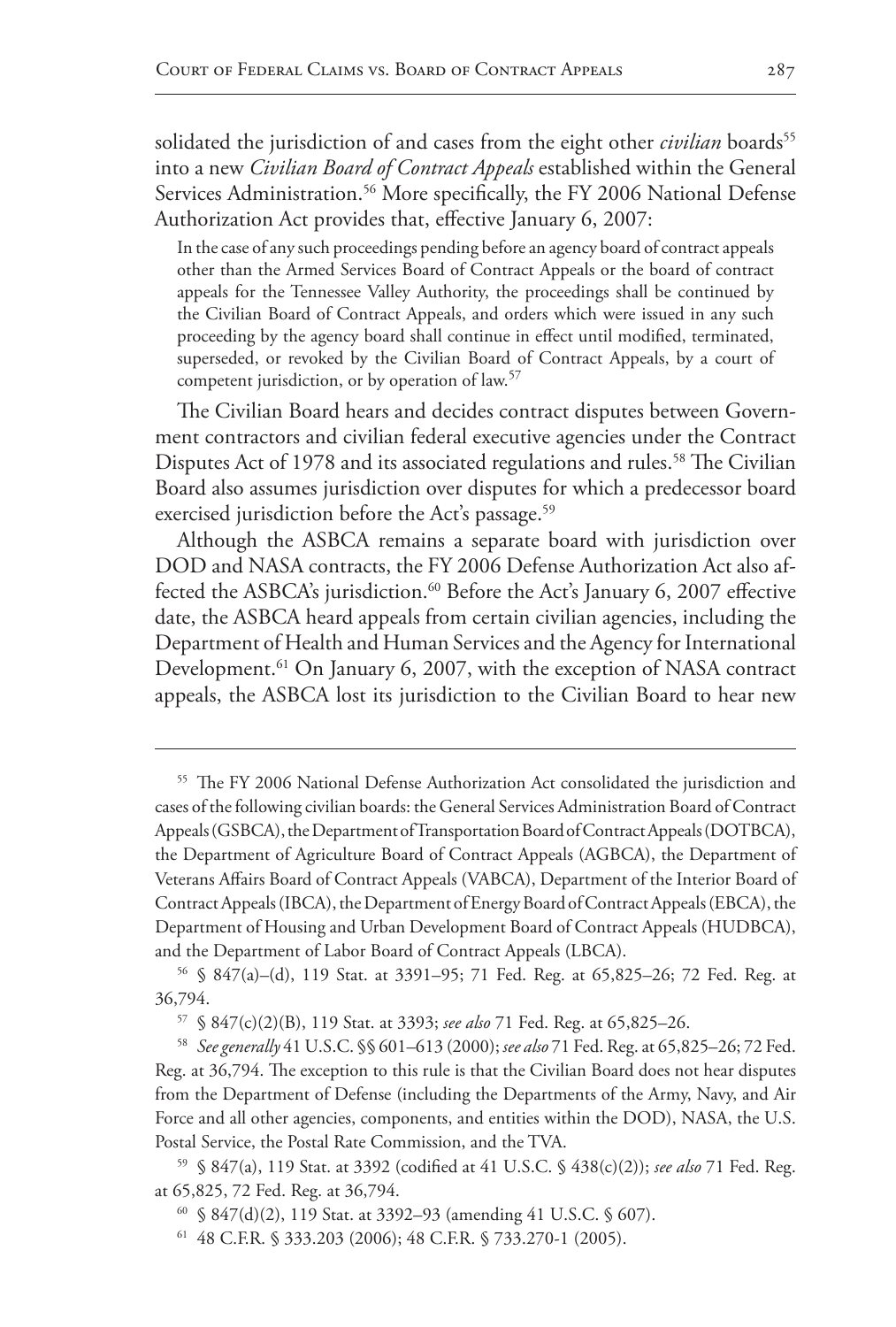solidated the jurisdiction of and cases from the eight other *civilian* boards[55] into a new *Civilian Board of Contract Appeals* established within the General Services Administration.[56] More specifically, the FY 2006 National Defense Authorization Act provides that, effective January 6, 2007:

> In the case of any such proceedings pending before an agency board of contract appeals other than the Armed Services Board of Contract Appeals or the board of contract appeals for the Tennessee Valley Authority, the proceedings shall be continued by the Civilian Board of Contract Appeals, and orders which were issued in any such proceeding by the agency board shall continue in effect until modified, terminated, superseded, or revoked by the Civilian Board of Contract Appeals, by a court of competent jurisdiction, or by operation of law.[57]

The Civilian Board hears and decides contract disputes between Government contractors and civilian federal executive agencies under the Contract Disputes Act of 1978 and its associated regulations and rules.[58] The Civilian Board also assumes jurisdiction over disputes for which a predecessor board exercised jurisdiction before the Act's passage.[59]

Although the ASBCA remains a separate board with jurisdiction over DOD and NASA contracts, the FY 2006 Defense Authorization Act also affected the ASBCA's jurisdiction.[60] Before the Act's January 6, 2007 effective date, the ASBCA heard appeals from certain civilian agencies, including the Department of Health and Human Services and the Agency for International Development.[61] On January 6, 2007, with the exception of NASA contract appeals, the ASBCA lost its jurisdiction to the Civilian Board to hear new

---

[55] The FY 2006 National Defense Authorization Act consolidated the jurisdiction and cases of the following civilian boards: the General Services Administration Board of Contract Appeals (GSBCA), the Department of Transportation Board of Contract Appeals (DOTBCA), the Department of Agriculture Board of Contract Appeals (AGBCA), the Department of Veterans Affairs Board of Contract Appeals (VABCA), Department of the Interior Board of Contract Appeals (IBCA), the Department of Energy Board of Contract Appeals (EBCA), the Department of Housing and Urban Development Board of Contract Appeals (HUDBCA), and the Department of Labor Board of Contract Appeals (LBCA).

[56] § 847(a)–(d), 119 Stat. at 3391–95; 71 Fed. Reg. at 65,825–26; 72 Fed. Reg. at 36,794.

[57] § 847(c)(2)(B), 119 Stat. at 3393; *see also* 71 Fed. Reg. at 65,825–26.

[58] *See generally* 41 U.S.C. §§ 601–613 (2000); *see also* 71 Fed. Reg. at 65,825–26; 72 Fed. Reg. at 36,794. The exception to this rule is that the Civilian Board does not hear disputes from the Department of Defense (including the Departments of the Army, Navy, and Air Force and all other agencies, components, and entities within the DOD), NASA, the U.S. Postal Service, the Postal Rate Commission, and the TVA.

[59] § 847(a), 119 Stat. at 3392 (codified at 41 U.S.C. § 438(c)(2)); *see also* 71 Fed. Reg. at 65,825, 72 Fed. Reg. at 36,794.

[60] § 847(d)(2), 119 Stat. at 3392–93 (amending 41 U.S.C. § 607).

[61] 48 C.F.R. § 333.203 (2006); 48 C.F.R. § 733.270-1 (2005).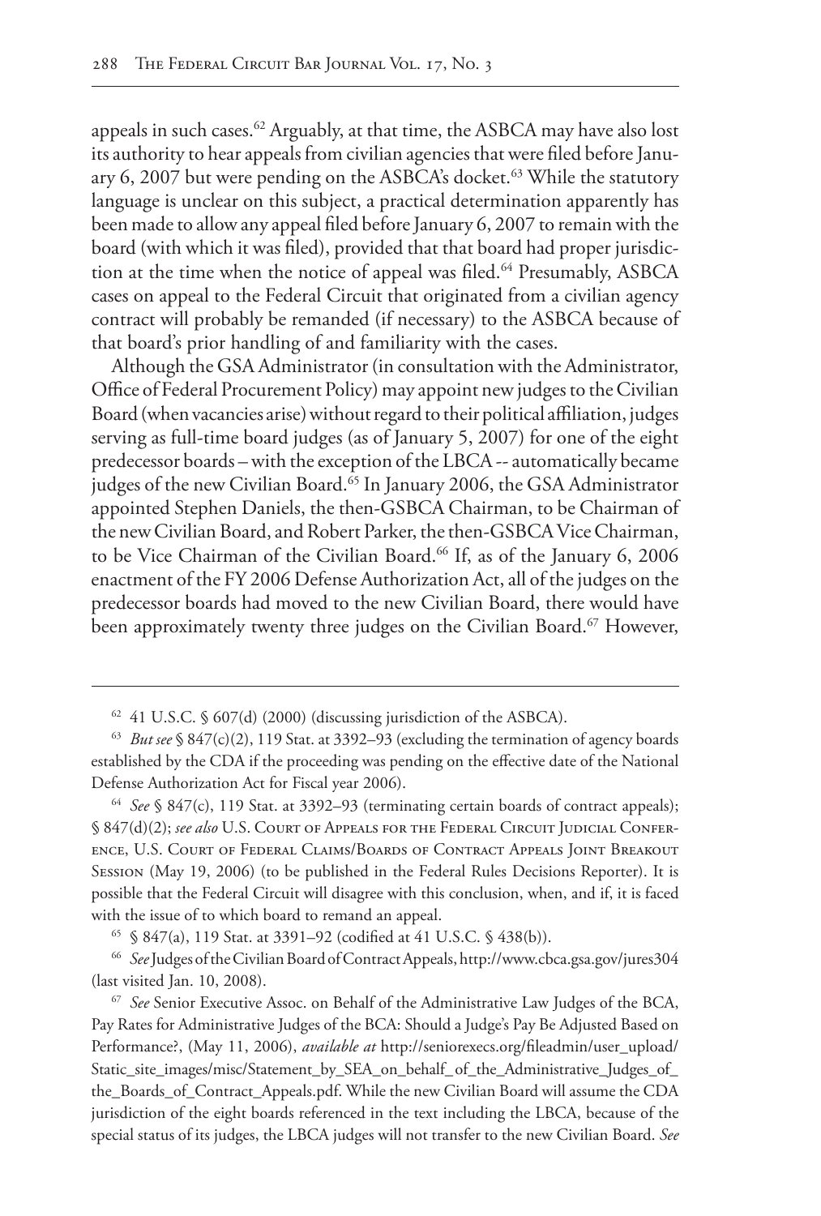appeals in such cases.[62] Arguably, at that time, the ASBCA may have also lost its authority to hear appeals from civilian agencies that were filed before January 6, 2007 but were pending on the ASBCA's docket.[63] While the statutory language is unclear on this subject, a practical determination apparently has been made to allow any appeal filed before January 6, 2007 to remain with the board (with which it was filed), provided that that board had proper jurisdiction at the time when the notice of appeal was filed.[64] Presumably, ASBCA cases on appeal to the Federal Circuit that originated from a civilian agency contract will probably be remanded (if necessary) to the ASBCA because of that board's prior handling of and familiarity with the cases.

Although the GSA Administrator (in consultation with the Administrator, Office of Federal Procurement Policy) may appoint new judges to the Civilian Board (when vacancies arise) without regard to their political affiliation, judges serving as full-time board judges (as of January 5, 2007) for one of the eight predecessor boards – with the exception of the LBCA -- automatically became judges of the new Civilian Board.[65] In January 2006, the GSA Administrator appointed Stephen Daniels, the then-GSBCA Chairman, to be Chairman of the new Civilian Board, and Robert Parker, the then-GSBCA Vice Chairman, to be Vice Chairman of the Civilian Board.[66] If, as of the January 6, 2006 enactment of the FY 2006 Defense Authorization Act, all of the judges on the predecessor boards had moved to the new Civilian Board, there would have been approximately twenty three judges on the Civilian Board.[67] However,

---

[62] 41 U.S.C. § 607(d) (2000) (discussing jurisdiction of the ASBCA).

[63] *But see* § 847(c)(2), 119 Stat. at 3392–93 (excluding the termination of agency boards established by the CDA if the proceeding was pending on the effective date of the National Defense Authorization Act for Fiscal year 2006).

[64] *See* § 847(c), 119 Stat. at 3392–93 (terminating certain boards of contract appeals); § 847(d)(2); *see also* U.S. Court of Appeals for the Federal Circuit Judicial Conference, U.S. Court of Federal Claims/Boards of Contract Appeals Joint Breakout Session (May 19, 2006) (to be published in the Federal Rules Decisions Reporter). It is possible that the Federal Circuit will disagree with this conclusion, when, and if, it is faced with the issue of to which board to remand an appeal.

[65] § 847(a), 119 Stat. at 3391–92 (codified at 41 U.S.C. § 438(b)).

[66] *See* Judges of the Civilian Board of Contract Appeals, http://www.cbca.gsa.gov/jures304 (last visited Jan. 10, 2008).

[67] *See* Senior Executive Assoc. on Behalf of the Administrative Law Judges of the BCA, Pay Rates for Administrative Judges of the BCA: Should a Judge's Pay Be Adjusted Based on Performance?, (May 11, 2006), *available at* http://seniorexecs.org/fileadmin/user_upload/Static_site_images/misc/Statement_by_SEA_on_behalf_of_the_Administrative_Judges_of_the_Boards_of_Contract_Appeals.pdf. While the new Civilian Board will assume the CDA jurisdiction of the eight boards referenced in the text including the LBCA, because of the special status of its judges, the LBCA judges will not transfer to the new Civilian Board. *See*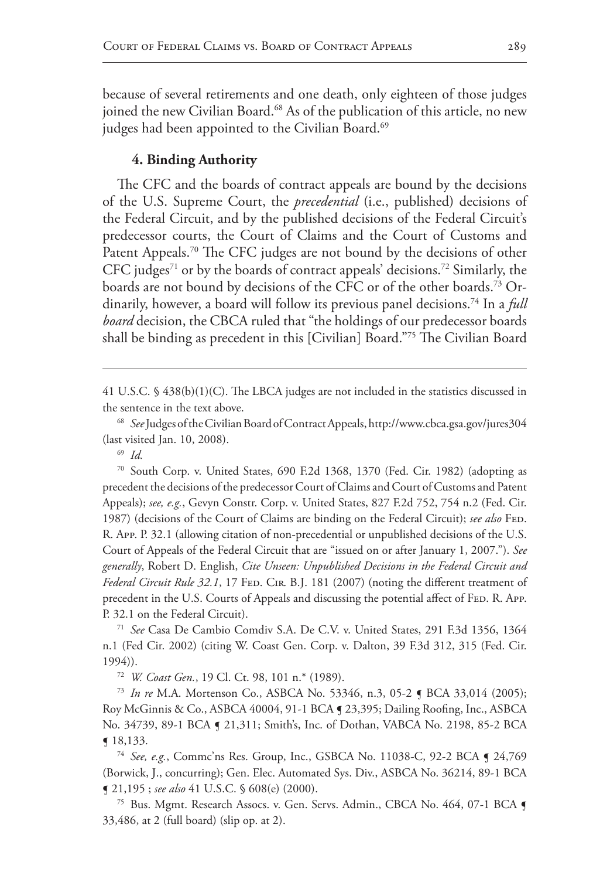because of several retirements and one death, only eighteen of those judges joined the new Civilian Board.[68] As of the publication of this article, no new judges had been appointed to the Civilian Board.[69]

### 4. Binding Authority

The CFC and the boards of contract appeals are bound by the decisions of the U.S. Supreme Court, the *precedential* (i.e., published) decisions of the Federal Circuit, and by the published decisions of the Federal Circuit's predecessor courts, the Court of Claims and the Court of Customs and Patent Appeals.[70] The CFC judges are not bound by the decisions of other CFC judges[71] or by the boards of contract appeals' decisions.[72] Similarly, the boards are not bound by decisions of the CFC or of the other boards.[73] Ordinarily, however, a board will follow its previous panel decisions.[74] In a *full board* decision, the CBCA ruled that "the holdings of our predecessor boards shall be binding as precedent in this [Civilian] Board."[75] The Civilian Board

---

41 U.S.C. § 438(b)(1)(C). The LBCA judges are not included in the statistics discussed in the sentence in the text above.

[68] *See* Judges of the Civilian Board of Contract Appeals, http://www.cbca.gsa.gov/jures304 (last visited Jan. 10, 2008).

[69] *Id.*

[70] South Corp. v. United States, 690 F.2d 1368, 1370 (Fed. Cir. 1982) (adopting as precedent the decisions of the predecessor Court of Claims and Court of Customs and Patent Appeals); *see, e.g.*, Gevyn Constr. Corp. v. United States, 827 F.2d 752, 754 n.2 (Fed. Cir. 1987) (decisions of the Court of Claims are binding on the Federal Circuit); *see also* Fed. R. App. P. 32.1 (allowing citation of non-precedential or unpublished decisions of the U.S. Court of Appeals of the Federal Circuit that are "issued on or after January 1, 2007."). *See generally*, Robert D. English, *Cite Unseen: Unpublished Decisions in the Federal Circuit and Federal Circuit Rule 32.1*, 17 Fed. Cir. B.J. 181 (2007) (noting the different treatment of precedent in the U.S. Courts of Appeals and discussing the potential affect of Fed. R. App. P. 32.1 on the Federal Circuit).

[71] *See* Casa De Cambio Comdiv S.A. De C.V. v. United States, 291 F.3d 1356, 1364 n.1 (Fed Cir. 2002) (citing W. Coast Gen. Corp. v. Dalton, 39 F.3d 312, 315 (Fed. Cir. 1994)).

[72] *W. Coast Gen.*, 19 Cl. Ct. 98, 101 n.* (1989).

[73] *In re* M.A. Mortenson Co., ASBCA No. 53346, n.3, 05-2 ¶ BCA 33,014 (2005); Roy McGinnis & Co., ASBCA 40004, 91-1 BCA ¶ 23,395; Dailing Roofing, Inc., ASBCA No. 34739, 89-1 BCA ¶ 21,311; Smith's, Inc. of Dothan, VABCA No. 2198, 85-2 BCA ¶ 18,133.

[74] *See, e.g.*, Commc'ns Res. Group, Inc., GSBCA No. 11038-C, 92-2 BCA ¶ 24,769 (Borwick, J., concurring); Gen. Elec. Automated Sys. Div., ASBCA No. 36214, 89-1 BCA ¶ 21,195 ; *see also* 41 U.S.C. § 608(e) (2000).

[75] Bus. Mgmt. Research Assocs. v. Gen. Servs. Admin., CBCA No. 464, 07-1 BCA ¶ 33,486, at 2 (full board) (slip op. at 2).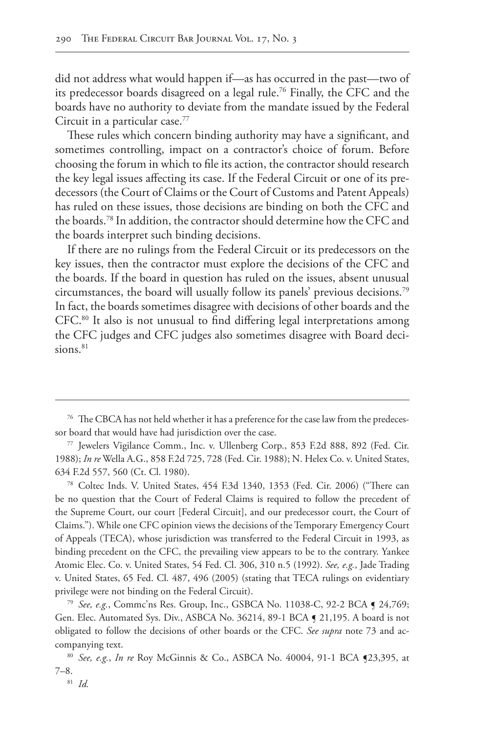did not address what would happen if—as has occurred in the past—two of its predecessor boards disagreed on a legal rule.[76] Finally, the CFC and the boards have no authority to deviate from the mandate issued by the Federal Circuit in a particular case.[77]

These rules which concern binding authority may have a significant, and sometimes controlling, impact on a contractor's choice of forum. Before choosing the forum in which to file its action, the contractor should research the key legal issues affecting its case. If the Federal Circuit or one of its predecessors (the Court of Claims or the Court of Customs and Patent Appeals) has ruled on these issues, those decisions are binding on both the CFC and the boards.[78] In addition, the contractor should determine how the CFC and the boards interpret such binding decisions.

If there are no rulings from the Federal Circuit or its predecessors on the key issues, then the contractor must explore the decisions of the CFC and the boards. If the board in question has ruled on the issues, absent unusual circumstances, the board will usually follow its panels' previous decisions.[79] In fact, the boards sometimes disagree with decisions of other boards and the CFC.[80] It also is not unusual to find differing legal interpretations among the CFC judges and CFC judges also sometimes disagree with Board decisions.[81]

---

[76] The CBCA has not held whether it has a preference for the case law from the predecessor board that would have had jurisdiction over the case.

[77] Jewelers Vigilance Comm., Inc. v. Ullenberg Corp., 853 F.2d 888, 892 (Fed. Cir. 1988); *In re* Wella A.G., 858 F.2d 725, 728 (Fed. Cir. 1988); N. Helex Co. v. United States, 634 F.2d 557, 560 (Ct. Cl. 1980).

[78] Coltec Inds. V. United States, 454 F.3d 1340, 1353 (Fed. Cir. 2006) ("There can be no question that the Court of Federal Claims is required to follow the precedent of the Supreme Court, our court [Federal Circuit], and our predecessor court, the Court of Claims."). While one CFC opinion views the decisions of the Temporary Emergency Court of Appeals (TECA), whose jurisdiction was transferred to the Federal Circuit in 1993, as binding precedent on the CFC, the prevailing view appears to be to the contrary. Yankee Atomic Elec. Co. v. United States, 54 Fed. Cl. 306, 310 n.5 (1992). *See, e.g.*, Jade Trading v. United States, 65 Fed. Cl. 487, 496 (2005) (stating that TECA rulings on evidentiary privilege were not binding on the Federal Circuit).

[79] *See, e.g.*, Commc'ns Res. Group, Inc., GSBCA No. 11038-C, 92-2 BCA ¶ 24,769; Gen. Elec. Automated Sys. Div., ASBCA No. 36214, 89-1 BCA ¶ 21,195. A board is not obligated to follow the decisions of other boards or the CFC. *See supra* note 73 and accompanying text.

[80] *See, e.g.*, *In re* Roy McGinnis & Co., ASBCA No. 40004, 91-1 BCA ¶23,395, at 7–8.

[81] *Id.*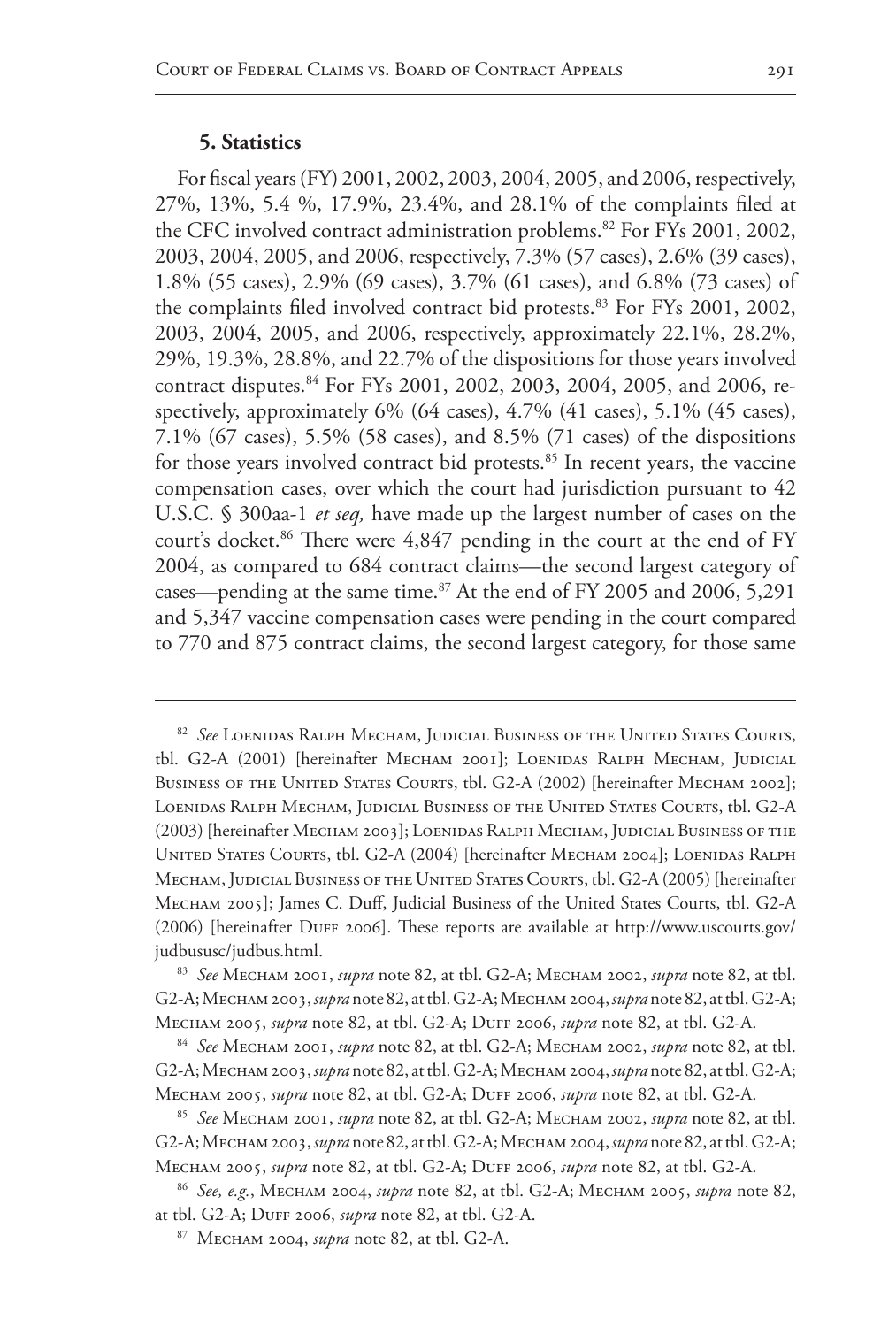### 5. Statistics

For fiscal years (FY) 2001, 2002, 2003, 2004, 2005, and 2006, respectively, 27%, 13%, 5.4 %, 17.9%, 23.4%, and 28.1% of the complaints filed at the CFC involved contract administration problems.[82] For FYs 2001, 2002, 2003, 2004, 2005, and 2006, respectively, 7.3% (57 cases), 2.6% (39 cases), 1.8% (55 cases), 2.9% (69 cases), 3.7% (61 cases), and 6.8% (73 cases) of the complaints filed involved contract bid protests.[83] For FYs 2001, 2002, 2003, 2004, 2005, and 2006, respectively, approximately 22.1%, 28.2%, 29%, 19.3%, 28.8%, and 22.7% of the dispositions for those years involved contract disputes.[84] For FYs 2001, 2002, 2003, 2004, 2005, and 2006, respectively, approximately 6% (64 cases), 4.7% (41 cases), 5.1% (45 cases), 7.1% (67 cases), 5.5% (58 cases), and 8.5% (71 cases) of the dispositions for those years involved contract bid protests.[85] In recent years, the vaccine compensation cases, over which the court had jurisdiction pursuant to 42 U.S.C. § 300aa-1 *et seq,* have made up the largest number of cases on the court's docket.[86] There were 4,847 pending in the court at the end of FY 2004, as compared to 684 contract claims—the second largest category of cases—pending at the same time.[87] At the end of FY 2005 and 2006, 5,291 and 5,347 vaccine compensation cases were pending in the court compared to 770 and 875 contract claims, the second largest category, for those same

---

[82] *See* Loenidas Ralph Mecham, Judicial Business of the United States Courts, tbl. G2-A (2001) [hereinafter Mecham 2001]; Loenidas Ralph Mecham, Judicial Business of the United States Courts, tbl. G2-A (2002) [hereinafter Mecham 2002]; Loenidas Ralph Mecham, Judicial Business of the United States Courts, tbl. G2-A (2003) [hereinafter Mecham 2003]; Loenidas Ralph Mecham, Judicial Business of the United States Courts, tbl. G2-A (2004) [hereinafter Mecham 2004]; Loenidas Ralph Mecham, Judicial Business of the United States Courts, tbl. G2-A (2005) [hereinafter Mecham 2005]; James C. Duff, Judicial Business of the United States Courts, tbl. G2-A (2006) [hereinafter Duff 2006]. These reports are available at http://www.uscourts.gov/judbususc/judbus.html.

[83] *See* Mecham 2001, *supra* note 82, at tbl. G2-A; Mecham 2002, *supra* note 82, at tbl. G2-A; Mecham 2003, *supra* note 82, at tbl. G2-A; Mecham 2004, *supra* note 82, at tbl. G2-A; Mecham 2005, *supra* note 82, at tbl. G2-A; Duff 2006, *supra* note 82, at tbl. G2-A.

[84] *See* Mecham 2001, *supra* note 82, at tbl. G2-A; Mecham 2002, *supra* note 82, at tbl. G2-A; Mecham 2003, *supra* note 82, at tbl. G2-A; Mecham 2004, *supra* note 82, at tbl. G2-A; Mecham 2005, *supra* note 82, at tbl. G2-A; Duff 2006, *supra* note 82, at tbl. G2-A.

[85] *See* Mecham 2001, *supra* note 82, at tbl. G2-A; Mecham 2002, *supra* note 82, at tbl. G2-A; Mecham 2003, *supra* note 82, at tbl. G2-A; Mecham 2004, *supra* note 82, at tbl. G2-A; Mecham 2005, *supra* note 82, at tbl. G2-A; Duff 2006, *supra* note 82, at tbl. G2-A.

[86] *See, e.g.*, Mecham 2004, *supra* note 82, at tbl. G2-A; Mecham 2005, *supra* note 82, at tbl. G2-A; Duff 2006, *supra* note 82, at tbl. G2-A.

[87] Mecham 2004, *supra* note 82, at tbl. G2-A.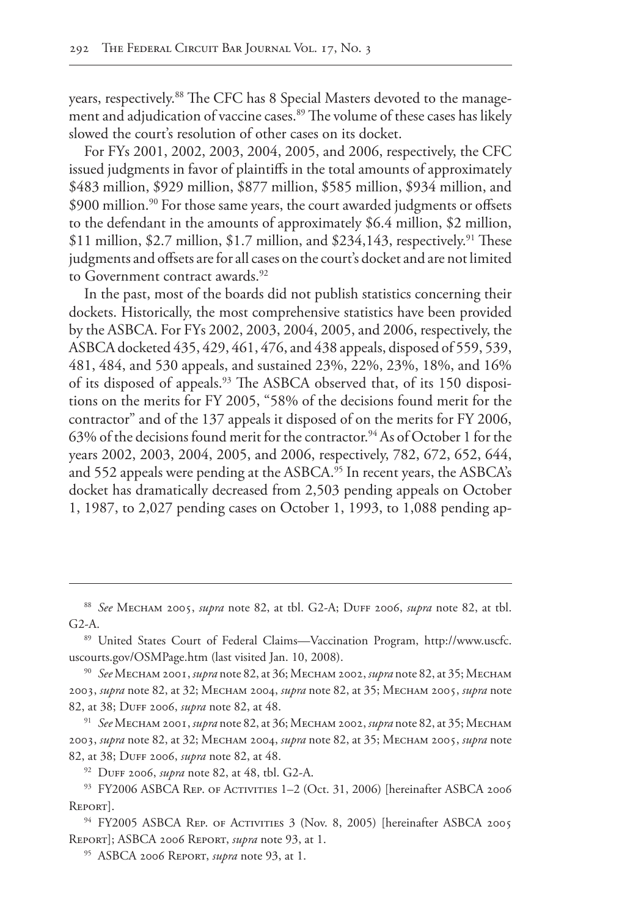years, respectively.[88] The CFC has 8 Special Masters devoted to the management and adjudication of vaccine cases.[89] The volume of these cases has likely slowed the court's resolution of other cases on its docket.

For FYs 2001, 2002, 2003, 2004, 2005, and 2006, respectively, the CFC issued judgments in favor of plaintiffs in the total amounts of approximately \$483 million, \$929 million, \$877 million, \$585 million, \$934 million, and \$900 million.[90] For those same years, the court awarded judgments or offsets to the defendant in the amounts of approximately \$6.4 million, \$2 million, \$11 million, \$2.7 million, \$1.7 million, and \$234,143, respectively.[91] These judgments and offsets are for all cases on the court's docket and are not limited to Government contract awards.[92]

In the past, most of the boards did not publish statistics concerning their dockets. Historically, the most comprehensive statistics have been provided by the ASBCA. For FYs 2002, 2003, 2004, 2005, and 2006, respectively, the ASBCA docketed 435, 429, 461, 476, and 438 appeals, disposed of 559, 539, 481, 484, and 530 appeals, and sustained 23%, 22%, 23%, 18%, and 16% of its disposed of appeals.[93] The ASBCA observed that, of its 150 dispositions on the merits for FY 2005, "58% of the decisions found merit for the contractor" and of the 137 appeals it disposed of on the merits for FY 2006, 63% of the decisions found merit for the contractor.[94] As of October 1 for the years 2002, 2003, 2004, 2005, and 2006, respectively, 782, 672, 652, 644, and 552 appeals were pending at the ASBCA.[95] In recent years, the ASBCA's docket has dramatically decreased from 2,503 pending appeals on October 1, 1987, to 2,027 pending cases on October 1, 1993, to 1,088 pending ap-

---

[88] *See* Mecham 2005, *supra* note 82, at tbl. G2-A; Duff 2006, *supra* note 82, at tbl. G2-A.

[89] United States Court of Federal Claims—Vaccination Program, http://www.uscfc.uscourts.gov/OSMPage.htm (last visited Jan. 10, 2008).

[90] *See* Mecham 2001, *supra* note 82, at 36; Mecham 2002, *supra* note 82, at 35; Mecham 2003, *supra* note 82, at 32; Mecham 2004, *supra* note 82, at 35; Mecham 2005, *supra* note 82, at 38; Duff 2006, *supra* note 82, at 48.

[91] *See* Mecham 2001, *supra* note 82, at 36; Mecham 2002, *supra* note 82, at 35; Mecham 2003, *supra* note 82, at 32; Mecham 2004, *supra* note 82, at 35; Mecham 2005, *supra* note 82, at 38; Duff 2006, *supra* note 82, at 48.

[92] Duff 2006, *supra* note 82, at 48, tbl. G2-A.

[93] FY2006 ASBCA Rep. of Activities 1–2 (Oct. 31, 2006) [hereinafter ASBCA 2006 Report].

[94] FY2005 ASBCA Rep. of Activities 3 (Nov. 8, 2005) [hereinafter ASBCA 2005 Report]; ASBCA 2006 Report, *supra* note 93, at 1.

[95] ASBCA 2006 Report, *supra* note 93, at 1.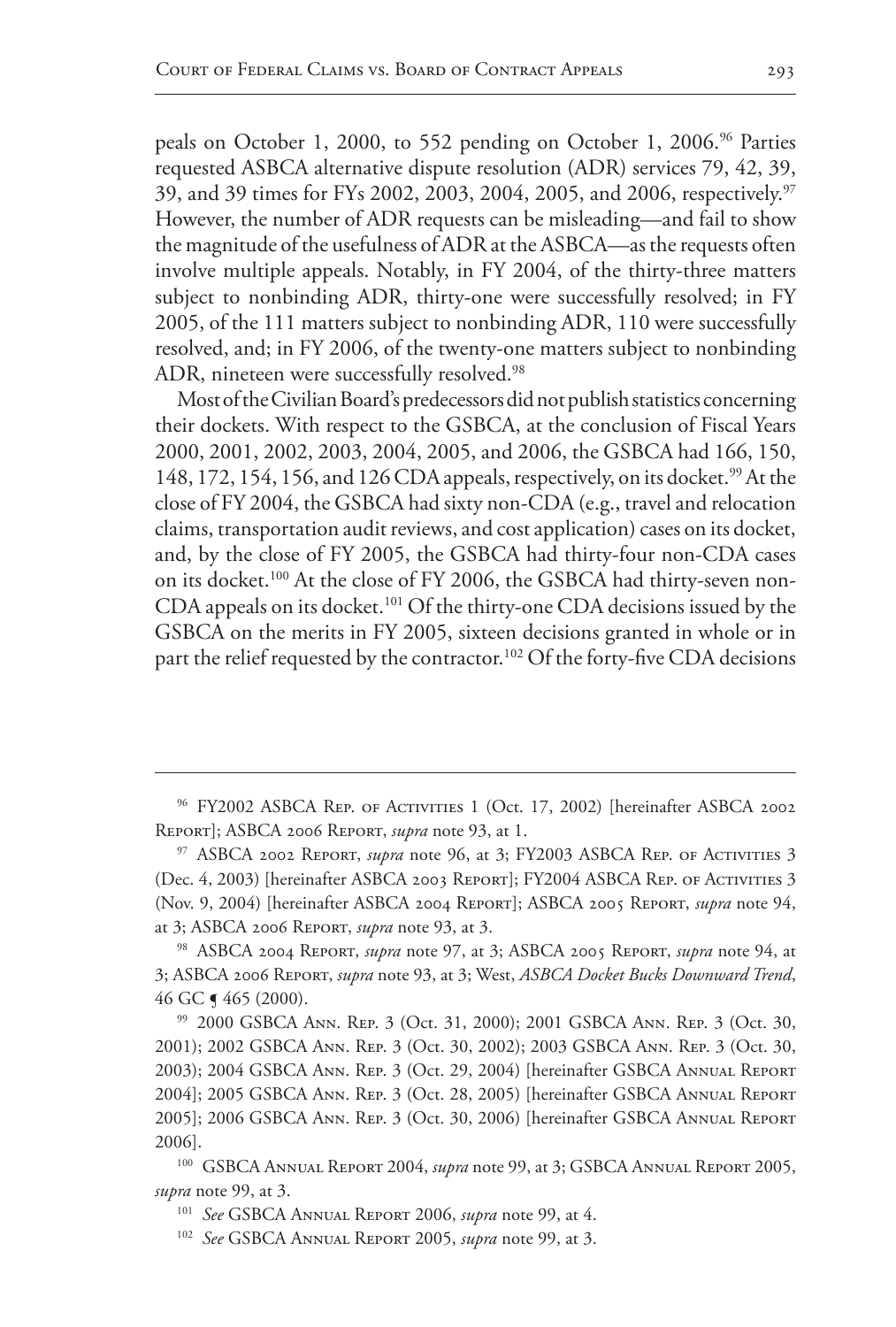peals on October 1, 2000, to 552 pending on October 1, 2006.[96] Parties requested ASBCA alternative dispute resolution (ADR) services 79, 42, 39, 39, and 39 times for FYs 2002, 2003, 2004, 2005, and 2006, respectively.[97] However, the number of ADR requests can be misleading—and fail to show the magnitude of the usefulness of ADR at the ASBCA—as the requests often involve multiple appeals. Notably, in FY 2004, of the thirty-three matters subject to nonbinding ADR, thirty-one were successfully resolved; in FY 2005, of the 111 matters subject to nonbinding ADR, 110 were successfully resolved, and; in FY 2006, of the twenty-one matters subject to nonbinding ADR, nineteen were successfully resolved.[98]

Most of the Civilian Board's predecessors did not publish statistics concerning their dockets. With respect to the GSBCA, at the conclusion of Fiscal Years 2000, 2001, 2002, 2003, 2004, 2005, and 2006, the GSBCA had 166, 150, 148, 172, 154, 156, and 126 CDA appeals, respectively, on its docket.[99] At the close of FY 2004, the GSBCA had sixty non-CDA (e.g., travel and relocation claims, transportation audit reviews, and cost application) cases on its docket, and, by the close of FY 2005, the GSBCA had thirty-four non-CDA cases on its docket.[100] At the close of FY 2006, the GSBCA had thirty-seven non-CDA appeals on its docket.[101] Of the thirty-one CDA decisions issued by the GSBCA on the merits in FY 2005, sixteen decisions granted in whole or in part the relief requested by the contractor.[102] Of the forty-five CDA decisions

---

[96] FY2002 ASBCA Rep. of Activities 1 (Oct. 17, 2002) [hereinafter ASBCA 2002 Report]; ASBCA 2006 Report, *supra* note 93, at 1.

[97] ASBCA 2002 Report, *supra* note 96, at 3; FY2003 ASBCA Rep. of Activities 3 (Dec. 4, 2003) [hereinafter ASBCA 2003 Report]; FY2004 ASBCA Rep. of Activities 3 (Nov. 9, 2004) [hereinafter ASBCA 2004 Report]; ASBCA 2005 Report, *supra* note 94, at 3; ASBCA 2006 Report, *supra* note 93, at 3.

[98] ASBCA 2004 Report, *supra* note 97, at 3; ASBCA 2005 Report, *supra* note 94, at 3; ASBCA 2006 Report, *supra* note 93, at 3; West, *ASBCA Docket Bucks Downward Trend*, 46 GC ¶ 465 (2000).

[99] 2000 GSBCA Ann. Rep. 3 (Oct. 31, 2000); 2001 GSBCA Ann. Rep. 3 (Oct. 30, 2001); 2002 GSBCA Ann. Rep. 3 (Oct. 30, 2002); 2003 GSBCA Ann. Rep. 3 (Oct. 30, 2003); 2004 GSBCA Ann. Rep. 3 (Oct. 29, 2004) [hereinafter GSBCA Annual Report 2004]; 2005 GSBCA Ann. Rep. 3 (Oct. 28, 2005) [hereinafter GSBCA Annual Report 2005]; 2006 GSBCA Ann. Rep. 3 (Oct. 30, 2006) [hereinafter GSBCA Annual Report 2006].

[100] GSBCA Annual Report 2004, *supra* note 99, at 3; GSBCA Annual Report 2005, *supra* note 99, at 3.

[101] *See* GSBCA Annual Report 2006, *supra* note 99, at 4.

[102] *See* GSBCA Annual Report 2005, *supra* note 99, at 3.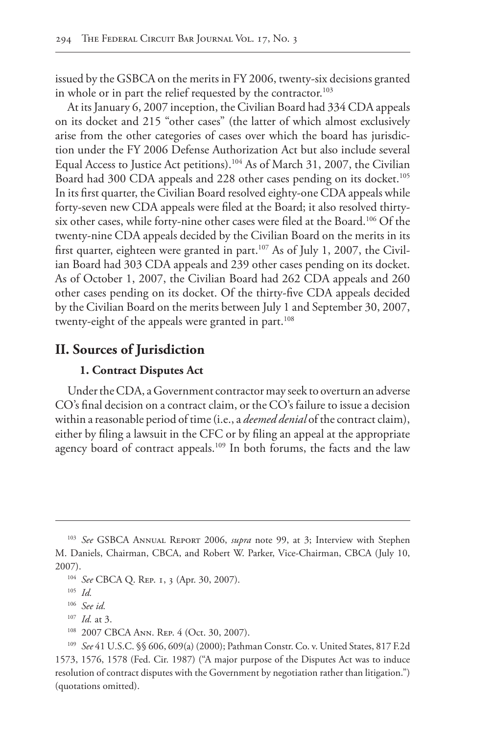issued by the GSBCA on the merits in FY 2006, twenty-six decisions granted in whole or in part the relief requested by the contractor.[103]

At its January 6, 2007 inception, the Civilian Board had 334 CDA appeals on its docket and 215 "other cases" (the latter of which almost exclusively arise from the other categories of cases over which the board has jurisdiction under the FY 2006 Defense Authorization Act but also include several Equal Access to Justice Act petitions).[104] As of March 31, 2007, the Civilian Board had 300 CDA appeals and 228 other cases pending on its docket.[105] In its first quarter, the Civilian Board resolved eighty-one CDA appeals while forty-seven new CDA appeals were filed at the Board; it also resolved thirty-six other cases, while forty-nine other cases were filed at the Board.[106] Of the twenty-nine CDA appeals decided by the Civilian Board on the merits in its first quarter, eighteen were granted in part.[107] As of July 1, 2007, the Civilian Board had 303 CDA appeals and 239 other cases pending on its docket. As of October 1, 2007, the Civilian Board had 262 CDA appeals and 260 other cases pending on its docket. Of the thirty-five CDA appeals decided by the Civilian Board on the merits between July 1 and September 30, 2007, twenty-eight of the appeals were granted in part.[108]

## II. Sources of Jurisdiction

### 1. Contract Disputes Act

Under the CDA, a Government contractor may seek to overturn an adverse CO's final decision on a contract claim, or the CO's failure to issue a decision within a reasonable period of time (i.e., a *deemed denial* of the contract claim), either by filing a lawsuit in the CFC or by filing an appeal at the appropriate agency board of contract appeals.[109] In both forums, the facts and the law

---

[103] *See* GSBCA Annual Report 2006, *supra* note 99, at 3; Interview with Stephen M. Daniels, Chairman, CBCA, and Robert W. Parker, Vice-Chairman, CBCA (July 10, 2007).

[104] *See* CBCA Q. Rep. 1, 3 (Apr. 30, 2007).

[105] *Id.*

[106] *See id.*

[107] *Id.* at 3.

[108] 2007 CBCA Ann. Rep. 4 (Oct. 30, 2007).

[109] *See* 41 U.S.C. §§ 606, 609(a) (2000); Pathman Constr. Co. v. United States, 817 F.2d 1573, 1576, 1578 (Fed. Cir. 1987) ("A major purpose of the Disputes Act was to induce resolution of contract disputes with the Government by negotiation rather than litigation.") (quotations omitted).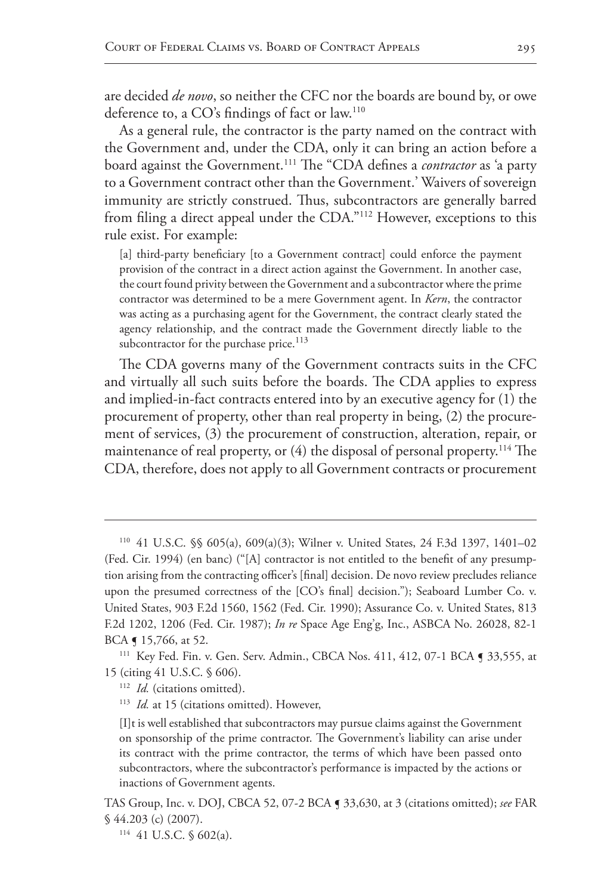are decided *de novo*, so neither the CFC nor the boards are bound by, or owe deference to, a CO's findings of fact or law.[110]

As a general rule, the contractor is the party named on the contract with the Government and, under the CDA, only it can bring an action before a board against the Government.[111] The "CDA defines a *contractor* as 'a party to a Government contract other than the Government.' Waivers of sovereign immunity are strictly construed. Thus, subcontractors are generally barred from filing a direct appeal under the CDA."[112] However, exceptions to this rule exist. For example:

> [a] third-party beneficiary [to a Government contract] could enforce the payment provision of the contract in a direct action against the Government. In another case, the court found privity between the Government and a subcontractor where the prime contractor was determined to be a mere Government agent. In *Kern*, the contractor was acting as a purchasing agent for the Government, the contract clearly stated the agency relationship, and the contract made the Government directly liable to the subcontractor for the purchase price.[113]

The CDA governs many of the Government contracts suits in the CFC and virtually all such suits before the boards. The CDA applies to express and implied-in-fact contracts entered into by an executive agency for (1) the procurement of property, other than real property in being, (2) the procurement of services, (3) the procurement of construction, alteration, repair, or maintenance of real property, or (4) the disposal of personal property.[114] The CDA, therefore, does not apply to all Government contracts or procurement

---

[110] 41 U.S.C. §§ 605(a), 609(a)(3); Wilner v. United States, 24 F.3d 1397, 1401–02 (Fed. Cir. 1994) (en banc) ("[A] contractor is not entitled to the benefit of any presumption arising from the contracting officer's [final] decision. De novo review precludes reliance upon the presumed correctness of the [CO's final] decision."); Seaboard Lumber Co. v. United States, 903 F.2d 1560, 1562 (Fed. Cir. 1990); Assurance Co. v. United States, 813 F.2d 1202, 1206 (Fed. Cir. 1987); *In re* Space Age Eng'g, Inc., ASBCA No. 26028, 82-1 BCA ¶ 15,766, at 52.

[111] Key Fed. Fin. v. Gen. Serv. Admin., CBCA Nos. 411, 412, 07-1 BCA ¶ 33,555, at 15 (citing 41 U.S.C. § 606).

[112] *Id.* (citations omitted).

[113] *Id.* at 15 (citations omitted). However,

> [I]t is well established that subcontractors may pursue claims against the Government on sponsorship of the prime contractor. The Government's liability can arise under its contract with the prime contractor, the terms of which have been passed onto subcontractors, where the subcontractor's performance is impacted by the actions or inactions of Government agents.

TAS Group, Inc. v. DOJ, CBCA 52, 07-2 BCA ¶ 33,630, at 3 (citations omitted); *see* FAR § 44.203 (c) (2007).

[114] 41 U.S.C. § 602(a).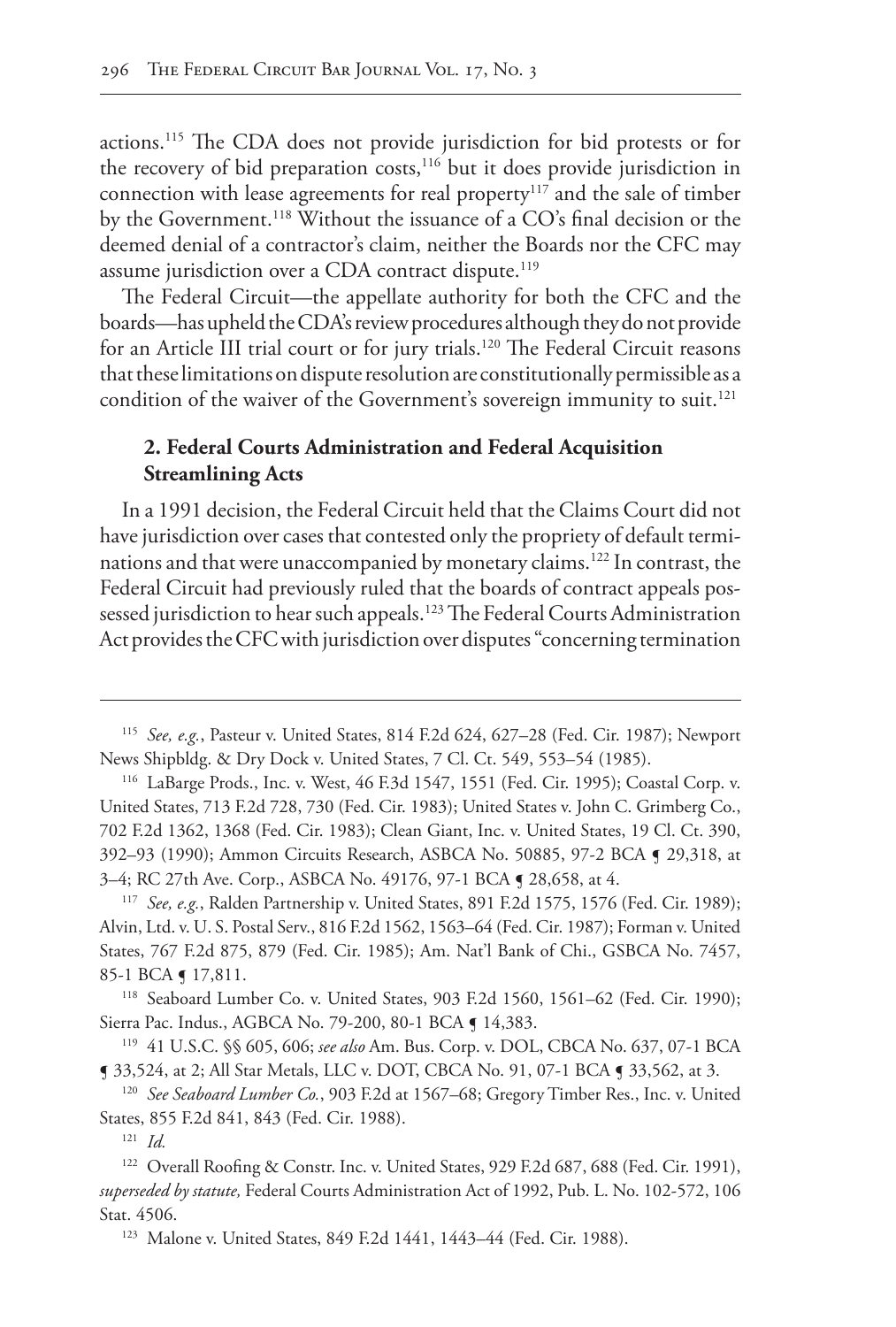actions.[115] The CDA does not provide jurisdiction for bid protests or for the recovery of bid preparation costs,[116] but it does provide jurisdiction in connection with lease agreements for real property[117] and the sale of timber by the Government.[118] Without the issuance of a CO's final decision or the deemed denial of a contractor's claim, neither the Boards nor the CFC may assume jurisdiction over a CDA contract dispute.[119]

The Federal Circuit—the appellate authority for both the CFC and the boards—has upheld the CDA's review procedures although they do not provide for an Article III trial court or for jury trials.[120] The Federal Circuit reasons that these limitations on dispute resolution are constitutionally permissible as a condition of the waiver of the Government's sovereign immunity to suit.[121]

### 2. Federal Courts Administration and Federal Acquisition Streamlining Acts

In a 1991 decision, the Federal Circuit held that the Claims Court did not have jurisdiction over cases that contested only the propriety of default terminations and that were unaccompanied by monetary claims.[122] In contrast, the Federal Circuit had previously ruled that the boards of contract appeals possessed jurisdiction to hear such appeals.[123] The Federal Courts Administration Act provides the CFC with jurisdiction over disputes "concerning termination

---

[115] *See, e.g.*, Pasteur v. United States, 814 F.2d 624, 627–28 (Fed. Cir. 1987); Newport News Shipbldg. & Dry Dock v. United States, 7 Cl. Ct. 549, 553–54 (1985).

[116] LaBarge Prods., Inc. v. West, 46 F.3d 1547, 1551 (Fed. Cir. 1995); Coastal Corp. v. United States, 713 F.2d 728, 730 (Fed. Cir. 1983); United States v. John C. Grimberg Co., 702 F.2d 1362, 1368 (Fed. Cir. 1983); Clean Giant, Inc. v. United States, 19 Cl. Ct. 390, 392–93 (1990); Ammon Circuits Research, ASBCA No. 50885, 97-2 BCA ¶ 29,318, at 3–4; RC 27th Ave. Corp., ASBCA No. 49176, 97-1 BCA ¶ 28,658, at 4.

[117] *See, e.g.*, Ralden Partnership v. United States, 891 F.2d 1575, 1576 (Fed. Cir. 1989); Alvin, Ltd. v. U. S. Postal Serv., 816 F.2d 1562, 1563–64 (Fed. Cir. 1987); Forman v. United States, 767 F.2d 875, 879 (Fed. Cir. 1985); Am. Nat'l Bank of Chi., GSBCA No. 7457, 85-1 BCA ¶ 17,811.

[118] Seaboard Lumber Co. v. United States, 903 F.2d 1560, 1561–62 (Fed. Cir. 1990); Sierra Pac. Indus., AGBCA No. 79-200, 80-1 BCA ¶ 14,383.

[119] 41 U.S.C. §§ 605, 606; *see also* Am. Bus. Corp. v. DOL, CBCA No. 637, 07-1 BCA ¶ 33,524, at 2; All Star Metals, LLC v. DOT, CBCA No. 91, 07-1 BCA ¶ 33,562, at 3.

[120] *See Seaboard Lumber Co.*, 903 F.2d at 1567–68; Gregory Timber Res., Inc. v. United States, 855 F.2d 841, 843 (Fed. Cir. 1988).

[121] *Id.*

[122] Overall Roofing & Constr. Inc. v. United States, 929 F.2d 687, 688 (Fed. Cir. 1991), *superseded by statute,* Federal Courts Administration Act of 1992, Pub. L. No. 102-572, 106 Stat. 4506.

[123] Malone v. United States, 849 F.2d 1441, 1443–44 (Fed. Cir. 1988).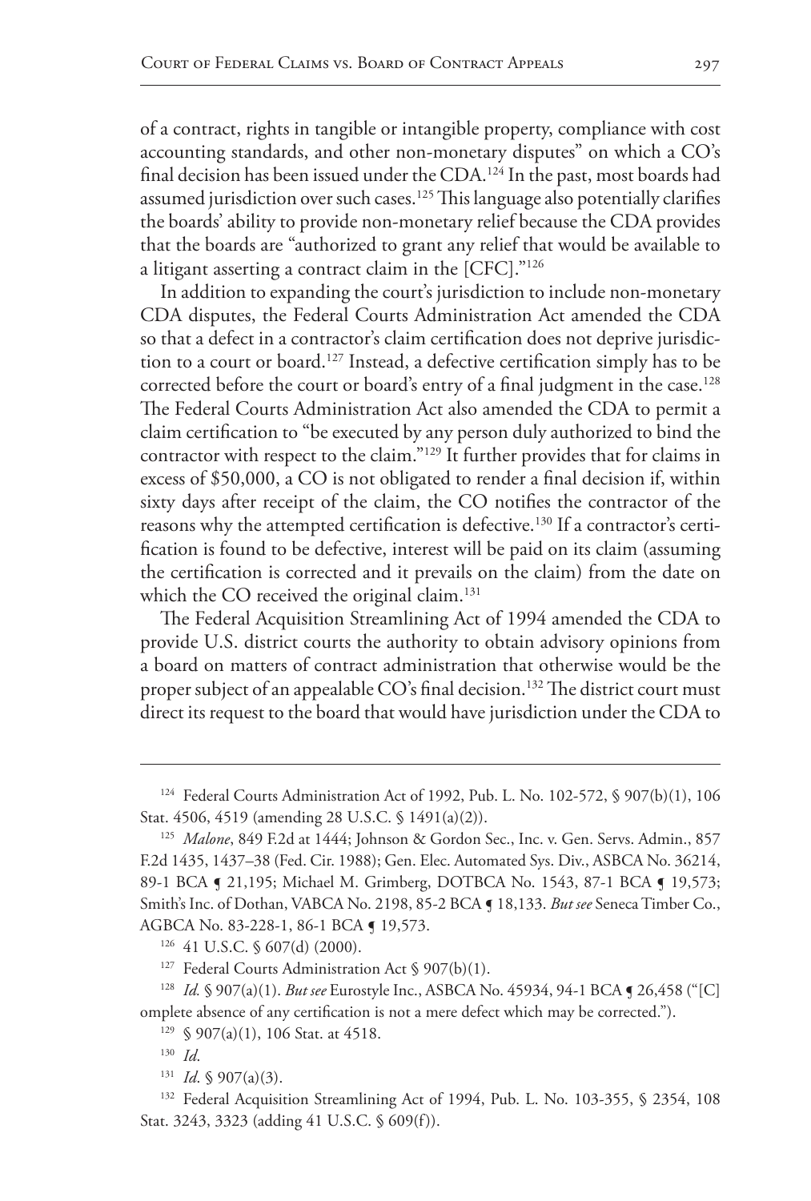of a contract, rights in tangible or intangible property, compliance with cost accounting standards, and other non-monetary disputes" on which a CO's final decision has been issued under the CDA.[124] In the past, most boards had assumed jurisdiction over such cases.[125] This language also potentially clarifies the boards' ability to provide non-monetary relief because the CDA provides that the boards are "authorized to grant any relief that would be available to a litigant asserting a contract claim in the [CFC]."[126]

In addition to expanding the court's jurisdiction to include non-monetary CDA disputes, the Federal Courts Administration Act amended the CDA so that a defect in a contractor's claim certification does not deprive jurisdiction to a court or board.[127] Instead, a defective certification simply has to be corrected before the court or board's entry of a final judgment in the case.[128] The Federal Courts Administration Act also amended the CDA to permit a claim certification to "be executed by any person duly authorized to bind the contractor with respect to the claim."[129] It further provides that for claims in excess of $50,000, a CO is not obligated to render a final decision if, within sixty days after receipt of the claim, the CO notifies the contractor of the reasons why the attempted certification is defective.[130] If a contractor's certification is found to be defective, interest will be paid on its claim (assuming the certification is corrected and it prevails on the claim) from the date on which the CO received the original claim.[131]

The Federal Acquisition Streamlining Act of 1994 amended the CDA to provide U.S. district courts the authority to obtain advisory opinions from a board on matters of contract administration that otherwise would be the proper subject of an appealable CO's final decision.[132] The district court must direct its request to the board that would have jurisdiction under the CDA to

---

[124] Federal Courts Administration Act of 1992, Pub. L. No. 102-572, § 907(b)(1), 106 Stat. 4506, 4519 (amending 28 U.S.C. § 1491(a)(2)).

[125] *Malone*, 849 F.2d at 1444; Johnson & Gordon Sec., Inc. v. Gen. Servs. Admin., 857 F.2d 1435, 1437–38 (Fed. Cir. 1988); Gen. Elec. Automated Sys. Div., ASBCA No. 36214, 89-1 BCA ¶ 21,195; Michael M. Grimberg, DOTBCA No. 1543, 87-1 BCA ¶ 19,573; Smith's Inc. of Dothan, VABCA No. 2198, 85-2 BCA ¶ 18,133. *But see* Seneca Timber Co., AGBCA No. 83-228-1, 86-1 BCA ¶ 19,573.

[126] 41 U.S.C. § 607(d) (2000).

[127] Federal Courts Administration Act § 907(b)(1).

[128] *Id.* § 907(a)(1). *But see* Eurostyle Inc., ASBCA No. 45934, 94-1 BCA ¶ 26,458 ("[C]omplete absence of any certification is not a mere defect which may be corrected.").

[129] § 907(a)(1), 106 Stat. at 4518.

[130] *Id.*

[131] *Id.* § 907(a)(3).

[132] Federal Acquisition Streamlining Act of 1994, Pub. L. No. 103-355, § 2354, 108 Stat. 3243, 3323 (adding 41 U.S.C. § 609(f)).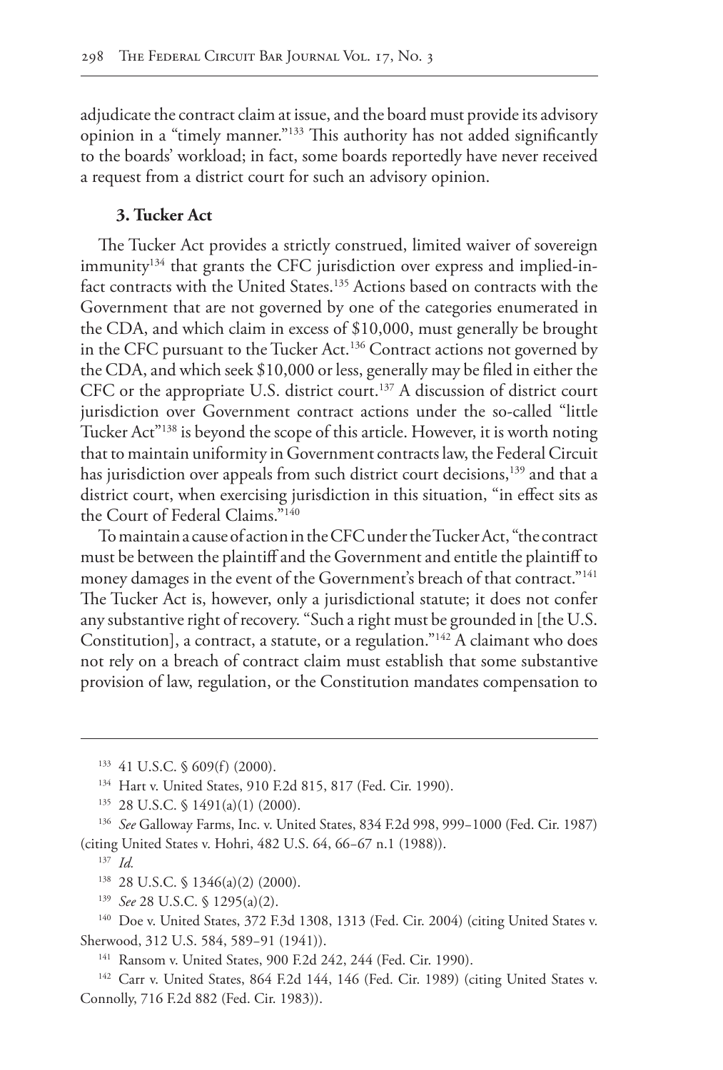adjudicate the contract claim at issue, and the board must provide its advisory opinion in a "timely manner."[133] This authority has not added significantly to the boards' workload; in fact, some boards reportedly have never received a request from a district court for such an advisory opinion.

### 3. Tucker Act

The Tucker Act provides a strictly construed, limited waiver of sovereign immunity[134] that grants the CFC jurisdiction over express and implied-in-fact contracts with the United States.[135] Actions based on contracts with the Government that are not governed by one of the categories enumerated in the CDA, and which claim in excess of $10,000, must generally be brought in the CFC pursuant to the Tucker Act.[136] Contract actions not governed by the CDA, and which seek $10,000 or less, generally may be filed in either the CFC or the appropriate U.S. district court.[137] A discussion of district court jurisdiction over Government contract actions under the so-called "little Tucker Act"[138] is beyond the scope of this article. However, it is worth noting that to maintain uniformity in Government contracts law, the Federal Circuit has jurisdiction over appeals from such district court decisions,[139] and that a district court, when exercising jurisdiction in this situation, "in effect sits as the Court of Federal Claims."[140]

To maintain a cause of action in the CFC under the Tucker Act, "the contract must be between the plaintiff and the Government and entitle the plaintiff to money damages in the event of the Government's breach of that contract."[141] The Tucker Act is, however, only a jurisdictional statute; it does not confer any substantive right of recovery. "Such a right must be grounded in [the U.S. Constitution], a contract, a statute, or a regulation."[142] A claimant who does not rely on a breach of contract claim must establish that some substantive provision of law, regulation, or the Constitution mandates compensation to

---

[133] 41 U.S.C. § 609(f) (2000).

[134] Hart v. United States, 910 F.2d 815, 817 (Fed. Cir. 1990).

[135] 28 U.S.C. § 1491(a)(1) (2000).

[136] *See* Galloway Farms, Inc. v. United States, 834 F.2d 998, 999–1000 (Fed. Cir. 1987) (citing United States v. Hohri, 482 U.S. 64, 66–67 n.1 (1988)).

[137] *Id.*

[138] 28 U.S.C. § 1346(a)(2) (2000).

[139] *See* 28 U.S.C. § 1295(a)(2).

[140] Doe v. United States, 372 F.3d 1308, 1313 (Fed. Cir. 2004) (citing United States v. Sherwood, 312 U.S. 584, 589–91 (1941)).

[141] Ransom v. United States, 900 F.2d 242, 244 (Fed. Cir. 1990).

[142] Carr v. United States, 864 F.2d 144, 146 (Fed. Cir. 1989) (citing United States v. Connolly, 716 F.2d 882 (Fed. Cir. 1983)).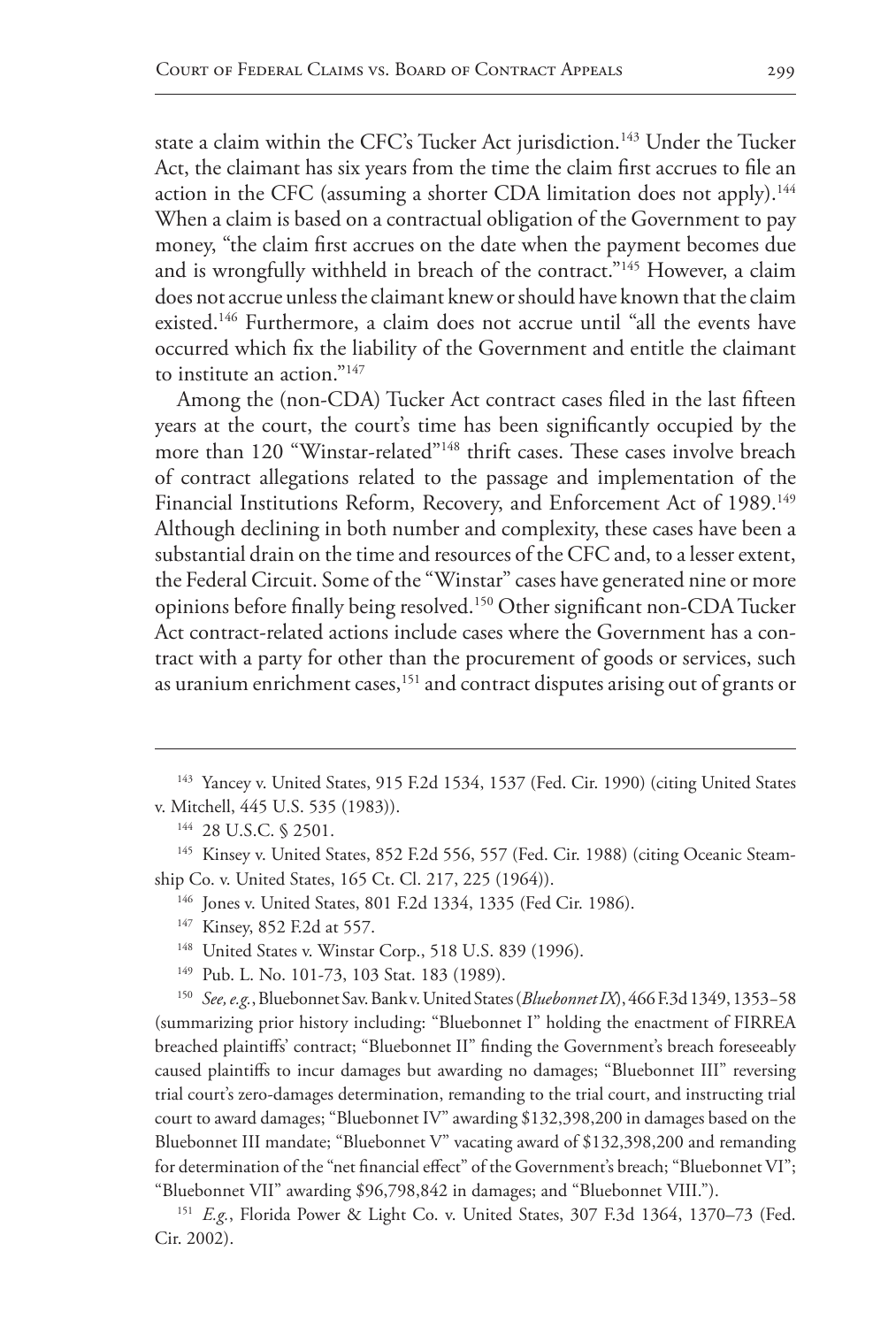state a claim within the CFC's Tucker Act jurisdiction.[143] Under the Tucker Act, the claimant has six years from the time the claim first accrues to file an action in the CFC (assuming a shorter CDA limitation does not apply).[144] When a claim is based on a contractual obligation of the Government to pay money, "the claim first accrues on the date when the payment becomes due and is wrongfully withheld in breach of the contract."[145] However, a claim does not accrue unless the claimant knew or should have known that the claim existed.[146] Furthermore, a claim does not accrue until "all the events have occurred which fix the liability of the Government and entitle the claimant to institute an action."[147]

Among the (non-CDA) Tucker Act contract cases filed in the last fifteen years at the court, the court's time has been significantly occupied by the more than 120 "Winstar-related"[148] thrift cases. These cases involve breach of contract allegations related to the passage and implementation of the Financial Institutions Reform, Recovery, and Enforcement Act of 1989.[149] Although declining in both number and complexity, these cases have been a substantial drain on the time and resources of the CFC and, to a lesser extent, the Federal Circuit. Some of the "Winstar" cases have generated nine or more opinions before finally being resolved.[150] Other significant non-CDA Tucker Act contract-related actions include cases where the Government has a contract with a party for other than the procurement of goods or services, such as uranium enrichment cases,[151] and contract disputes arising out of grants or

---

[143] Yancey v. United States, 915 F.2d 1534, 1537 (Fed. Cir. 1990) (citing United States v. Mitchell, 445 U.S. 535 (1983)).

[144] 28 U.S.C. § 2501.

[145] Kinsey v. United States, 852 F.2d 556, 557 (Fed. Cir. 1988) (citing Oceanic Steamship Co. v. United States, 165 Ct. Cl. 217, 225 (1964)).

[146] Jones v. United States, 801 F.2d 1334, 1335 (Fed Cir. 1986).

[147] Kinsey, 852 F.2d at 557.

[148] United States v. Winstar Corp., 518 U.S. 839 (1996).

[149] Pub. L. No. 101-73, 103 Stat. 183 (1989).

[150] *See, e.g.*, Bluebonnet Sav. Bank v. United States (*Bluebonnet IX*), 466 F.3d 1349, 1353–58 (summarizing prior history including: "Bluebonnet I" holding the enactment of FIRREA breached plaintiffs' contract; "Bluebonnet II" finding the Government's breach foreseeably caused plaintiffs to incur damages but awarding no damages; "Bluebonnet III" reversing trial court's zero-damages determination, remanding to the trial court, and instructing trial court to award damages; "Bluebonnet IV" awarding $132,398,200 in damages based on the Bluebonnet III mandate; "Bluebonnet V" vacating award of $132,398,200 and remanding for determination of the "net financial effect" of the Government's breach; "Bluebonnet VI"; "Bluebonnet VII" awarding $96,798,842 in damages; and "Bluebonnet VIII.").

[151] *E.g.*, Florida Power & Light Co. v. United States, 307 F.3d 1364, 1370–73 (Fed. Cir. 2002).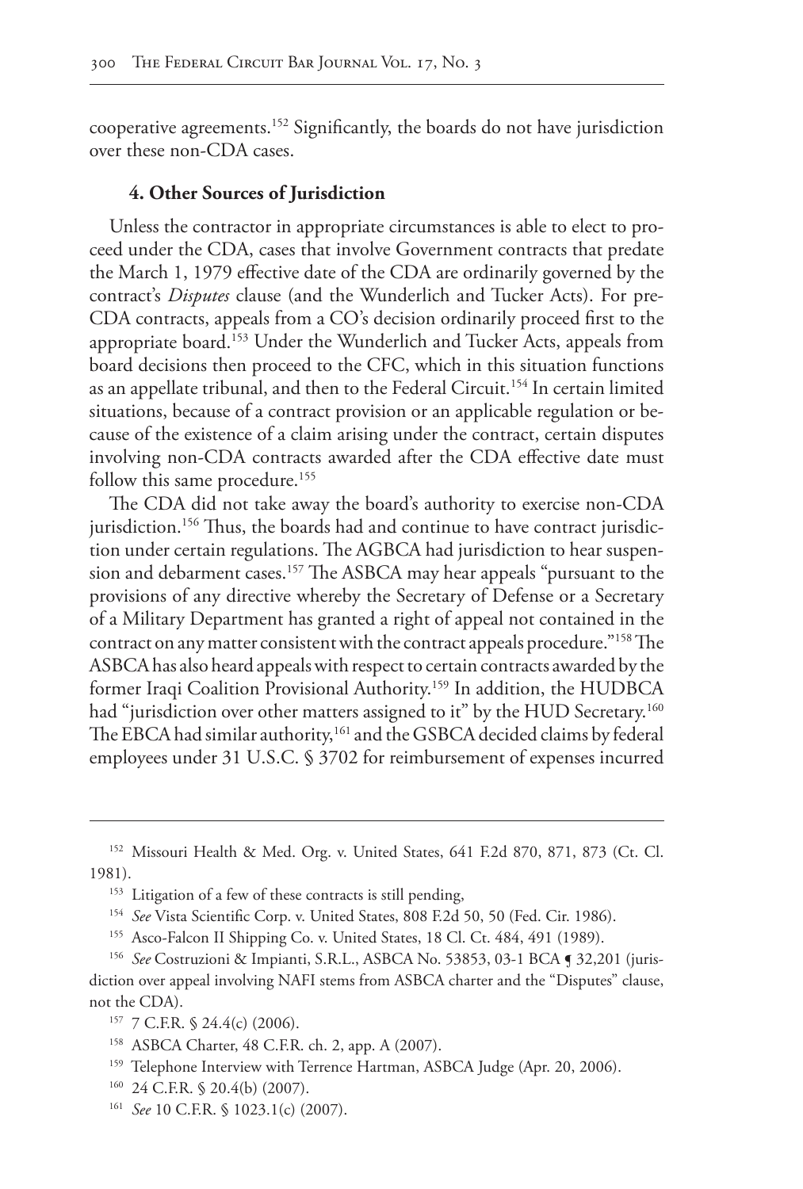cooperative agreements.[152] Significantly, the boards do not have jurisdiction over these non-CDA cases.

### 4. Other Sources of Jurisdiction

Unless the contractor in appropriate circumstances is able to elect to proceed under the CDA, cases that involve Government contracts that predate the March 1, 1979 effective date of the CDA are ordinarily governed by the contract's *Disputes* clause (and the Wunderlich and Tucker Acts). For pre-CDA contracts, appeals from a CO's decision ordinarily proceed first to the appropriate board.[153] Under the Wunderlich and Tucker Acts, appeals from board decisions then proceed to the CFC, which in this situation functions as an appellate tribunal, and then to the Federal Circuit.[154] In certain limited situations, because of a contract provision or an applicable regulation or because of the existence of a claim arising under the contract, certain disputes involving non-CDA contracts awarded after the CDA effective date must follow this same procedure.[155]

The CDA did not take away the board's authority to exercise non-CDA jurisdiction.[156] Thus, the boards had and continue to have contract jurisdiction under certain regulations. The AGBCA had jurisdiction to hear suspension and debarment cases.[157] The ASBCA may hear appeals "pursuant to the provisions of any directive whereby the Secretary of Defense or a Secretary of a Military Department has granted a right of appeal not contained in the contract on any matter consistent with the contract appeals procedure."[158] The ASBCA has also heard appeals with respect to certain contracts awarded by the former Iraqi Coalition Provisional Authority.[159] In addition, the HUDBCA had "jurisdiction over other matters assigned to it" by the HUD Secretary.[160] The EBCA had similar authority,[161] and the GSBCA decided claims by federal employees under 31 U.S.C. § 3702 for reimbursement of expenses incurred

---

[152] Missouri Health & Med. Org. v. United States, 641 F.2d 870, 871, 873 (Ct. Cl. 1981).

[153] Litigation of a few of these contracts is still pending,

[154] *See* Vista Scientific Corp. v. United States, 808 F.2d 50, 50 (Fed. Cir. 1986).

[155] Asco-Falcon II Shipping Co. v. United States, 18 Cl. Ct. 484, 491 (1989).

[156] *See* Costruzioni & Impianti, S.R.L., ASBCA No. 53853, 03-1 BCA ¶ 32,201 (jurisdiction over appeal involving NAFI stems from ASBCA charter and the "Disputes" clause, not the CDA).

[157] 7 C.F.R. § 24.4(c) (2006).

[158] ASBCA Charter, 48 C.F.R. ch. 2, app. A (2007).

[159] Telephone Interview with Terrence Hartman, ASBCA Judge (Apr. 20, 2006).

[160] 24 C.F.R. § 20.4(b) (2007).

[161] *See* 10 C.F.R. § 1023.1(c) (2007).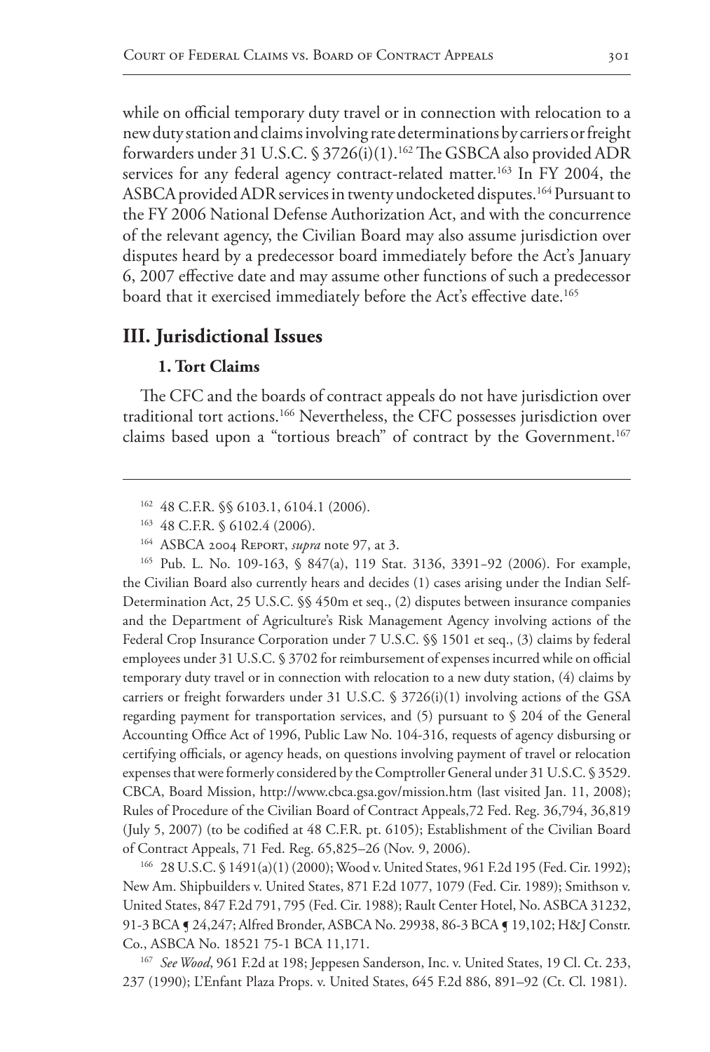while on official temporary duty travel or in connection with relocation to a new duty station and claims involving rate determinations by carriers or freight forwarders under 31 U.S.C. § 3726(i)(1).[162] The GSBCA also provided ADR services for any federal agency contract-related matter.[163] In FY 2004, the ASBCA provided ADR services in twenty undocketed disputes.[164] Pursuant to the FY 2006 National Defense Authorization Act, and with the concurrence of the relevant agency, the Civilian Board may also assume jurisdiction over disputes heard by a predecessor board immediately before the Act's January 6, 2007 effective date and may assume other functions of such a predecessor board that it exercised immediately before the Act's effective date.[165]

## III. Jurisdictional Issues

### 1. Tort Claims

The CFC and the boards of contract appeals do not have jurisdiction over traditional tort actions.[166] Nevertheless, the CFC possesses jurisdiction over claims based upon a "tortious breach" of contract by the Government.[167]

---

[162] 48 C.F.R. §§ 6103.1, 6104.1 (2006).

[163] 48 C.F.R. § 6102.4 (2006).

[164] ASBCA 2004 Report, *supra* note 97, at 3.

[165] Pub. L. No. 109-163, § 847(a), 119 Stat. 3136, 3391–92 (2006). For example, the Civilian Board also currently hears and decides (1) cases arising under the Indian Self-Determination Act, 25 U.S.C. §§ 450m et seq., (2) disputes between insurance companies and the Department of Agriculture's Risk Management Agency involving actions of the Federal Crop Insurance Corporation under 7 U.S.C. §§ 1501 et seq., (3) claims by federal employees under 31 U.S.C. § 3702 for reimbursement of expenses incurred while on official temporary duty travel or in connection with relocation to a new duty station, (4) claims by carriers or freight forwarders under 31 U.S.C. § 3726(i)(1) involving actions of the GSA regarding payment for transportation services, and (5) pursuant to § 204 of the General Accounting Office Act of 1996, Public Law No. 104-316, requests of agency disbursing or certifying officials, or agency heads, on questions involving payment of travel or relocation expenses that were formerly considered by the Comptroller General under 31 U.S.C. § 3529. CBCA, Board Mission, http://www.cbca.gsa.gov/mission.htm (last visited Jan. 11, 2008); Rules of Procedure of the Civilian Board of Contract Appeals,72 Fed. Reg. 36,794, 36,819 (July 5, 2007) (to be codified at 48 C.F.R. pt. 6105); Establishment of the Civilian Board of Contract Appeals, 71 Fed. Reg. 65,825–26 (Nov. 9, 2006).

[166] 28 U.S.C. § 1491(a)(1) (2000); Wood v. United States, 961 F.2d 195 (Fed. Cir. 1992); New Am. Shipbuilders v. United States, 871 F.2d 1077, 1079 (Fed. Cir. 1989); Smithson v. United States, 847 F.2d 791, 795 (Fed. Cir. 1988); Rault Center Hotel, No. ASBCA 31232, 91-3 BCA ¶ 24,247; Alfred Bronder, ASBCA No. 29938, 86-3 BCA ¶ 19,102; H&J Constr. Co., ASBCA No. 18521 75-1 BCA 11,171.

[167] *See Wood*, 961 F.2d at 198; Jeppesen Sanderson, Inc. v. United States, 19 Cl. Ct. 233, 237 (1990); L'Enfant Plaza Props. v. United States, 645 F.2d 886, 891–92 (Ct. Cl. 1981).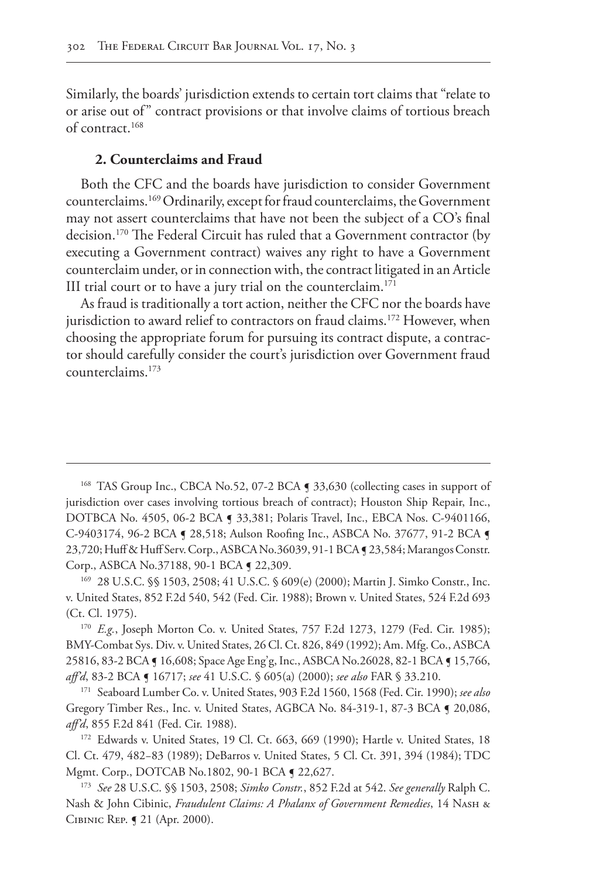Similarly, the boards' jurisdiction extends to certain tort claims that "relate to or arise out of" contract provisions or that involve claims of tortious breach of contract.[168]

### 2. Counterclaims and Fraud

Both the CFC and the boards have jurisdiction to consider Government counterclaims.[169] Ordinarily, except for fraud counterclaims, the Government may not assert counterclaims that have not been the subject of a CO's final decision.[170] The Federal Circuit has ruled that a Government contractor (by executing a Government contract) waives any right to have a Government counterclaim under, or in connection with, the contract litigated in an Article III trial court or to have a jury trial on the counterclaim.[171]

As fraud is traditionally a tort action, neither the CFC nor the boards have jurisdiction to award relief to contractors on fraud claims.[172] However, when choosing the appropriate forum for pursuing its contract dispute, a contractor should carefully consider the court's jurisdiction over Government fraud counterclaims.[173]

---

[168] TAS Group Inc., CBCA No.52, 07-2 BCA ¶ 33,630 (collecting cases in support of jurisdiction over cases involving tortious breach of contract); Houston Ship Repair, Inc., DOTBCA No. 4505, 06-2 BCA ¶ 33,381; Polaris Travel, Inc., EBCA Nos. C-9401166, C-9403174, 96-2 BCA ¶ 28,518; Aulson Roofing Inc., ASBCA No. 37677, 91-2 BCA ¶ 23,720; Huff & Huff Serv. Corp., ASBCA No.36039, 91-1 BCA ¶ 23,584; Marangos Constr. Corp., ASBCA No.37188, 90-1 BCA ¶ 22,309.

[169] 28 U.S.C. §§ 1503, 2508; 41 U.S.C. § 609(e) (2000); Martin J. Simko Constr., Inc. v. United States, 852 F.2d 540, 542 (Fed. Cir. 1988); Brown v. United States, 524 F.2d 693 (Ct. Cl. 1975).

[170] *E.g.*, Joseph Morton Co. v. United States, 757 F.2d 1273, 1279 (Fed. Cir. 1985); BMY-Combat Sys. Div. v. United States, 26 Cl. Ct. 826, 849 (1992); Am. Mfg. Co., ASBCA 25816, 83-2 BCA ¶ 16,608; Space Age Eng'g, Inc., ASBCA No.26028, 82-1 BCA ¶ 15,766, *aff'd*, 83-2 BCA ¶ 16717; *see* 41 U.S.C. § 605(a) (2000); *see also* FAR § 33.210.

[171] Seaboard Lumber Co. v. United States, 903 F.2d 1560, 1568 (Fed. Cir. 1990); *see also* Gregory Timber Res., Inc. v. United States, AGBCA No. 84-319-1, 87-3 BCA ¶ 20,086, *aff'd*, 855 F.2d 841 (Fed. Cir. 1988).

[172] Edwards v. United States, 19 Cl. Ct. 663, 669 (1990); Hartle v. United States, 18 Cl. Ct. 479, 482–83 (1989); DeBarros v. United States, 5 Cl. Ct. 391, 394 (1984); TDC Mgmt. Corp., DOTCAB No.1802, 90-1 BCA ¶ 22,627.

[173] *See* 28 U.S.C. §§ 1503, 2508; *Simko Constr.*, 852 F.2d at 542. *See generally* Ralph C. Nash & John Cibinic, *Fraudulent Claims: A Phalanx of Government Remedies*, 14 Nash & Cibinic Rep. ¶ 21 (Apr. 2000).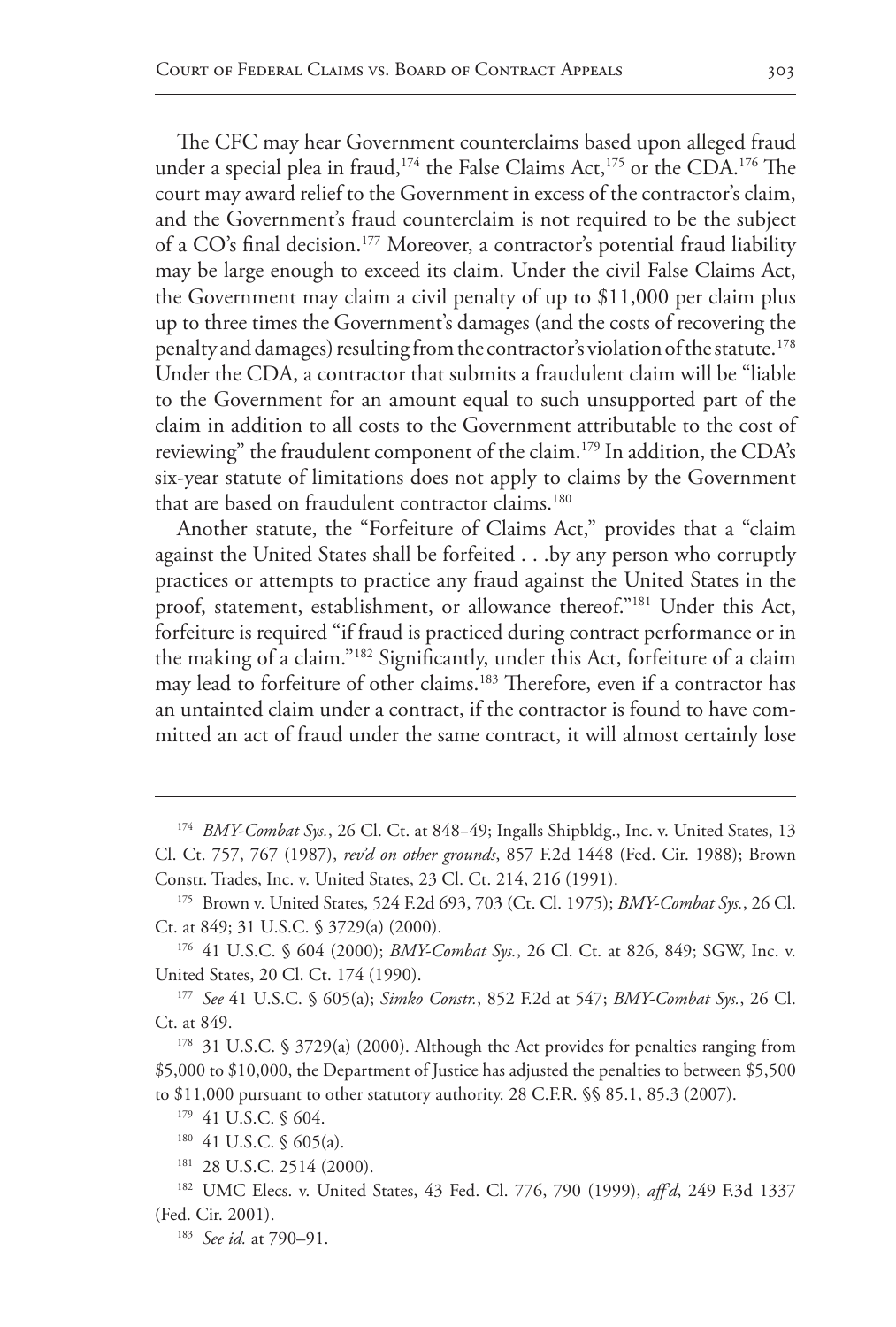The CFC may hear Government counterclaims based upon alleged fraud under a special plea in fraud,[174] the False Claims Act,[175] or the CDA.[176] The court may award relief to the Government in excess of the contractor's claim, and the Government's fraud counterclaim is not required to be the subject of a CO's final decision.[177] Moreover, a contractor's potential fraud liability may be large enough to exceed its claim. Under the civil False Claims Act, the Government may claim a civil penalty of up to $11,000 per claim plus up to three times the Government's damages (and the costs of recovering the penalty and damages) resulting from the contractor's violation of the statute.[178] Under the CDA, a contractor that submits a fraudulent claim will be "liable to the Government for an amount equal to such unsupported part of the claim in addition to all costs to the Government attributable to the cost of reviewing" the fraudulent component of the claim.[179] In addition, the CDA's six-year statute of limitations does not apply to claims by the Government that are based on fraudulent contractor claims.[180]

Another statute, the "Forfeiture of Claims Act," provides that a "claim against the United States shall be forfeited . . .by any person who corruptly practices or attempts to practice any fraud against the United States in the proof, statement, establishment, or allowance thereof."[181] Under this Act, forfeiture is required "if fraud is practiced during contract performance or in the making of a claim."[182] Significantly, under this Act, forfeiture of a claim may lead to forfeiture of other claims.[183] Therefore, even if a contractor has an untainted claim under a contract, if the contractor is found to have committed an act of fraud under the same contract, it will almost certainly lose

---

[174] *BMY-Combat Sys.*, 26 Cl. Ct. at 848–49; Ingalls Shipbldg., Inc. v. United States, 13 Cl. Ct. 757, 767 (1987), *rev'd on other grounds*, 857 F.2d 1448 (Fed. Cir. 1988); Brown Constr. Trades, Inc. v. United States, 23 Cl. Ct. 214, 216 (1991).

[175] Brown v. United States, 524 F.2d 693, 703 (Ct. Cl. 1975); *BMY-Combat Sys.*, 26 Cl. Ct. at 849; 31 U.S.C. § 3729(a) (2000).

[176] 41 U.S.C. § 604 (2000); *BMY-Combat Sys.*, 26 Cl. Ct. at 826, 849; SGW, Inc. v. United States, 20 Cl. Ct. 174 (1990).

[177] *See* 41 U.S.C. § 605(a); *Simko Constr.*, 852 F.2d at 547; *BMY-Combat Sys.*, 26 Cl. Ct. at 849.

[178] 31 U.S.C. § 3729(a) (2000). Although the Act provides for penalties ranging from $5,000 to $10,000, the Department of Justice has adjusted the penalties to between $5,500 to $11,000 pursuant to other statutory authority. 28 C.F.R. §§ 85.1, 85.3 (2007).

[179] 41 U.S.C. § 604.

[180] 41 U.S.C. § 605(a).

[181] 28 U.S.C. 2514 (2000).

[182] UMC Elecs. v. United States, 43 Fed. Cl. 776, 790 (1999), *aff'd*, 249 F.3d 1337 (Fed. Cir. 2001).

[183] *See id.* at 790–91.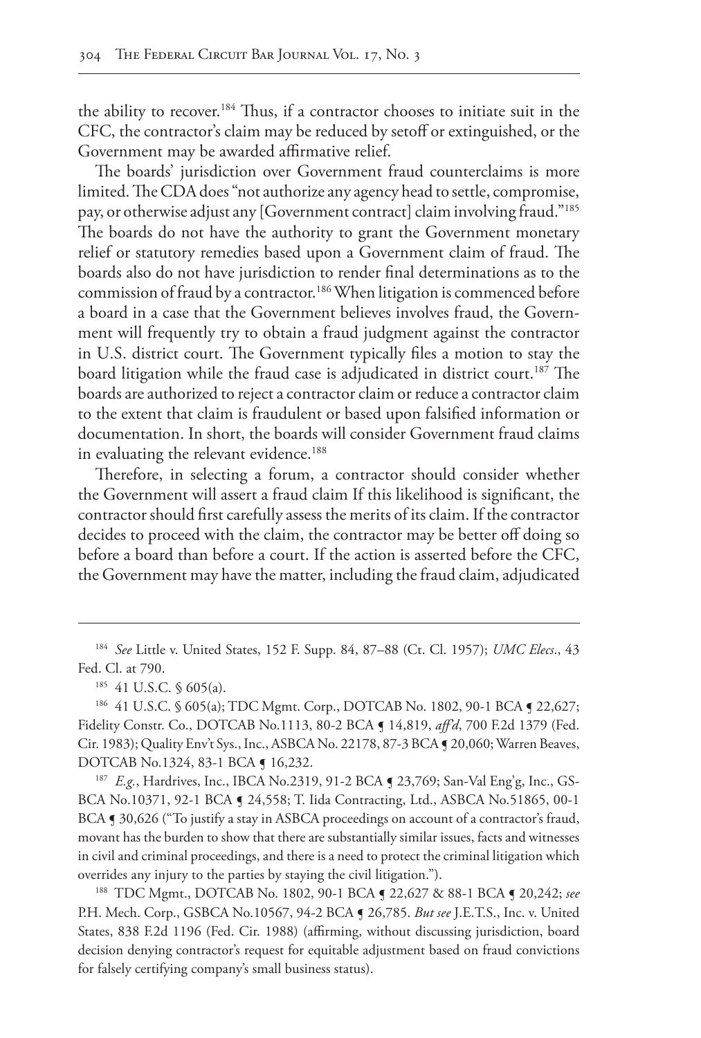the ability to recover.[184] Thus, if a contractor chooses to initiate suit in the CFC, the contractor's claim may be reduced by setoff or extinguished, or the Government may be awarded affirmative relief.

The boards' jurisdiction over Government fraud counterclaims is more limited. The CDA does "not authorize any agency head to settle, compromise, pay, or otherwise adjust any [Government contract] claim involving fraud."[185] The boards do not have the authority to grant the Government monetary relief or statutory remedies based upon a Government claim of fraud. The boards also do not have jurisdiction to render final determinations as to the commission of fraud by a contractor.[186] When litigation is commenced before a board in a case that the Government believes involves fraud, the Government will frequently try to obtain a fraud judgment against the contractor in U.S. district court. The Government typically files a motion to stay the board litigation while the fraud case is adjudicated in district court.[187] The boards are authorized to reject a contractor claim or reduce a contractor claim to the extent that claim is fraudulent or based upon falsified information or documentation. In short, the boards will consider Government fraud claims in evaluating the relevant evidence.[188]

Therefore, in selecting a forum, a contractor should consider whether the Government will assert a fraud claim If this likelihood is significant, the contractor should first carefully assess the merits of its claim. If the contractor decides to proceed with the claim, the contractor may be better off doing so before a board than before a court. If the action is asserted before the CFC, the Government may have the matter, including the fraud claim, adjudicated

---

[184] *See* Little v. United States, 152 F. Supp. 84, 87–88 (Ct. Cl. 1957); *UMC Elecs*., 43 Fed. Cl. at 790.

[185] 41 U.S.C. § 605(a).

[186] 41 U.S.C. § 605(a); TDC Mgmt. Corp., DOTCAB No. 1802, 90-1 BCA ¶ 22,627; Fidelity Constr. Co., DOTCAB No.1113, 80-2 BCA ¶ 14,819, *aff'd*, 700 F.2d 1379 (Fed. Cir. 1983); Quality Env't Sys., Inc., ASBCA No. 22178, 87-3 BCA ¶ 20,060; Warren Beaves, DOTCAB No.1324, 83-1 BCA ¶ 16,232.

[187] *E.g.*, Hardrives, Inc., IBCA No.2319, 91-2 BCA ¶ 23,769; San-Val Eng'g, Inc., GSBCA No.10371, 92-1 BCA ¶ 24,558; T. Iida Contracting, Ltd., ASBCA No.51865, 00-1 BCA ¶ 30,626 ("To justify a stay in ASBCA proceedings on account of a contractor's fraud, movant has the burden to show that there are substantially similar issues, facts and witnesses in civil and criminal proceedings, and there is a need to protect the criminal litigation which overrides any injury to the parties by staying the civil litigation.").

[188] TDC Mgmt., DOTCAB No. 1802, 90-1 BCA ¶ 22,627 & 88-1 BCA ¶ 20,242; *see* P.H. Mech. Corp., GSBCA No.10567, 94-2 BCA ¶ 26,785. *But see* J.E.T.S., Inc. v. United States, 838 F.2d 1196 (Fed. Cir. 1988) (affirming, without discussing jurisdiction, board decision denying contractor's request for equitable adjustment based on fraud convictions for falsely certifying company's small business status).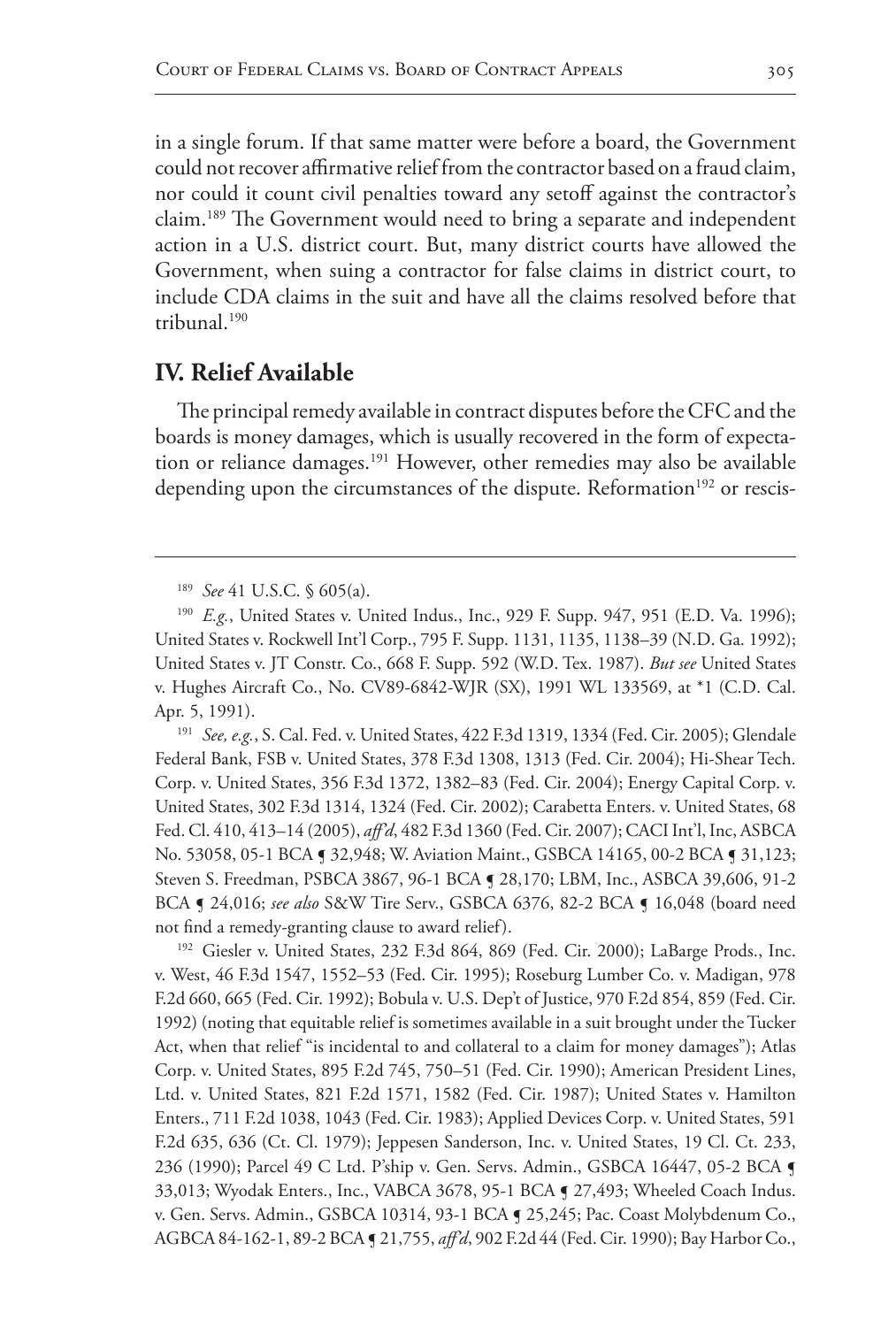in a single forum. If that same matter were before a board, the Government could not recover affirmative relief from the contractor based on a fraud claim, nor could it count civil penalties toward any setoff against the contractor's claim.[189] The Government would need to bring a separate and independent action in a U.S. district court. But, many district courts have allowed the Government, when suing a contractor for false claims in district court, to include CDA claims in the suit and have all the claims resolved before that tribunal.[190]

## IV. Relief Available

The principal remedy available in contract disputes before the CFC and the boards is money damages, which is usually recovered in the form of expectation or reliance damages.[191] However, other remedies may also be available depending upon the circumstances of the dispute. Reformation[192] or rescis-

---

[189] *See* 41 U.S.C. § 605(a).

[190] *E.g.*, United States v. United Indus., Inc., 929 F. Supp. 947, 951 (E.D. Va. 1996); United States v. Rockwell Int'l Corp., 795 F. Supp. 1131, 1135, 1138–39 (N.D. Ga. 1992); United States v. JT Constr. Co., 668 F. Supp. 592 (W.D. Tex. 1987). *But see* United States v. Hughes Aircraft Co., No. CV89-6842-WJR (SX), 1991 WL 133569, at *1 (C.D. Cal. Apr. 5, 1991).

[191] *See, e.g.*, S. Cal. Fed. v. United States, 422 F.3d 1319, 1334 (Fed. Cir. 2005); Glendale Federal Bank, FSB v. United States, 378 F.3d 1308, 1313 (Fed. Cir. 2004); Hi-Shear Tech. Corp. v. United States, 356 F.3d 1372, 1382–83 (Fed. Cir. 2004); Energy Capital Corp. v. United States, 302 F.3d 1314, 1324 (Fed. Cir. 2002); Carabetta Enters. v. United States, 68 Fed. Cl. 410, 413–14 (2005), *aff'd*, 482 F.3d 1360 (Fed. Cir. 2007); CACI Int'l, Inc, ASBCA No. 53058, 05-1 BCA ¶ 32,948; W. Aviation Maint., GSBCA 14165, 00-2 BCA ¶ 31,123; Steven S. Freedman, PSBCA 3867, 96-1 BCA ¶ 28,170; LBM, Inc., ASBCA 39,606, 91-2 BCA ¶ 24,016; *see also* S&W Tire Serv., GSBCA 6376, 82-2 BCA ¶ 16,048 (board need not find a remedy-granting clause to award relief).

[192] Giesler v. United States, 232 F.3d 864, 869 (Fed. Cir. 2000); LaBarge Prods., Inc. v. West, 46 F.3d 1547, 1552–53 (Fed. Cir. 1995); Roseburg Lumber Co. v. Madigan, 978 F.2d 660, 665 (Fed. Cir. 1992); Bobula v. U.S. Dep't of Justice, 970 F.2d 854, 859 (Fed. Cir. 1992) (noting that equitable relief is sometimes available in a suit brought under the Tucker Act, when that relief "is incidental to and collateral to a claim for money damages"); Atlas Corp. v. United States, 895 F.2d 745, 750–51 (Fed. Cir. 1990); American President Lines, Ltd. v. United States, 821 F.2d 1571, 1582 (Fed. Cir. 1987); United States v. Hamilton Enters., 711 F.2d 1038, 1043 (Fed. Cir. 1983); Applied Devices Corp. v. United States, 591 F.2d 635, 636 (Ct. Cl. 1979); Jeppesen Sanderson, Inc. v. United States, 19 Cl. Ct. 233, 236 (1990); Parcel 49 C Ltd. P'ship v. Gen. Servs. Admin., GSBCA 16447, 05-2 BCA ¶ 33,013; Wyodak Enters., Inc., VABCA 3678, 95-1 BCA ¶ 27,493; Wheeled Coach Indus. v. Gen. Servs. Admin., GSBCA 10314, 93-1 BCA ¶ 25,245; Pac. Coast Molybdenum Co., AGBCA 84-162-1, 89-2 BCA ¶ 21,755, *aff'd*, 902 F.2d 44 (Fed. Cir. 1990); Bay Harbor Co.,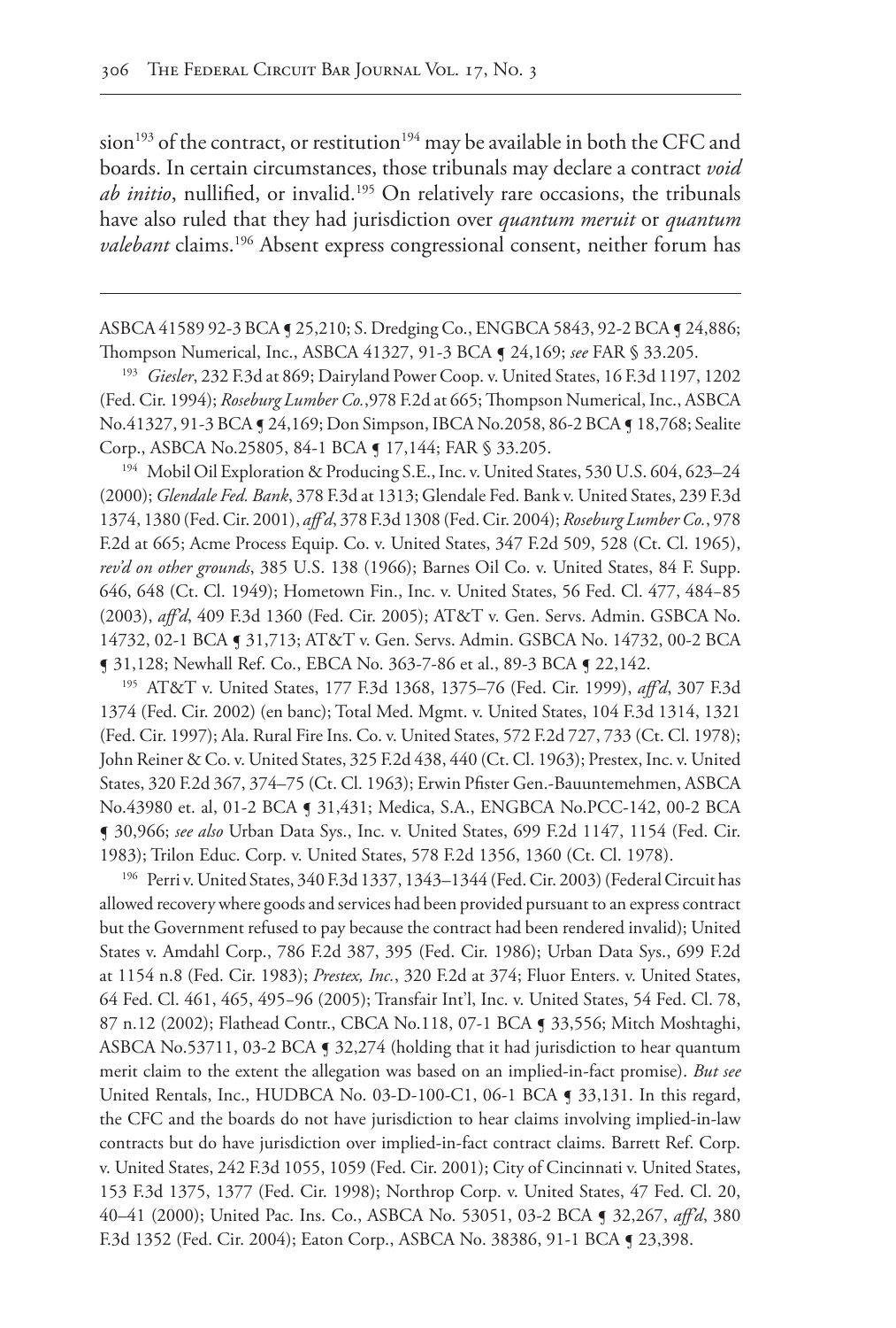sion[193] of the contract, or restitution[194] may be available in both the CFC and boards. In certain circumstances, those tribunals may declare a contract *void ab initio*, nullified, or invalid.[195] On relatively rare occasions, the tribunals have also ruled that they had jurisdiction over *quantum meruit* or *quantum valebant* claims.[196] Absent express congressional consent, neither forum has

---

ASBCA 41589 92-3 BCA ¶ 25,210; S. Dredging Co., ENGBCA 5843, 92-2 BCA ¶ 24,886; Thompson Numerical, Inc., ASBCA 41327, 91-3 BCA ¶ 24,169; *see* FAR § 33.205.

[193] *Giesler*, 232 F.3d at 869; Dairyland Power Coop. v. United States, 16 F.3d 1197, 1202 (Fed. Cir. 1994); *Roseburg Lumber Co.*,978 F.2d at 665; Thompson Numerical, Inc., ASBCA No.41327, 91-3 BCA ¶ 24,169; Don Simpson, IBCA No.2058, 86-2 BCA ¶ 18,768; Sealite Corp., ASBCA No.25805, 84-1 BCA ¶ 17,144; FAR § 33.205.

[194] Mobil Oil Exploration & Producing S.E., Inc. v. United States, 530 U.S. 604, 623–24 (2000); *Glendale Fed. Bank*, 378 F.3d at 1313; Glendale Fed. Bank v. United States, 239 F.3d 1374, 1380 (Fed. Cir. 2001), *aff'd*, 378 F.3d 1308 (Fed. Cir. 2004); *Roseburg Lumber Co.*, 978 F.2d at 665; Acme Process Equip. Co. v. United States, 347 F.2d 509, 528 (Ct. Cl. 1965), *rev'd on other grounds*, 385 U.S. 138 (1966); Barnes Oil Co. v. United States, 84 F. Supp. 646, 648 (Ct. Cl. 1949); Hometown Fin., Inc. v. United States, 56 Fed. Cl. 477, 484–85 (2003), *aff'd*, 409 F.3d 1360 (Fed. Cir. 2005); AT&T v. Gen. Servs. Admin. GSBCA No. 14732, 02-1 BCA ¶ 31,713; AT&T v. Gen. Servs. Admin. GSBCA No. 14732, 00-2 BCA ¶ 31,128; Newhall Ref. Co., EBCA No. 363-7-86 et al., 89-3 BCA ¶ 22,142.

[195] AT&T v. United States, 177 F.3d 1368, 1375–76 (Fed. Cir. 1999), *aff'd*, 307 F.3d 1374 (Fed. Cir. 2002) (en banc); Total Med. Mgmt. v. United States, 104 F.3d 1314, 1321 (Fed. Cir. 1997); Ala. Rural Fire Ins. Co. v. United States, 572 F.2d 727, 733 (Ct. Cl. 1978); John Reiner & Co. v. United States, 325 F.2d 438, 440 (Ct. Cl. 1963); Prestex, Inc. v. United States, 320 F.2d 367, 374–75 (Ct. Cl. 1963); Erwin Pfister Gen.-Bauuntemehmen, ASBCA No.43980 et. al, 01-2 BCA ¶ 31,431; Medica, S.A., ENGBCA No.PCC-142, 00-2 BCA ¶ 30,966; *see also* Urban Data Sys., Inc. v. United States, 699 F.2d 1147, 1154 (Fed. Cir. 1983); Trilon Educ. Corp. v. United States, 578 F.2d 1356, 1360 (Ct. Cl. 1978).

[196] Perri v. United States, 340 F.3d 1337, 1343–1344 (Fed. Cir. 2003) (Federal Circuit has allowed recovery where goods and services had been provided pursuant to an express contract but the Government refused to pay because the contract had been rendered invalid); United States v. Amdahl Corp., 786 F.2d 387, 395 (Fed. Cir. 1986); Urban Data Sys., 699 F.2d at 1154 n.8 (Fed. Cir. 1983); *Prestex, Inc.*, 320 F.2d at 374; Fluor Enters. v. United States, 64 Fed. Cl. 461, 465, 495–96 (2005); Transfair Int'l, Inc. v. United States, 54 Fed. Cl. 78, 87 n.12 (2002); Flathead Contr., CBCA No.118, 07-1 BCA ¶ 33,556; Mitch Moshtaghi, ASBCA No.53711, 03-2 BCA ¶ 32,274 (holding that it had jurisdiction to hear quantum merit claim to the extent the allegation was based on an implied-in-fact promise). *But see* United Rentals, Inc., HUDBCA No. 03-D-100-C1, 06-1 BCA ¶ 33,131. In this regard, the CFC and the boards do not have jurisdiction to hear claims involving implied-in-law contracts but do have jurisdiction over implied-in-fact contract claims. Barrett Ref. Corp. v. United States, 242 F.3d 1055, 1059 (Fed. Cir. 2001); City of Cincinnati v. United States, 153 F.3d 1375, 1377 (Fed. Cir. 1998); Northrop Corp. v. United States, 47 Fed. Cl. 20, 40–41 (2000); United Pac. Ins. Co., ASBCA No. 53051, 03-2 BCA ¶ 32,267, *aff'd*, 380 F.3d 1352 (Fed. Cir. 2004); Eaton Corp., ASBCA No. 38386, 91-1 BCA ¶ 23,398.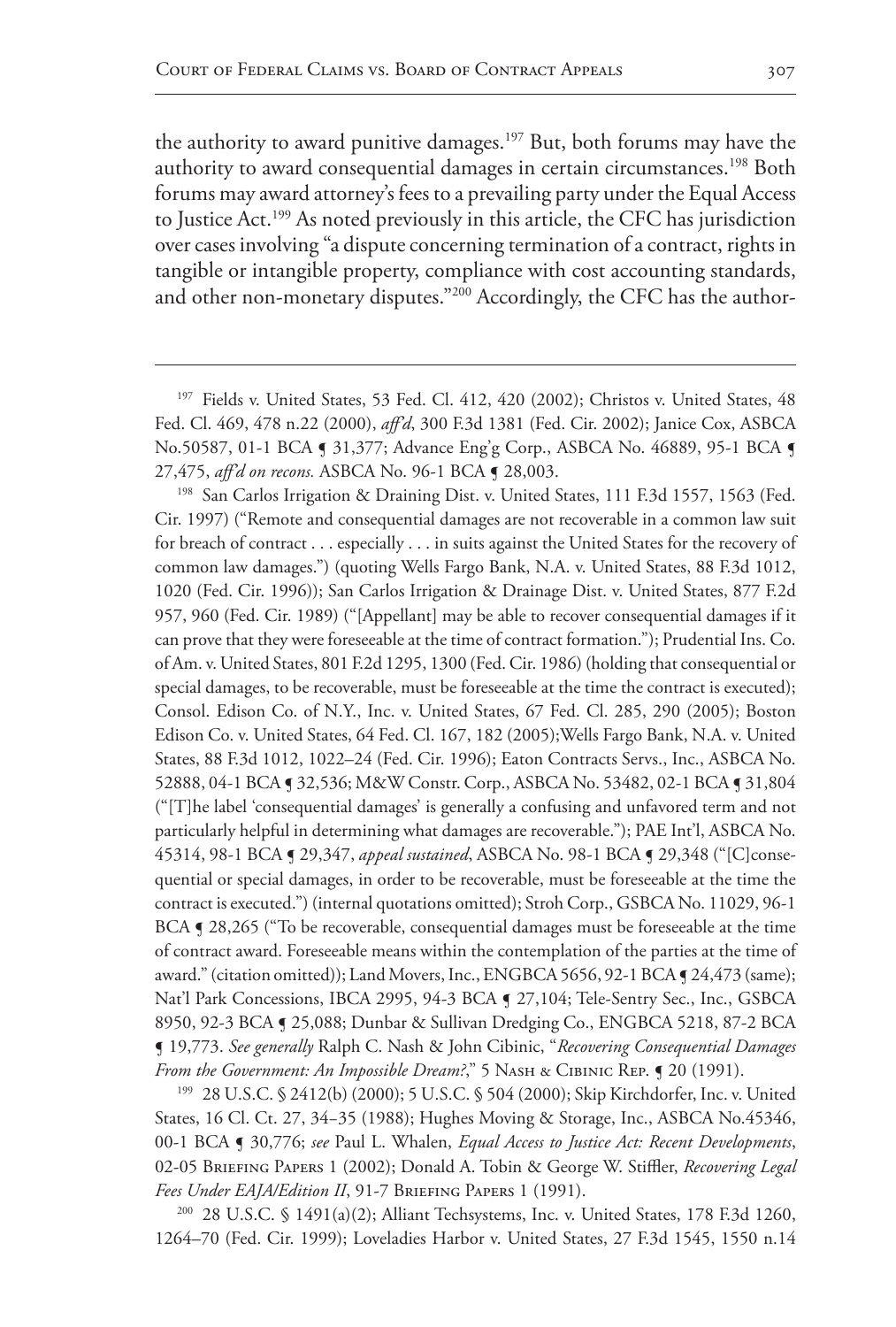the authority to award punitive damages.[197] But, both forums may have the authority to award consequential damages in certain circumstances.[198] Both forums may award attorney's fees to a prevailing party under the Equal Access to Justice Act.[199] As noted previously in this article, the CFC has jurisdiction over cases involving "a dispute concerning termination of a contract, rights in tangible or intangible property, compliance with cost accounting standards, and other non-monetary disputes."[200] Accordingly, the CFC has the author-

---

[197] Fields v. United States, 53 Fed. Cl. 412, 420 (2002); Christos v. United States, 48 Fed. Cl. 469, 478 n.22 (2000), *aff'd*, 300 F.3d 1381 (Fed. Cir. 2002); Janice Cox, ASBCA No.50587, 01-1 BCA ¶ 31,377; Advance Eng'g Corp., ASBCA No. 46889, 95-1 BCA ¶ 27,475, *aff'd on recons.* ASBCA No. 96-1 BCA ¶ 28,003.

[198] San Carlos Irrigation & Draining Dist. v. United States, 111 F.3d 1557, 1563 (Fed. Cir. 1997) ("Remote and consequential damages are not recoverable in a common law suit for breach of contract . . . especially . . . in suits against the United States for the recovery of common law damages.") (quoting Wells Fargo Bank, N.A. v. United States, 88 F.3d 1012, 1020 (Fed. Cir. 1996)); San Carlos Irrigation & Drainage Dist. v. United States, 877 F.2d 957, 960 (Fed. Cir. 1989) ("[Appellant] may be able to recover consequential damages if it can prove that they were foreseeable at the time of contract formation."); Prudential Ins. Co. of Am. v. United States, 801 F.2d 1295, 1300 (Fed. Cir. 1986) (holding that consequential or special damages, to be recoverable, must be foreseeable at the time the contract is executed); Consol. Edison Co. of N.Y., Inc. v. United States, 67 Fed. Cl. 285, 290 (2005); Boston Edison Co. v. United States, 64 Fed. Cl. 167, 182 (2005);Wells Fargo Bank, N.A. v. United States, 88 F.3d 1012, 1022–24 (Fed. Cir. 1996); Eaton Contracts Servs., Inc., ASBCA No. 52888, 04-1 BCA ¶ 32,536; M&W Constr. Corp., ASBCA No. 53482, 02-1 BCA ¶ 31,804 ("[T]he label 'consequential damages' is generally a confusing and unfavored term and not particularly helpful in determining what damages are recoverable."); PAE Int'l, ASBCA No. 45314, 98-1 BCA ¶ 29,347, *appeal sustained*, ASBCA No. 98-1 BCA ¶ 29,348 ("[C]onsequential or special damages, in order to be recoverable, must be foreseeable at the time the contract is executed.") (internal quotations omitted); Stroh Corp., GSBCA No. 11029, 96-1 BCA ¶ 28,265 ("To be recoverable, consequential damages must be foreseeable at the time of contract award. Foreseeable means within the contemplation of the parties at the time of award." (citation omitted)); Land Movers, Inc., ENGBCA 5656, 92-1 BCA ¶ 24,473 (same); Nat'l Park Concessions, IBCA 2995, 94-3 BCA ¶ 27,104; Tele-Sentry Sec., Inc., GSBCA 8950, 92-3 BCA ¶ 25,088; Dunbar & Sullivan Dredging Co., ENGBCA 5218, 87-2 BCA ¶ 19,773. *See generally* Ralph C. Nash & John Cibinic, "*Recovering Consequential Damages From the Government: An Impossible Dream?*," 5 Nash & Cibinic Rep. ¶ 20 (1991).

[199] 28 U.S.C. § 2412(b) (2000); 5 U.S.C. § 504 (2000); Skip Kirchdorfer, Inc. v. United States, 16 Cl. Ct. 27, 34–35 (1988); Hughes Moving & Storage, Inc., ASBCA No.45346, 00-1 BCA ¶ 30,776; *see* Paul L. Whalen, *Equal Access to Justice Act: Recent Developments*, 02-05 Briefing Papers 1 (2002); Donald A. Tobin & George W. Stiffler, *Recovering Legal Fees Under EAJA/Edition II*, 91-7 Briefing Papers 1 (1991).

[200] 28 U.S.C. § 1491(a)(2); Alliant Techsystems, Inc. v. United States, 178 F.3d 1260, 1264–70 (Fed. Cir. 1999); Loveladies Harbor v. United States, 27 F.3d 1545, 1550 n.14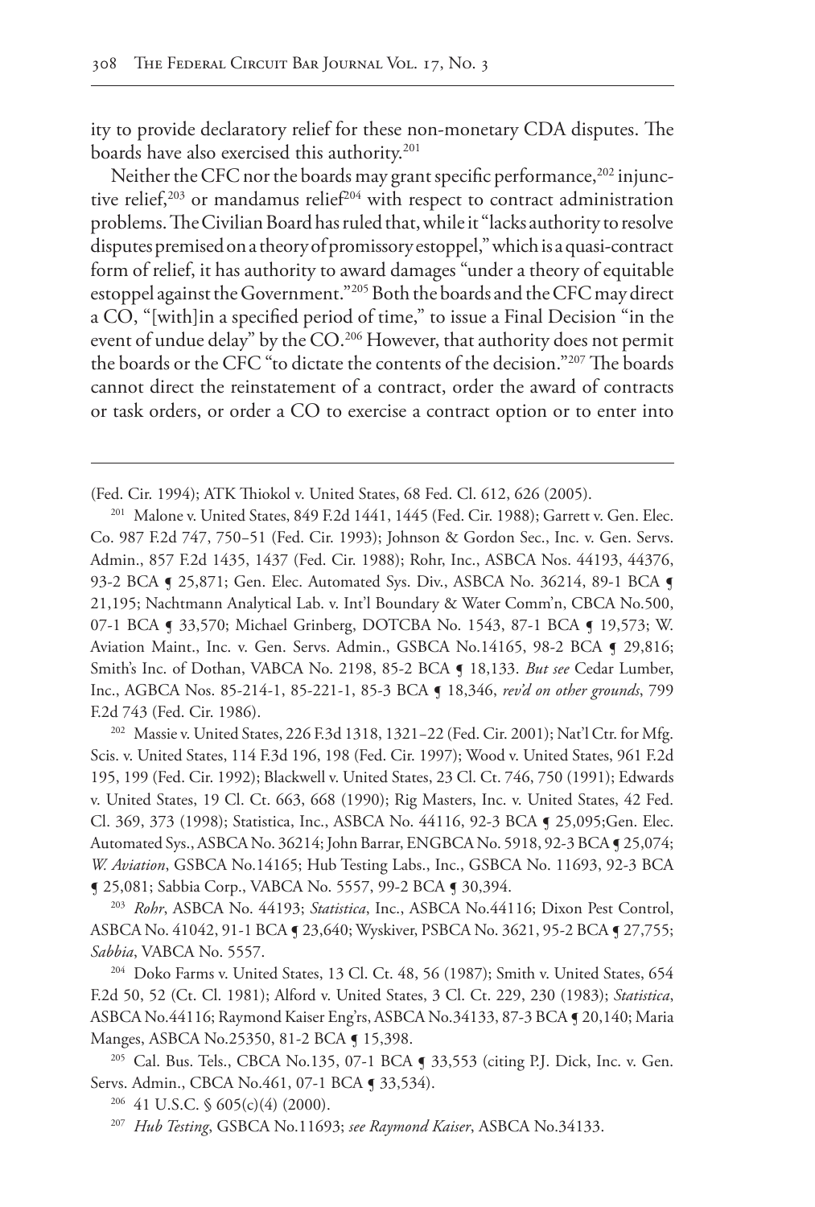ity to provide declaratory relief for these non-monetary CDA disputes. The boards have also exercised this authority.[201]

Neither the CFC nor the boards may grant specific performance,[202] injunctive relief,[203] or mandamus relief[204] with respect to contract administration problems. The Civilian Board has ruled that, while it "lacks authority to resolve disputes premised on a theory of promissory estoppel," which is a quasi-contract form of relief, it has authority to award damages "under a theory of equitable estoppel against the Government."[205] Both the boards and the CFC may direct a CO, "[with]in a specified period of time," to issue a Final Decision "in the event of undue delay" by the CO.[206] However, that authority does not permit the boards or the CFC "to dictate the contents of the decision."[207] The boards cannot direct the reinstatement of a contract, order the award of contracts or task orders, or order a CO to exercise a contract option or to enter into

---

(Fed. Cir. 1994); ATK Thiokol v. United States, 68 Fed. Cl. 612, 626 (2005).

[201] Malone v. United States, 849 F.2d 1441, 1445 (Fed. Cir. 1988); Garrett v. Gen. Elec. Co. 987 F.2d 747, 750–51 (Fed. Cir. 1993); Johnson & Gordon Sec., Inc. v. Gen. Servs. Admin., 857 F.2d 1435, 1437 (Fed. Cir. 1988); Rohr, Inc., ASBCA Nos. 44193, 44376, 93-2 BCA ¶ 25,871; Gen. Elec. Automated Sys. Div., ASBCA No. 36214, 89-1 BCA ¶ 21,195; Nachtmann Analytical Lab. v. Int'l Boundary & Water Comm'n, CBCA No.500, 07-1 BCA ¶ 33,570; Michael Grinberg, DOTCBA No. 1543, 87-1 BCA ¶ 19,573; W. Aviation Maint., Inc. v. Gen. Servs. Admin., GSBCA No.14165, 98-2 BCA ¶ 29,816; Smith's Inc. of Dothan, VABCA No. 2198, 85-2 BCA ¶ 18,133. *But see* Cedar Lumber, Inc., AGBCA Nos. 85-214-1, 85-221-1, 85-3 BCA ¶ 18,346, *rev'd on other grounds*, 799 F.2d 743 (Fed. Cir. 1986).

[202] Massie v. United States, 226 F.3d 1318, 1321–22 (Fed. Cir. 2001); Nat'l Ctr. for Mfg. Scis. v. United States, 114 F.3d 196, 198 (Fed. Cir. 1997); Wood v. United States, 961 F.2d 195, 199 (Fed. Cir. 1992); Blackwell v. United States, 23 Cl. Ct. 746, 750 (1991); Edwards v. United States, 19 Cl. Ct. 663, 668 (1990); Rig Masters, Inc. v. United States, 42 Fed. Cl. 369, 373 (1998); Statistica, Inc., ASBCA No. 44116, 92-3 BCA ¶ 25,095;Gen. Elec. Automated Sys., ASBCA No. 36214; John Barrar, ENGBCA No. 5918, 92-3 BCA ¶ 25,074; *W. Aviation*, GSBCA No.14165; Hub Testing Labs., Inc., GSBCA No. 11693, 92-3 BCA ¶ 25,081; Sabbia Corp., VABCA No. 5557, 99-2 BCA ¶ 30,394.

[203] *Rohr*, ASBCA No. 44193; *Statistica*, Inc., ASBCA No.44116; Dixon Pest Control, ASBCA No. 41042, 91-1 BCA ¶ 23,640; Wyskiver, PSBCA No. 3621, 95-2 BCA ¶ 27,755; *Sabbia*, VABCA No. 5557.

[204] Doko Farms v. United States, 13 Cl. Ct. 48, 56 (1987); Smith v. United States, 654 F.2d 50, 52 (Ct. Cl. 1981); Alford v. United States, 3 Cl. Ct. 229, 230 (1983); *Statistica*, ASBCA No.44116; Raymond Kaiser Eng'rs, ASBCA No.34133, 87-3 BCA ¶ 20,140; Maria Manges, ASBCA No.25350, 81-2 BCA ¶ 15,398.

[205] Cal. Bus. Tels., CBCA No.135, 07-1 BCA ¶ 33,553 (citing P.J. Dick, Inc. v. Gen. Servs. Admin., CBCA No.461, 07-1 BCA ¶ 33,534).

[206] 41 U.S.C. § 605(c)(4) (2000).

[207] *Hub Testing*, GSBCA No.11693; *see Raymond Kaiser*, ASBCA No.34133.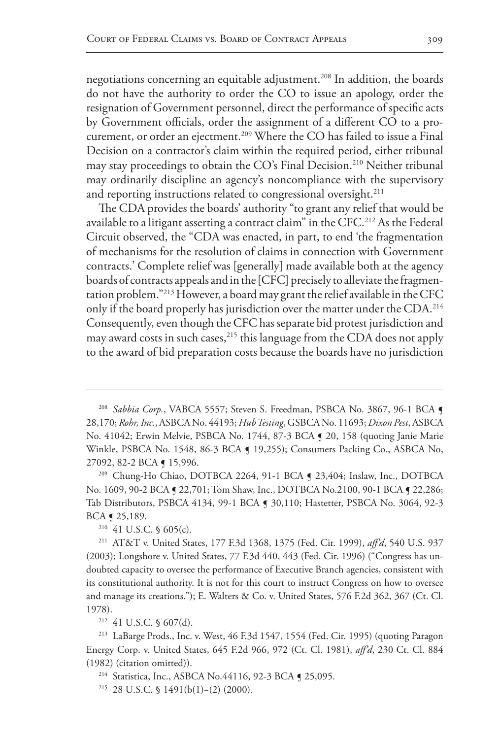negotiations concerning an equitable adjustment.[208] In addition, the boards do not have the authority to order the CO to issue an apology, order the resignation of Government personnel, direct the performance of specific acts by Government officials, order the assignment of a different CO to a procurement, or order an ejectment.[209] Where the CO has failed to issue a Final Decision on a contractor's claim within the required period, either tribunal may stay proceedings to obtain the CO's Final Decision.[210] Neither tribunal may ordinarily discipline an agency's noncompliance with the supervisory and reporting instructions related to congressional oversight.[211]

The CDA provides the boards' authority "to grant any relief that would be available to a litigant asserting a contract claim" in the CFC.[212] As the Federal Circuit observed, the "CDA was enacted, in part, to end 'the fragmentation of mechanisms for the resolution of claims in connection with Government contracts.' Complete relief was [generally] made available both at the agency boards of contracts appeals and in the [CFC] precisely to alleviate the fragmentation problem."[213] However, a board may grant the relief available in the CFC only if the board properly has jurisdiction over the matter under the CDA.[214] Consequently, even though the CFC has separate bid protest jurisdiction and may award costs in such cases,[215] this language from the CDA does not apply to the award of bid preparation costs because the boards have no jurisdiction

---

[208] *Sabbia Corp.*, VABCA 5557; Steven S. Freedman, PSBCA No. 3867, 96-1 BCA ¶ 28,170; *Rohr, Inc.*, ASBCA No. 44193; *Hub Testing*, GSBCA No. 11693; *Dixon Pest*, ASBCA No. 41042; Erwin Melvie, PSBCA No. 1744, 87-3 BCA ¶ 20, 158 (quoting Janie Marie Winkle, PSBCA No. 1548, 86-3 BCA ¶ 19,255); Consumers Packing Co., ASBCA No, 27092, 82-2 BCA ¶ 15,996.

[209] Chung-Ho Chiao, DOTBCA 2264, 91-1 BCA ¶ 23,404; Inslaw, Inc., DOTBCA No. 1609, 90-2 BCA ¶ 22,701; Tom Shaw, Inc., DOTBCA No.2100, 90-1 BCA ¶ 22,286; Tab Distributors, PSBCA 4134, 99-1 BCA ¶ 30,110; Hastetter, PSBCA No. 3064, 92-3 BCA ¶ 25,189.

[210] 41 U.S.C. § 605(c).

[211] AT&T v. United States, 177 F.3d 1368, 1375 (Fed. Cir. 1999), *aff'd*, 540 U.S. 937 (2003); Longshore v. United States, 77 F.3d 440, 443 (Fed. Cir. 1996) ("Congress has undoubted capacity to oversee the performance of Executive Branch agencies, consistent with its constitutional authority. It is not for this court to instruct Congress on how to oversee and manage its creations."); E. Walters & Co. v. United States, 576 F.2d 362, 367 (Ct. Cl. 1978).

[212] 41 U.S.C. § 607(d).

[213] LaBarge Prods., Inc. v. West, 46 F.3d 1547, 1554 (Fed. Cir. 1995) (quoting Paragon Energy Corp. v. United States, 645 F.2d 966, 972 (Ct. Cl. 1981), *aff'd*, 230 Ct. Cl. 884 (1982) (citation omitted)).

[214] Statistica, Inc., ASBCA No.44116, 92-3 BCA ¶ 25,095.

[215] 28 U.S.C. § 1491(b(1)–(2) (2000).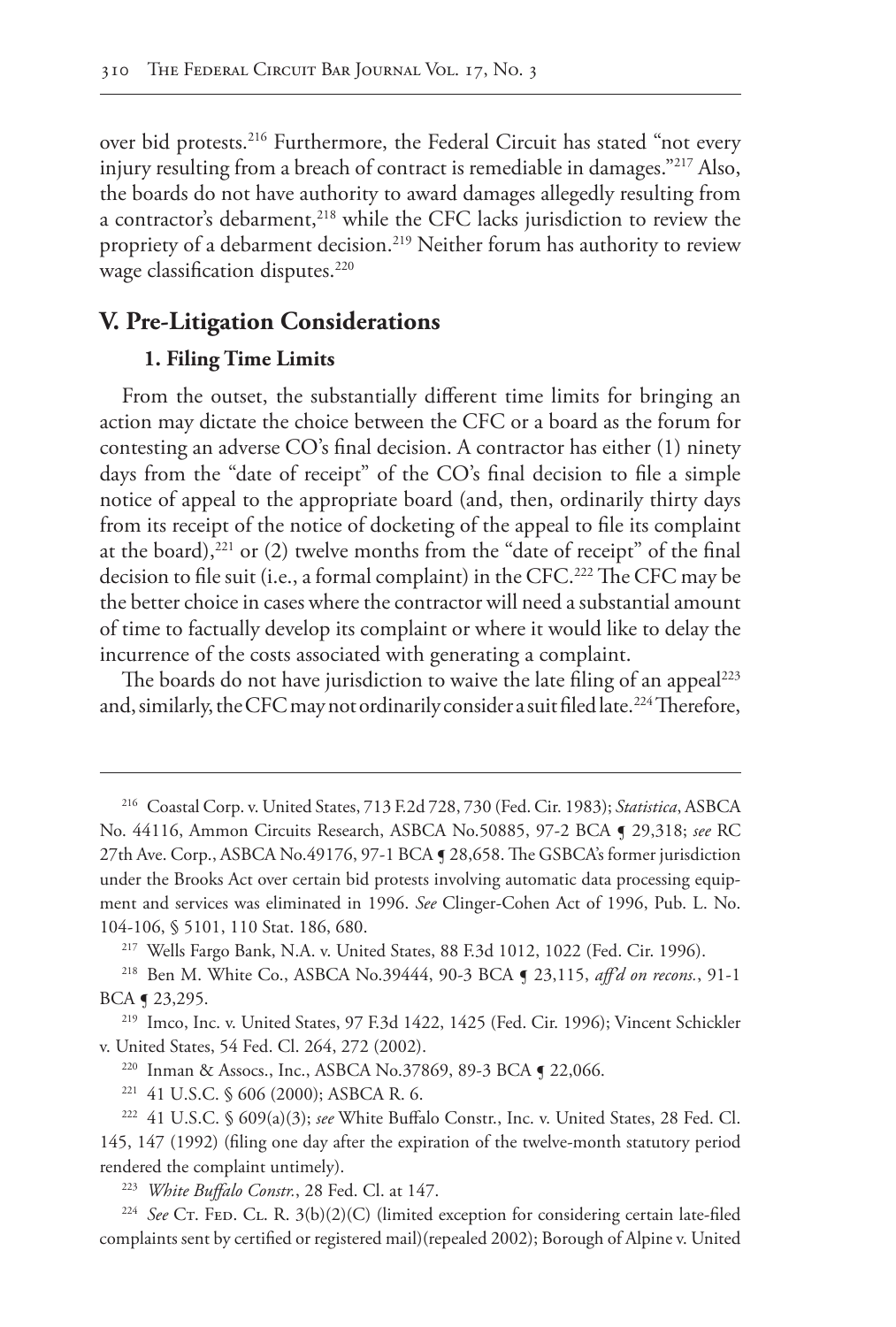over bid protests.[216] Furthermore, the Federal Circuit has stated "not every injury resulting from a breach of contract is remediable in damages."[217] Also, the boards do not have authority to award damages allegedly resulting from a contractor's debarment,[218] while the CFC lacks jurisdiction to review the propriety of a debarment decision.[219] Neither forum has authority to review wage classification disputes.[220]

## V. Pre-Litigation Considerations

### 1. Filing Time Limits

From the outset, the substantially different time limits for bringing an action may dictate the choice between the CFC or a board as the forum for contesting an adverse CO's final decision. A contractor has either (1) ninety days from the "date of receipt" of the CO's final decision to file a simple notice of appeal to the appropriate board (and, then, ordinarily thirty days from its receipt of the notice of docketing of the appeal to file its complaint at the board),[221] or (2) twelve months from the "date of receipt" of the final decision to file suit (i.e., a formal complaint) in the CFC.[222] The CFC may be the better choice in cases where the contractor will need a substantial amount of time to factually develop its complaint or where it would like to delay the incurrence of the costs associated with generating a complaint.

The boards do not have jurisdiction to waive the late filing of an appeal[223] and, similarly, the CFC may not ordinarily consider a suit filed late.[224] Therefore,

---

[216] Coastal Corp. v. United States, 713 F.2d 728, 730 (Fed. Cir. 1983); *Statistica*, ASBCA No. 44116, Ammon Circuits Research, ASBCA No.50885, 97-2 BCA ¶ 29,318; *see* RC 27th Ave. Corp., ASBCA No.49176, 97-1 BCA ¶ 28,658. The GSBCA's former jurisdiction under the Brooks Act over certain bid protests involving automatic data processing equipment and services was eliminated in 1996. *See* Clinger-Cohen Act of 1996, Pub. L. No. 104-106, § 5101, 110 Stat. 186, 680.

[217] Wells Fargo Bank, N.A. v. United States, 88 F.3d 1012, 1022 (Fed. Cir. 1996).

[218] Ben M. White Co., ASBCA No.39444, 90-3 BCA ¶ 23,115, *aff'd on recons.*, 91-1 BCA ¶ 23,295.

[219] Imco, Inc. v. United States, 97 F.3d 1422, 1425 (Fed. Cir. 1996); Vincent Schickler v. United States, 54 Fed. Cl. 264, 272 (2002).

[220] Inman & Assocs., Inc., ASBCA No.37869, 89-3 BCA ¶ 22,066.

[221] 41 U.S.C. § 606 (2000); ASBCA R. 6.

[222] 41 U.S.C. § 609(a)(3); *see* White Buffalo Constr., Inc. v. United States, 28 Fed. Cl. 145, 147 (1992) (filing one day after the expiration of the twelve-month statutory period rendered the complaint untimely).

[223] *White Buffalo Constr.*, 28 Fed. Cl. at 147.

[224] *See* Ct. Fed. Cl. R. 3(b)(2)(C) (limited exception for considering certain late-filed complaints sent by certified or registered mail)(repealed 2002); Borough of Alpine v. United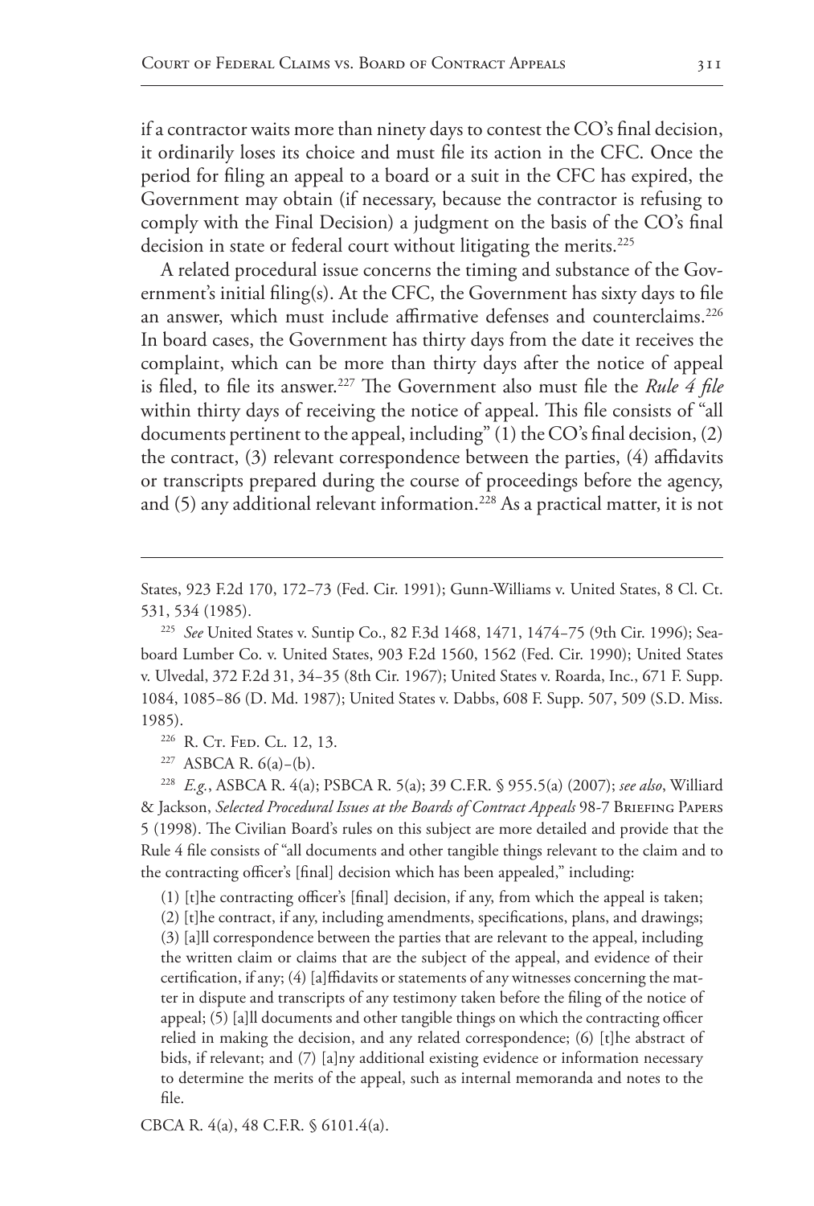if a contractor waits more than ninety days to contest the CO's final decision, it ordinarily loses its choice and must file its action in the CFC. Once the period for filing an appeal to a board or a suit in the CFC has expired, the Government may obtain (if necessary, because the contractor is refusing to comply with the Final Decision) a judgment on the basis of the CO's final decision in state or federal court without litigating the merits.[225]

A related procedural issue concerns the timing and substance of the Government's initial filing(s). At the CFC, the Government has sixty days to file an answer, which must include affirmative defenses and counterclaims.[226] In board cases, the Government has thirty days from the date it receives the complaint, which can be more than thirty days after the notice of appeal is filed, to file its answer.[227] The Government also must file the *Rule 4 file* within thirty days of receiving the notice of appeal. This file consists of "all documents pertinent to the appeal, including" (1) the CO's final decision, (2) the contract, (3) relevant correspondence between the parties, (4) affidavits or transcripts prepared during the course of proceedings before the agency, and (5) any additional relevant information.[228] As a practical matter, it is not

---

States, 923 F.2d 170, 172–73 (Fed. Cir. 1991); Gunn-Williams v. United States, 8 Cl. Ct. 531, 534 (1985).

[225] *See* United States v. Suntip Co., 82 F.3d 1468, 1471, 1474–75 (9th Cir. 1996); Seaboard Lumber Co. v. United States, 903 F.2d 1560, 1562 (Fed. Cir. 1990); United States v. Ulvedal, 372 F.2d 31, 34–35 (8th Cir. 1967); United States v. Roarda, Inc., 671 F. Supp. 1084, 1085–86 (D. Md. 1987); United States v. Dabbs, 608 F. Supp. 507, 509 (S.D. Miss. 1985).

[226] R. Ct. Fed. Cl. 12, 13.

[227] ASBCA R. 6(a)–(b).

[228] *E.g.*, ASBCA R. 4(a); PSBCA R. 5(a); 39 C.F.R. § 955.5(a) (2007); *see also*, Williard & Jackson, *Selected Procedural Issues at the Boards of Contract Appeals* 98-7 Briefing Papers 5 (1998). The Civilian Board's rules on this subject are more detailed and provide that the Rule 4 file consists of "all documents and other tangible things relevant to the claim and to the contracting officer's [final] decision which has been appealed," including:

> (1) [t]he contracting officer's [final] decision, if any, from which the appeal is taken; (2) [t]he contract, if any, including amendments, specifications, plans, and drawings; (3) [a]ll correspondence between the parties that are relevant to the appeal, including the written claim or claims that are the subject of the appeal, and evidence of their certification, if any; (4) [a]ffidavits or statements of any witnesses concerning the matter in dispute and transcripts of any testimony taken before the filing of the notice of appeal; (5) [a]ll documents and other tangible things on which the contracting officer relied in making the decision, and any related correspondence; (6) [t]he abstract of bids, if relevant; and (7) [a]ny additional existing evidence or information necessary to determine the merits of the appeal, such as internal memoranda and notes to the file.

CBCA R. 4(a), 48 C.F.R. § 6101.4(a).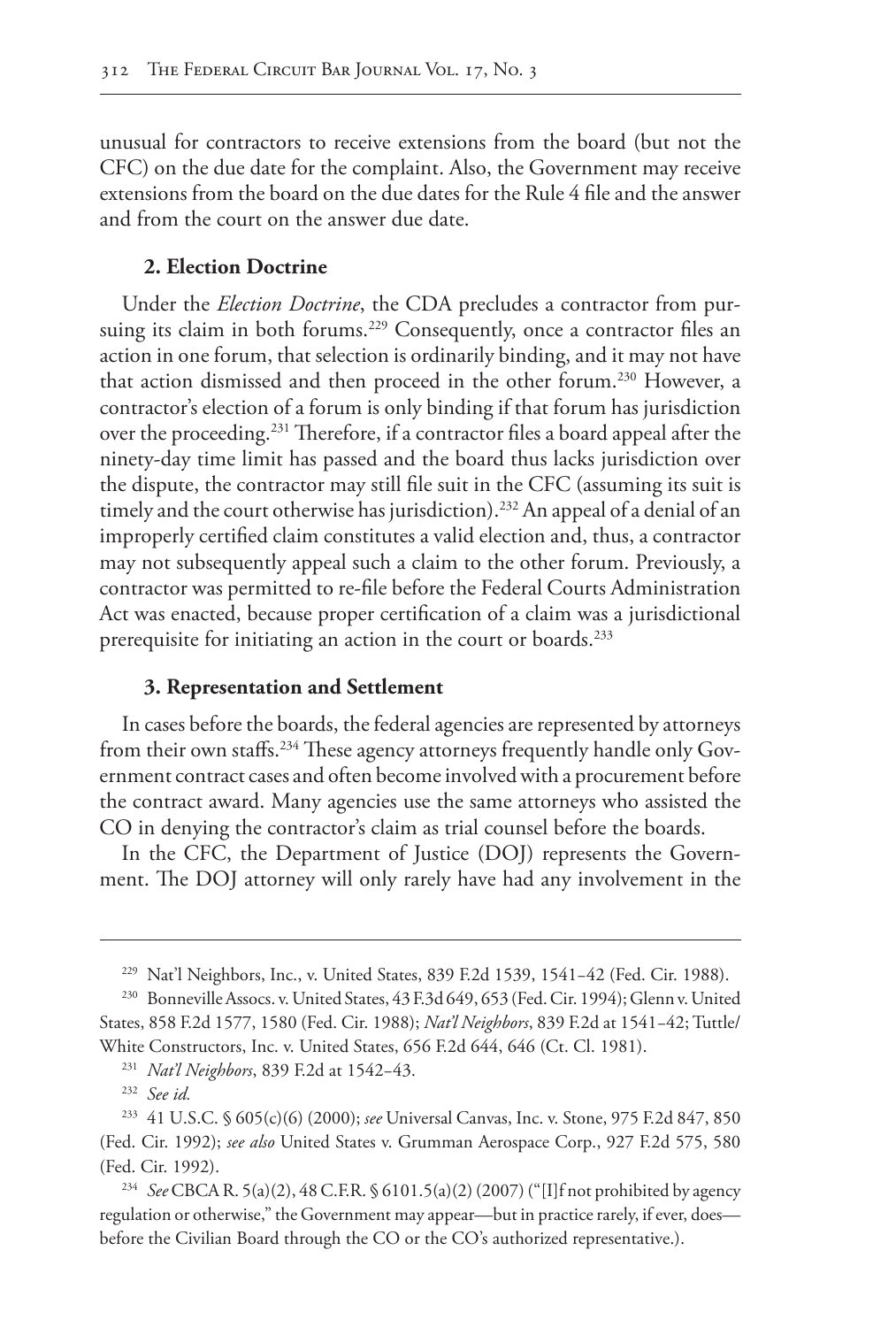unusual for contractors to receive extensions from the board (but not the CFC) on the due date for the complaint. Also, the Government may receive extensions from the board on the due dates for the Rule 4 file and the answer and from the court on the answer due date.

### 2. Election Doctrine

Under the *Election Doctrine*, the CDA precludes a contractor from pursuing its claim in both forums.[229] Consequently, once a contractor files an action in one forum, that selection is ordinarily binding, and it may not have that action dismissed and then proceed in the other forum.[230] However, a contractor's election of a forum is only binding if that forum has jurisdiction over the proceeding.[231] Therefore, if a contractor files a board appeal after the ninety-day time limit has passed and the board thus lacks jurisdiction over the dispute, the contractor may still file suit in the CFC (assuming its suit is timely and the court otherwise has jurisdiction).[232] An appeal of a denial of an improperly certified claim constitutes a valid election and, thus, a contractor may not subsequently appeal such a claim to the other forum. Previously, a contractor was permitted to re-file before the Federal Courts Administration Act was enacted, because proper certification of a claim was a jurisdictional prerequisite for initiating an action in the court or boards.[233]

### 3. Representation and Settlement

In cases before the boards, the federal agencies are represented by attorneys from their own staffs.[234] These agency attorneys frequently handle only Government contract cases and often become involved with a procurement before the contract award. Many agencies use the same attorneys who assisted the CO in denying the contractor's claim as trial counsel before the boards.

In the CFC, the Department of Justice (DOJ) represents the Government. The DOJ attorney will only rarely have had any involvement in the

---

[229] Nat'l Neighbors, Inc., v. United States, 839 F.2d 1539, 1541–42 (Fed. Cir. 1988).

[230] Bonneville Assocs. v. United States, 43 F.3d 649, 653 (Fed. Cir. 1994); Glenn v. United States, 858 F.2d 1577, 1580 (Fed. Cir. 1988); *Nat'l Neighbors*, 839 F.2d at 1541–42; Tuttle/White Constructors, Inc. v. United States, 656 F.2d 644, 646 (Ct. Cl. 1981).

[231] *Nat'l Neighbors*, 839 F.2d at 1542–43.

[232] *See id.*

[233] 41 U.S.C. § 605(c)(6) (2000); *see* Universal Canvas, Inc. v. Stone, 975 F.2d 847, 850 (Fed. Cir. 1992); *see also* United States v. Grumman Aerospace Corp., 927 F.2d 575, 580 (Fed. Cir. 1992).

[234] *See* CBCA R. 5(a)(2), 48 C.F.R. § 6101.5(a)(2) (2007) ("[I]f not prohibited by agency regulation or otherwise," the Government may appear—but in practice rarely, if ever, does—before the Civilian Board through the CO or the CO's authorized representative.).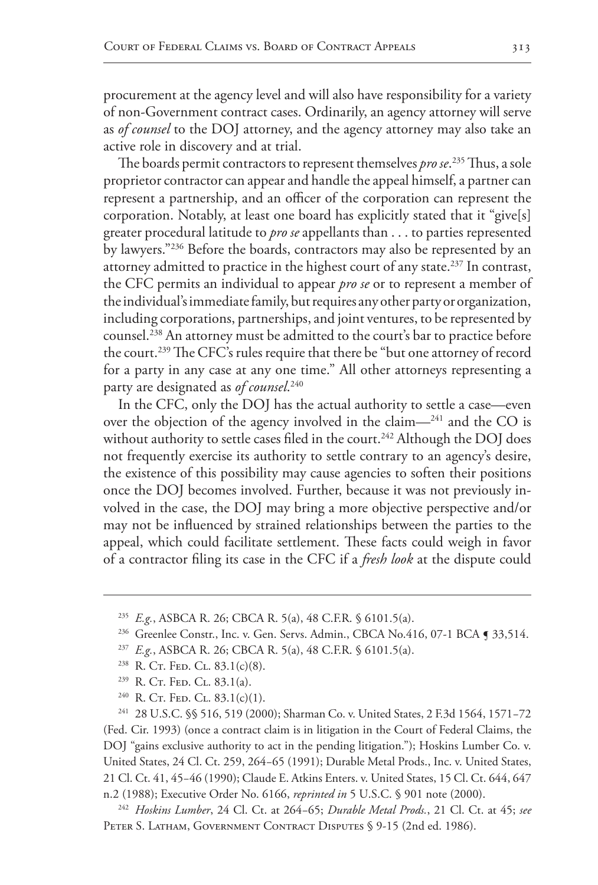procurement at the agency level and will also have responsibility for a variety of non-Government contract cases. Ordinarily, an agency attorney will serve as *of counsel* to the DOJ attorney, and the agency attorney may also take an active role in discovery and at trial.

The boards permit contractors to represent themselves *pro se*.[235] Thus, a sole proprietor contractor can appear and handle the appeal himself, a partner can represent a partnership, and an officer of the corporation can represent the corporation. Notably, at least one board has explicitly stated that it "give[s] greater procedural latitude to *pro se* appellants than . . . to parties represented by lawyers."[236] Before the boards, contractors may also be represented by an attorney admitted to practice in the highest court of any state.[237] In contrast, the CFC permits an individual to appear *pro se* or to represent a member of the individual's immediate family, but requires any other party or organization, including corporations, partnerships, and joint ventures, to be represented by counsel.[238] An attorney must be admitted to the court's bar to practice before the court.[239] The CFC's rules require that there be "but one attorney of record for a party in any case at any one time." All other attorneys representing a party are designated as *of counsel*.[240]

In the CFC, only the DOJ has the actual authority to settle a case—even over the objection of the agency involved in the claim—[241] and the CO is without authority to settle cases filed in the court.[242] Although the DOJ does not frequently exercise its authority to settle contrary to an agency's desire, the existence of this possibility may cause agencies to soften their positions once the DOJ becomes involved. Further, because it was not previously involved in the case, the DOJ may bring a more objective perspective and/or may not be influenced by strained relationships between the parties to the appeal, which could facilitate settlement. These facts could weigh in favor of a contractor filing its case in the CFC if a *fresh look* at the dispute could

---

[235] *E.g.*, ASBCA R. 26; CBCA R. 5(a), 48 C.F.R. § 6101.5(a).

[236] Greenlee Constr., Inc. v. Gen. Servs. Admin., CBCA No.416, 07-1 BCA ¶ 33,514.

[237] *E.g.*, ASBCA R. 26; CBCA R. 5(a), 48 C.F.R. § 6101.5(a).

[238] R. Ct. Fed. Cl. 83.1(c)(8).

[239] R. Ct. Fed. Cl. 83.1(a).

[240] R. Ct. Fed. Cl. 83.1(c)(1).

[241] 28 U.S.C. §§ 516, 519 (2000); Sharman Co. v. United States, 2 F.3d 1564, 1571–72 (Fed. Cir. 1993) (once a contract claim is in litigation in the Court of Federal Claims, the DOJ "gains exclusive authority to act in the pending litigation."); Hoskins Lumber Co. v. United States, 24 Cl. Ct. 259, 264–65 (1991); Durable Metal Prods., Inc. v. United States, 21 Cl. Ct. 41, 45–46 (1990); Claude E. Atkins Enters. v. United States, 15 Cl. Ct. 644, 647 n.2 (1988); Executive Order No. 6166, *reprinted in* 5 U.S.C. § 901 note (2000).

[242] *Hoskins Lumber*, 24 Cl. Ct. at 264–65; *Durable Metal Prods.*, 21 Cl. Ct. at 45; *see* Peter S. Latham, Government Contract Disputes § 9-15 (2nd ed. 1986).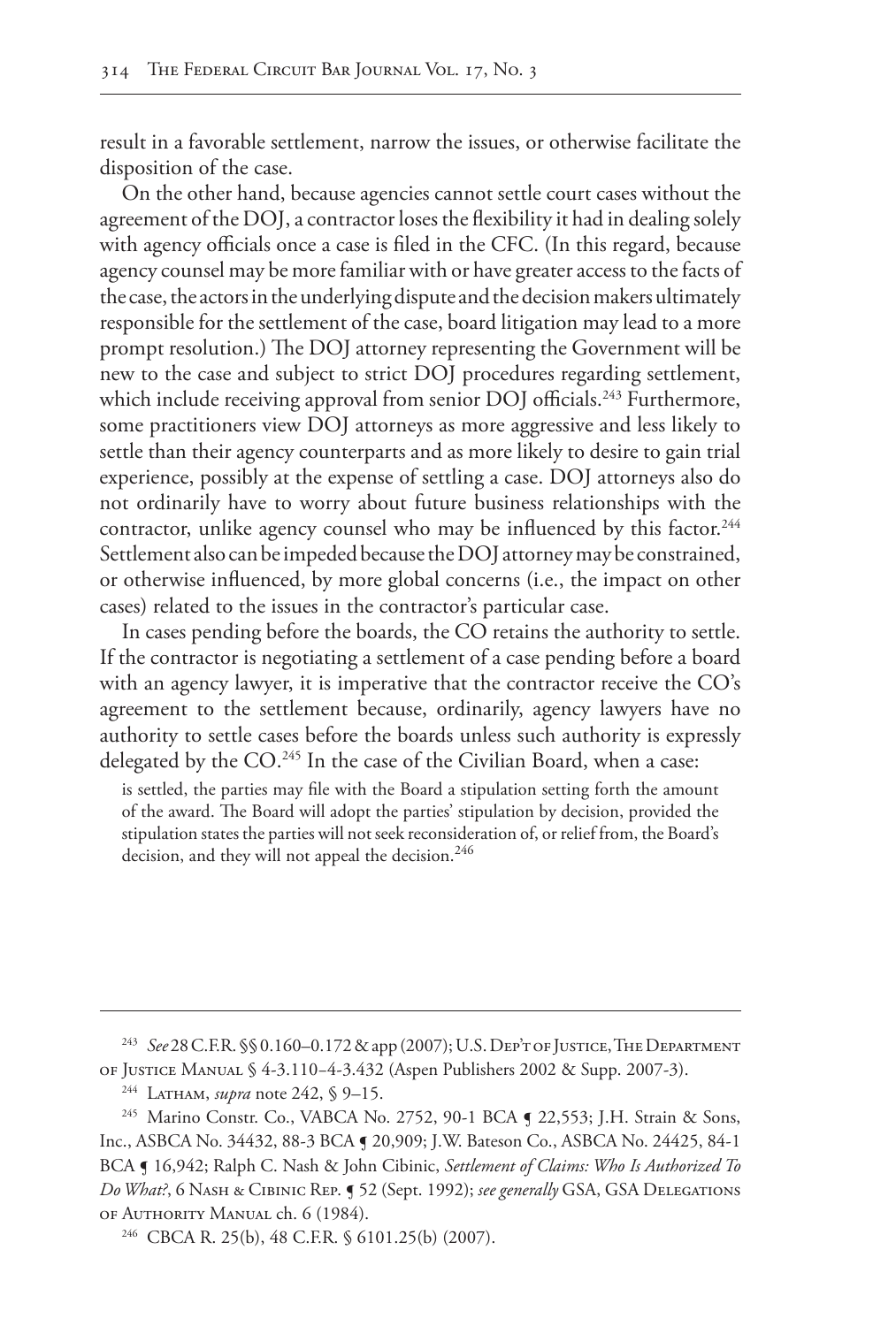result in a favorable settlement, narrow the issues, or otherwise facilitate the disposition of the case.

On the other hand, because agencies cannot settle court cases without the agreement of the DOJ, a contractor loses the flexibility it had in dealing solely with agency officials once a case is filed in the CFC. (In this regard, because agency counsel may be more familiar with or have greater access to the facts of the case, the actors in the underlying dispute and the decision makers ultimately responsible for the settlement of the case, board litigation may lead to a more prompt resolution.) The DOJ attorney representing the Government will be new to the case and subject to strict DOJ procedures regarding settlement, which include receiving approval from senior DOJ officials.[243] Furthermore, some practitioners view DOJ attorneys as more aggressive and less likely to settle than their agency counterparts and as more likely to desire to gain trial experience, possibly at the expense of settling a case. DOJ attorneys also do not ordinarily have to worry about future business relationships with the contractor, unlike agency counsel who may be influenced by this factor.[244] Settlement also can be impeded because the DOJ attorney may be constrained, or otherwise influenced, by more global concerns (i.e., the impact on other cases) related to the issues in the contractor's particular case.

In cases pending before the boards, the CO retains the authority to settle. If the contractor is negotiating a settlement of a case pending before a board with an agency lawyer, it is imperative that the contractor receive the CO's agreement to the settlement because, ordinarily, agency lawyers have no authority to settle cases before the boards unless such authority is expressly delegated by the CO.[245] In the case of the Civilian Board, when a case:

> is settled, the parties may file with the Board a stipulation setting forth the amount of the award. The Board will adopt the parties' stipulation by decision, provided the stipulation states the parties will not seek reconsideration of, or relief from, the Board's decision, and they will not appeal the decision.[246]

---

[243] *See* 28 C.F.R. §§ 0.160–0.172 & app (2007); U.S. Dep't of Justice, The Department of Justice Manual § 4-3.110–4-3.432 (Aspen Publishers 2002 & Supp. 2007-3).

[244] Latham, *supra* note 242, § 9–15.

[245] Marino Constr. Co., VABCA No. 2752, 90-1 BCA ¶ 22,553; J.H. Strain & Sons, Inc., ASBCA No. 34432, 88-3 BCA ¶ 20,909; J.W. Bateson Co., ASBCA No. 24425, 84-1 BCA ¶ 16,942; Ralph C. Nash & John Cibinic, *Settlement of Claims: Who Is Authorized To Do What?*, 6 Nash & Cibinic Rep. ¶ 52 (Sept. 1992); *see generally* GSA, GSA Delegations of Authority Manual ch. 6 (1984).

[246] CBCA R. 25(b), 48 C.F.R. § 6101.25(b) (2007).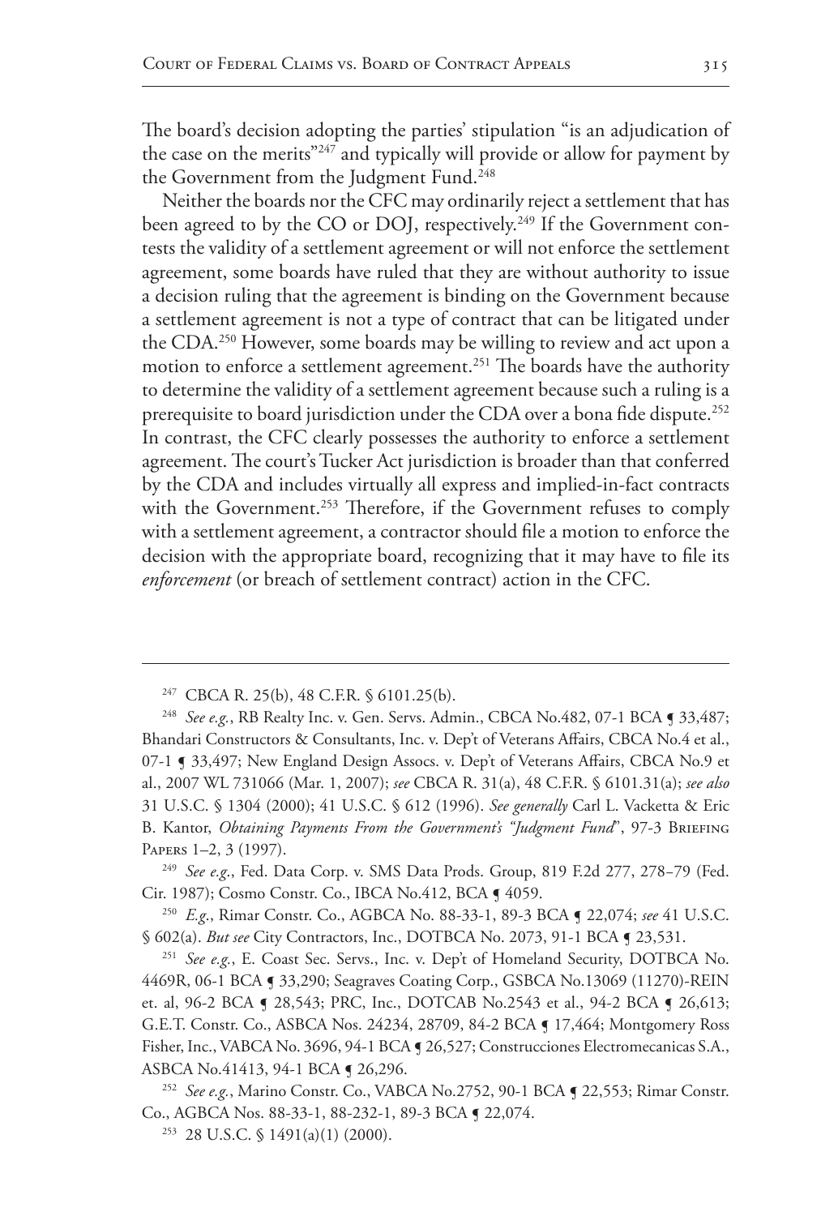The board's decision adopting the parties' stipulation "is an adjudication of the case on the merits"[247] and typically will provide or allow for payment by the Government from the Judgment Fund.[248]

Neither the boards nor the CFC may ordinarily reject a settlement that has been agreed to by the CO or DOJ, respectively.[249] If the Government contests the validity of a settlement agreement or will not enforce the settlement agreement, some boards have ruled that they are without authority to issue a decision ruling that the agreement is binding on the Government because a settlement agreement is not a type of contract that can be litigated under the CDA.[250] However, some boards may be willing to review and act upon a motion to enforce a settlement agreement.[251] The boards have the authority to determine the validity of a settlement agreement because such a ruling is a prerequisite to board jurisdiction under the CDA over a bona fide dispute.[252] In contrast, the CFC clearly possesses the authority to enforce a settlement agreement. The court's Tucker Act jurisdiction is broader than that conferred by the CDA and includes virtually all express and implied-in-fact contracts with the Government.[253] Therefore, if the Government refuses to comply with a settlement agreement, a contractor should file a motion to enforce the decision with the appropriate board, recognizing that it may have to file its *enforcement* (or breach of settlement contract) action in the CFC.

---

[247] CBCA R. 25(b), 48 C.F.R. § 6101.25(b).

[248] *See e.g.*, RB Realty Inc. v. Gen. Servs. Admin., CBCA No.482, 07-1 BCA ¶ 33,487; Bhandari Constructors & Consultants, Inc. v. Dep't of Veterans Affairs, CBCA No.4 et al., 07-1 ¶ 33,497; New England Design Assocs. v. Dep't of Veterans Affairs, CBCA No.9 et al., 2007 WL 731066 (Mar. 1, 2007); *see* CBCA R. 31(a), 48 C.F.R. § 6101.31(a); *see also* 31 U.S.C. § 1304 (2000); 41 U.S.C. § 612 (1996). *See generally* Carl L. Vacketta & Eric B. Kantor, *Obtaining Payments From the Government's "Judgment Fund"*, 97-3 Briefing Papers 1–2, 3 (1997).

[249] *See e.g.*, Fed. Data Corp. v. SMS Data Prods. Group, 819 F.2d 277, 278–79 (Fed. Cir. 1987); Cosmo Constr. Co., IBCA No.412, BCA ¶ 4059.

[250] *E.g.*, Rimar Constr. Co., AGBCA No. 88-33-1, 89-3 BCA ¶ 22,074; *see* 41 U.S.C. § 602(a). *But see* City Contractors, Inc., DOTBCA No. 2073, 91-1 BCA ¶ 23,531.

[251] *See e.g.*, E. Coast Sec. Servs., Inc. v. Dep't of Homeland Security, DOTBCA No. 4469R, 06-1 BCA ¶ 33,290; Seagraves Coating Corp., GSBCA No.13069 (11270)-REIN et. al, 96-2 BCA ¶ 28,543; PRC, Inc., DOTCAB No.2543 et al., 94-2 BCA ¶ 26,613; G.E.T. Constr. Co., ASBCA Nos. 24234, 28709, 84-2 BCA ¶ 17,464; Montgomery Ross Fisher, Inc., VABCA No. 3696, 94-1 BCA ¶ 26,527; Construcciones Electromecanicas S.A., ASBCA No.41413, 94-1 BCA ¶ 26,296.

[252] *See e.g.*, Marino Constr. Co., VABCA No.2752, 90-1 BCA ¶ 22,553; Rimar Constr. Co., AGBCA Nos. 88-33-1, 88-232-1, 89-3 BCA ¶ 22,074.

[253] 28 U.S.C. § 1491(a)(1) (2000).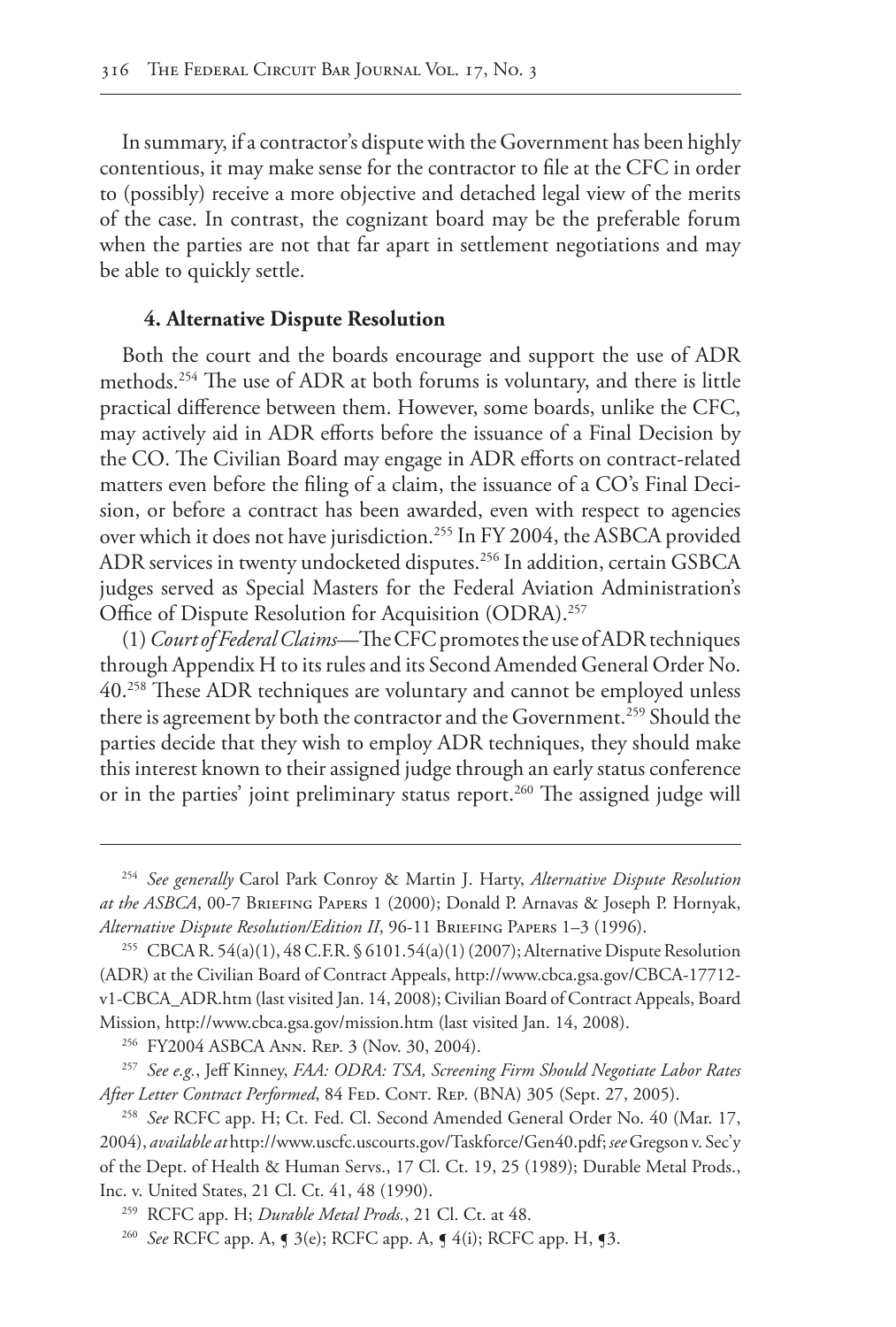In summary, if a contractor's dispute with the Government has been highly contentious, it may make sense for the contractor to file at the CFC in order to (possibly) receive a more objective and detached legal view of the merits of the case. In contrast, the cognizant board may be the preferable forum when the parties are not that far apart in settlement negotiations and may be able to quickly settle.

### 4. Alternative Dispute Resolution

Both the court and the boards encourage and support the use of ADR methods.[254] The use of ADR at both forums is voluntary, and there is little practical difference between them. However, some boards, unlike the CFC, may actively aid in ADR efforts before the issuance of a Final Decision by the CO. The Civilian Board may engage in ADR efforts on contract-related matters even before the filing of a claim, the issuance of a CO's Final Decision, or before a contract has been awarded, even with respect to agencies over which it does not have jurisdiction.[255] In FY 2004, the ASBCA provided ADR services in twenty undocketed disputes.[256] In addition, certain GSBCA judges served as Special Masters for the Federal Aviation Administration's Office of Dispute Resolution for Acquisition (ODRA).[257]

(1) *Court of Federal Claims*—The CFC promotes the use of ADR techniques through Appendix H to its rules and its Second Amended General Order No. 40.[258] These ADR techniques are voluntary and cannot be employed unless there is agreement by both the contractor and the Government.[259] Should the parties decide that they wish to employ ADR techniques, they should make this interest known to their assigned judge through an early status conference or in the parties' joint preliminary status report.[260] The assigned judge will

---

[254] *See generally* Carol Park Conroy & Martin J. Harty, *Alternative Dispute Resolution at the ASBCA*, 00-7 Briefing Papers 1 (2000); Donald P. Arnavas & Joseph P. Hornyak, *Alternative Dispute Resolution/Edition II*, 96-11 Briefing Papers 1–3 (1996).

[255] CBCA R. 54(a)(1), 48 C.F.R. § 6101.54(a)(1) (2007); Alternative Dispute Resolution (ADR) at the Civilian Board of Contract Appeals, http://www.cbca.gsa.gov/CBCA-17712-v1-CBCA_ADR.htm (last visited Jan. 14, 2008); Civilian Board of Contract Appeals, Board Mission, http://www.cbca.gsa.gov/mission.htm (last visited Jan. 14, 2008).

[256] FY2004 ASBCA Ann. Rep. 3 (Nov. 30, 2004).

[257] *See e.g.*, Jeff Kinney, *FAA: ODRA: TSA, Screening Firm Should Negotiate Labor Rates After Letter Contract Performed*, 84 Fed. Cont. Rep. (BNA) 305 (Sept. 27, 2005).

[258] *See* RCFC app. H; Ct. Fed. Cl. Second Amended General Order No. 40 (Mar. 17, 2004), *available at* http://www.uscfc.uscourts.gov/Taskforce/Gen40.pdf; *see* Gregson v. Sec'y of the Dept. of Health & Human Servs., 17 Cl. Ct. 19, 25 (1989); Durable Metal Prods., Inc. v. United States, 21 Cl. Ct. 41, 48 (1990).

[259] RCFC app. H; *Durable Metal Prods.*, 21 Cl. Ct. at 48.

[260] *See* RCFC app. A, ¶ 3(e); RCFC app. A, ¶ 4(i); RCFC app. H, ¶3.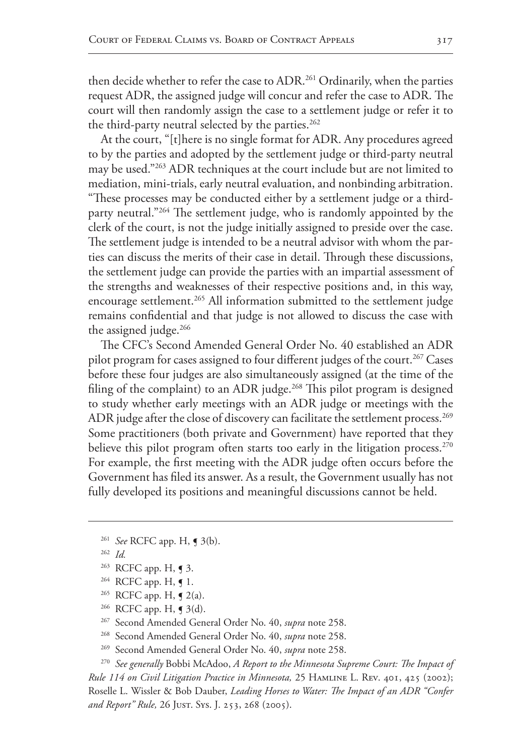then decide whether to refer the case to ADR.[261] Ordinarily, when the parties request ADR, the assigned judge will concur and refer the case to ADR. The court will then randomly assign the case to a settlement judge or refer it to the third-party neutral selected by the parties.[262]

At the court, "[t]here is no single format for ADR. Any procedures agreed to by the parties and adopted by the settlement judge or third-party neutral may be used."[263] ADR techniques at the court include but are not limited to mediation, mini-trials, early neutral evaluation, and nonbinding arbitration. "These processes may be conducted either by a settlement judge or a third-party neutral."[264] The settlement judge, who is randomly appointed by the clerk of the court, is not the judge initially assigned to preside over the case. The settlement judge is intended to be a neutral advisor with whom the parties can discuss the merits of their case in detail. Through these discussions, the settlement judge can provide the parties with an impartial assessment of the strengths and weaknesses of their respective positions and, in this way, encourage settlement.[265] All information submitted to the settlement judge remains confidential and that judge is not allowed to discuss the case with the assigned judge.[266]

The CFC's Second Amended General Order No. 40 established an ADR pilot program for cases assigned to four different judges of the court.[267] Cases before these four judges are also simultaneously assigned (at the time of the filing of the complaint) to an ADR judge.[268] This pilot program is designed to study whether early meetings with an ADR judge or meetings with the ADR judge after the close of discovery can facilitate the settlement process.[269] Some practitioners (both private and Government) have reported that they believe this pilot program often starts too early in the litigation process.[270] For example, the first meeting with the ADR judge often occurs before the Government has filed its answer. As a result, the Government usually has not fully developed its positions and meaningful discussions cannot be held.

---

[261] *See* RCFC app. H, ¶ 3(b).

[262] *Id.*

[263] RCFC app. H, ¶ 3.

[264] RCFC app. H, ¶ 1.

[265] RCFC app. H, ¶ 2(a).

[266] RCFC app. H, ¶ 3(d).

[267] Second Amended General Order No. 40, *supra* note 258.

[268] Second Amended General Order No. 40, *supra* note 258.

[269] Second Amended General Order No. 40, *supra* note 258.

[270] *See generally* Bobbi McAdoo, *A Report to the Minnesota Supreme Court: The Impact of Rule 114 on Civil Litigation Practice in Minnesota,* 25 Hamline L. Rev. 401, 425 (2002); Roselle L. Wissler & Bob Dauber, *Leading Horses to Water: The Impact of an ADR "Confer and Report" Rule,* 26 Just. Sys. J. 253, 268 (2005).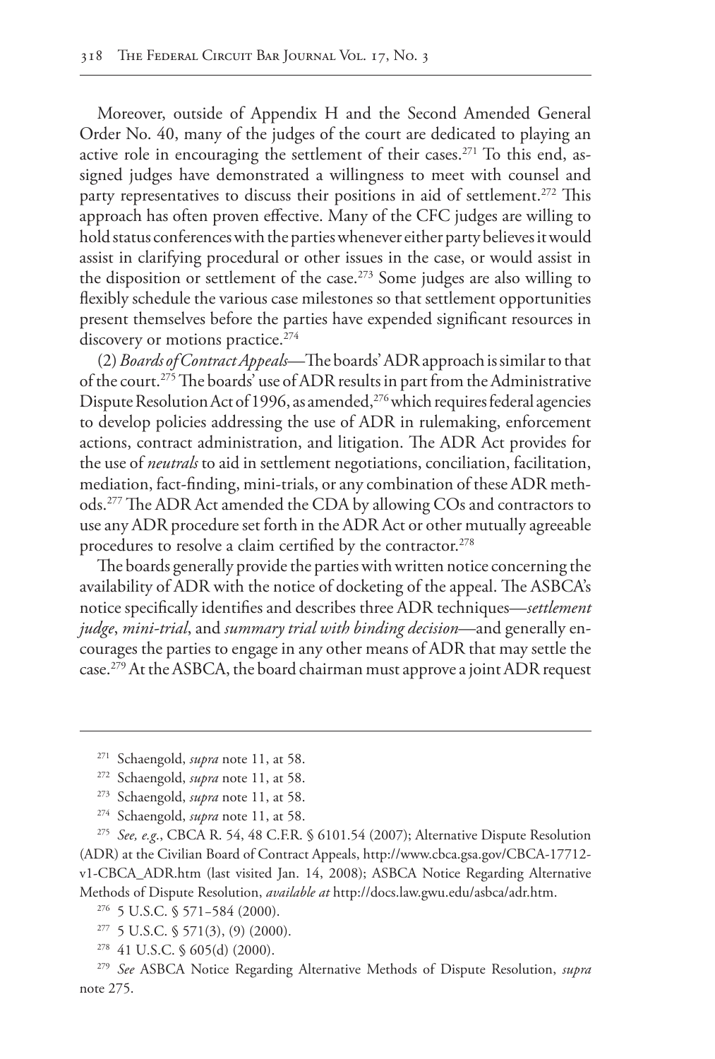Moreover, outside of Appendix H and the Second Amended General Order No. 40, many of the judges of the court are dedicated to playing an active role in encouraging the settlement of their cases.[271] To this end, assigned judges have demonstrated a willingness to meet with counsel and party representatives to discuss their positions in aid of settlement.[272] This approach has often proven effective. Many of the CFC judges are willing to hold status conferences with the parties whenever either party believes it would assist in clarifying procedural or other issues in the case, or would assist in the disposition or settlement of the case.[273] Some judges are also willing to flexibly schedule the various case milestones so that settlement opportunities present themselves before the parties have expended significant resources in discovery or motions practice.[274]

(2) *Boards of Contract Appeals*—The boards' ADR approach is similar to that of the court.[275] The boards' use of ADR results in part from the Administrative Dispute Resolution Act of 1996, as amended,[276] which requires federal agencies to develop policies addressing the use of ADR in rulemaking, enforcement actions, contract administration, and litigation. The ADR Act provides for the use of *neutrals* to aid in settlement negotiations, conciliation, facilitation, mediation, fact-finding, mini-trials, or any combination of these ADR methods.[277] The ADR Act amended the CDA by allowing COs and contractors to use any ADR procedure set forth in the ADR Act or other mutually agreeable procedures to resolve a claim certified by the contractor.[278]

The boards generally provide the parties with written notice concerning the availability of ADR with the notice of docketing of the appeal. The ASBCA's notice specifically identifies and describes three ADR techniques—*settlement judge*, *mini-trial*, and *summary trial with binding decision*—and generally encourages the parties to engage in any other means of ADR that may settle the case.[279] At the ASBCA, the board chairman must approve a joint ADR request

---

[271] Schaengold, *supra* note 11, at 58.

[272] Schaengold, *supra* note 11, at 58.

[273] Schaengold, *supra* note 11, at 58.

[274] Schaengold, *supra* note 11, at 58.

[275] *See, e.g.*, CBCA R. 54, 48 C.F.R. § 6101.54 (2007); Alternative Dispute Resolution (ADR) at the Civilian Board of Contract Appeals, http://www.cbca.gsa.gov/CBCA-17712-v1-CBCA_ADR.htm (last visited Jan. 14, 2008); ASBCA Notice Regarding Alternative Methods of Dispute Resolution, *available at* http://docs.law.gwu.edu/asbca/adr.htm.

[276] 5 U.S.C. § 571–584 (2000).

[277] 5 U.S.C. § 571(3), (9) (2000).

[278] 41 U.S.C. § 605(d) (2000).

[279] *See* ASBCA Notice Regarding Alternative Methods of Dispute Resolution, *supra* note 275.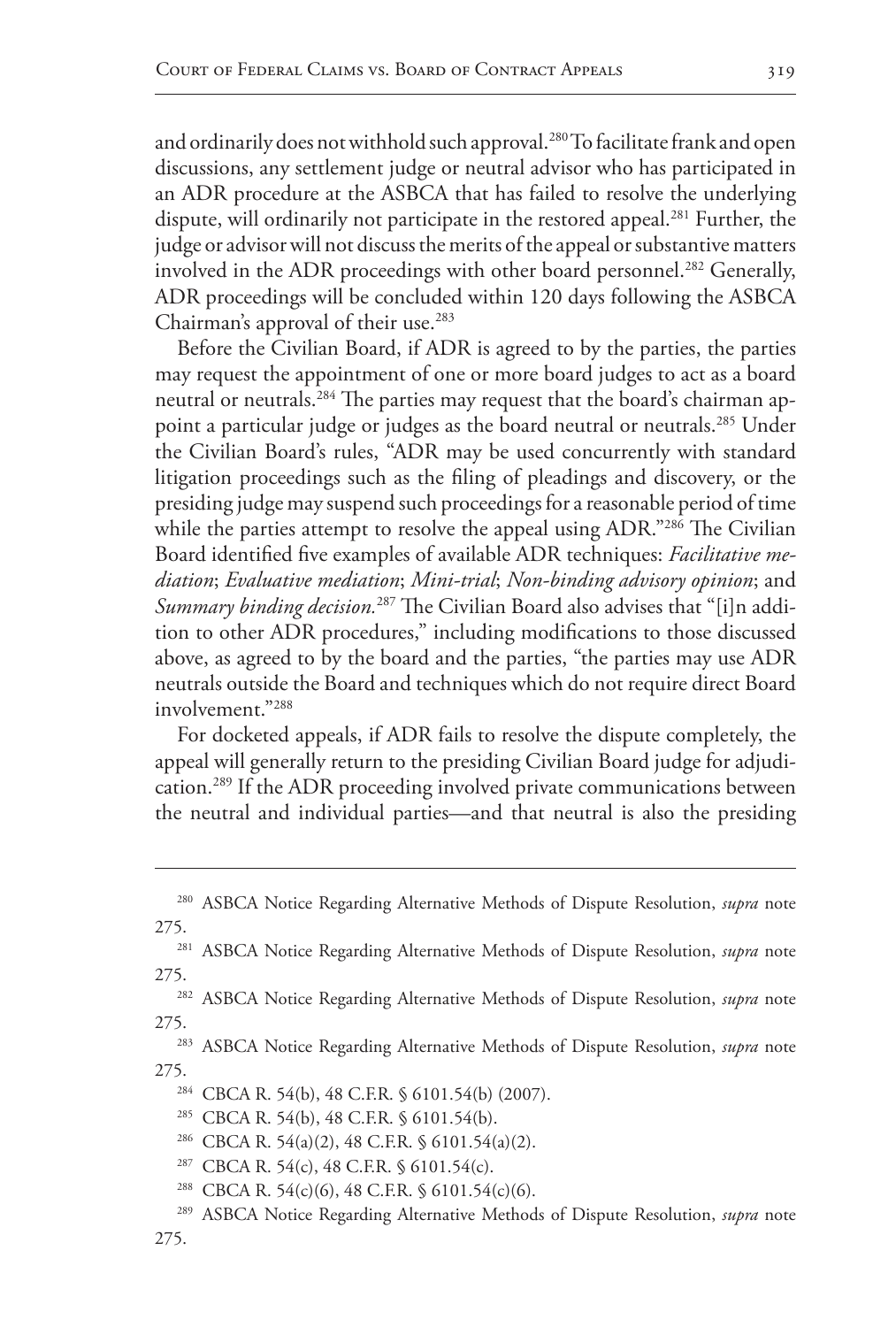and ordinarily does not withhold such approval.[280] To facilitate frank and open discussions, any settlement judge or neutral advisor who has participated in an ADR procedure at the ASBCA that has failed to resolve the underlying dispute, will ordinarily not participate in the restored appeal.[281] Further, the judge or advisor will not discuss the merits of the appeal or substantive matters involved in the ADR proceedings with other board personnel.[282] Generally, ADR proceedings will be concluded within 120 days following the ASBCA Chairman's approval of their use.[283]

Before the Civilian Board, if ADR is agreed to by the parties, the parties may request the appointment of one or more board judges to act as a board neutral or neutrals.[284] The parties may request that the board's chairman appoint a particular judge or judges as the board neutral or neutrals.[285] Under the Civilian Board's rules, "ADR may be used concurrently with standard litigation proceedings such as the filing of pleadings and discovery, or the presiding judge may suspend such proceedings for a reasonable period of time while the parties attempt to resolve the appeal using ADR."[286] The Civilian Board identified five examples of available ADR techniques: *Facilitative mediation*; *Evaluative mediation*; *Mini-trial*; *Non-binding advisory opinion*; and *Summary binding decision.*[287] The Civilian Board also advises that "[i]n addition to other ADR procedures," including modifications to those discussed above, as agreed to by the board and the parties, "the parties may use ADR neutrals outside the Board and techniques which do not require direct Board involvement."[288]

For docketed appeals, if ADR fails to resolve the dispute completely, the appeal will generally return to the presiding Civilian Board judge for adjudication.[289] If the ADR proceeding involved private communications between the neutral and individual parties—and that neutral is also the presiding

---

[280] ASBCA Notice Regarding Alternative Methods of Dispute Resolution, *supra* note 275.

[281] ASBCA Notice Regarding Alternative Methods of Dispute Resolution, *supra* note 275.

[282] ASBCA Notice Regarding Alternative Methods of Dispute Resolution, *supra* note 275.

[283] ASBCA Notice Regarding Alternative Methods of Dispute Resolution, *supra* note 275.

[284] CBCA R. 54(b), 48 C.F.R. § 6101.54(b) (2007).

[285] CBCA R. 54(b), 48 C.F.R. § 6101.54(b).

[286] CBCA R. 54(a)(2), 48 C.F.R. § 6101.54(a)(2).

[287] CBCA R. 54(c), 48 C.F.R. § 6101.54(c).

[288] CBCA R. 54(c)(6), 48 C.F.R. § 6101.54(c)(6).

[289] ASBCA Notice Regarding Alternative Methods of Dispute Resolution, *supra* note 275.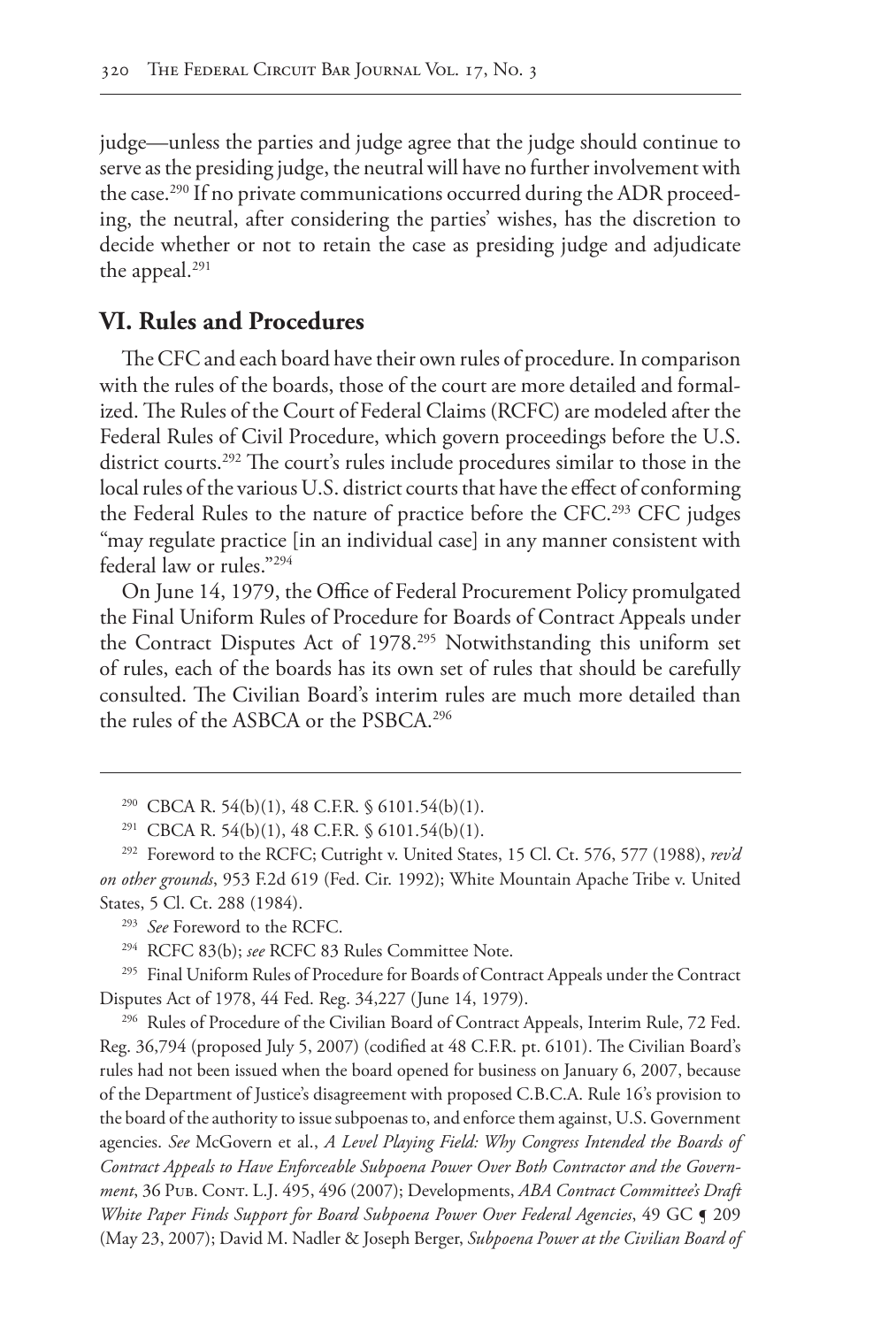judge—unless the parties and judge agree that the judge should continue to serve as the presiding judge, the neutral will have no further involvement with the case.[290] If no private communications occurred during the ADR proceeding, the neutral, after considering the parties' wishes, has the discretion to decide whether or not to retain the case as presiding judge and adjudicate the appeal.[291]

## VI. Rules and Procedures

The CFC and each board have their own rules of procedure. In comparison with the rules of the boards, those of the court are more detailed and formalized. The Rules of the Court of Federal Claims (RCFC) are modeled after the Federal Rules of Civil Procedure, which govern proceedings before the U.S. district courts.[292] The court's rules include procedures similar to those in the local rules of the various U.S. district courts that have the effect of conforming the Federal Rules to the nature of practice before the CFC.[293] CFC judges "may regulate practice [in an individual case] in any manner consistent with federal law or rules."[294]

On June 14, 1979, the Office of Federal Procurement Policy promulgated the Final Uniform Rules of Procedure for Boards of Contract Appeals under the Contract Disputes Act of 1978.[295] Notwithstanding this uniform set of rules, each of the boards has its own set of rules that should be carefully consulted. The Civilian Board's interim rules are much more detailed than the rules of the ASBCA or the PSBCA.[296]

---

[290] CBCA R. 54(b)(1), 48 C.F.R. § 6101.54(b)(1).

[291] CBCA R. 54(b)(1), 48 C.F.R. § 6101.54(b)(1).

[292] Foreword to the RCFC; Cutright v. United States, 15 Cl. Ct. 576, 577 (1988), *rev'd on other grounds*, 953 F.2d 619 (Fed. Cir. 1992); White Mountain Apache Tribe v. United States, 5 Cl. Ct. 288 (1984).

[293] *See* Foreword to the RCFC.

[294] RCFC 83(b); *see* RCFC 83 Rules Committee Note.

[295] Final Uniform Rules of Procedure for Boards of Contract Appeals under the Contract Disputes Act of 1978, 44 Fed. Reg. 34,227 (June 14, 1979).

[296] Rules of Procedure of the Civilian Board of Contract Appeals, Interim Rule, 72 Fed. Reg. 36,794 (proposed July 5, 2007) (codified at 48 C.F.R. pt. 6101). The Civilian Board's rules had not been issued when the board opened for business on January 6, 2007, because of the Department of Justice's disagreement with proposed C.B.C.A. Rule 16's provision to the board of the authority to issue subpoenas to, and enforce them against, U.S. Government agencies. *See* McGovern et al., *A Level Playing Field: Why Congress Intended the Boards of Contract Appeals to Have Enforceable Subpoena Power Over Both Contractor and the Government*, 36 Pub. Cont. L.J. 495, 496 (2007); Developments, *ABA Contract Committee's Draft White Paper Finds Support for Board Subpoena Power Over Federal Agencies*, 49 GC ¶ 209 (May 23, 2007); David M. Nadler & Joseph Berger, *Subpoena Power at the Civilian Board of*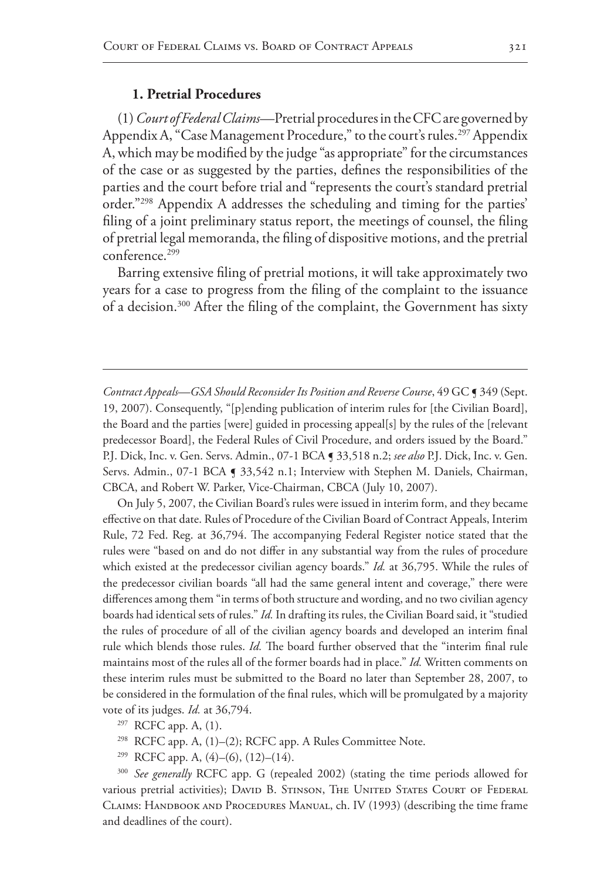### 1. Pretrial Procedures

(1) *Court of Federal Claims*—Pretrial procedures in the CFC are governed by Appendix A, "Case Management Procedure," to the court's rules.[297] Appendix A, which may be modified by the judge "as appropriate" for the circumstances of the case or as suggested by the parties, defines the responsibilities of the parties and the court before trial and "represents the court's standard pretrial order."[298] Appendix A addresses the scheduling and timing for the parties' filing of a joint preliminary status report, the meetings of counsel, the filing of pretrial legal memoranda, the filing of dispositive motions, and the pretrial conference.[299]

Barring extensive filing of pretrial motions, it will take approximately two years for a case to progress from the filing of the complaint to the issuance of a decision.[300] After the filing of the complaint, the Government has sixty

---

*Contract Appeals—GSA Should Reconsider Its Position and Reverse Course*, 49 GC ¶ 349 (Sept. 19, 2007). Consequently, "[p]ending publication of interim rules for [the Civilian Board], the Board and the parties [were] guided in processing appeal[s] by the rules of the [relevant predecessor Board], the Federal Rules of Civil Procedure, and orders issued by the Board." P.J. Dick, Inc. v. Gen. Servs. Admin., 07-1 BCA ¶ 33,518 n.2; *see also* P.J. Dick, Inc. v. Gen. Servs. Admin., 07-1 BCA ¶ 33,542 n.1; Interview with Stephen M. Daniels, Chairman, CBCA, and Robert W. Parker, Vice-Chairman, CBCA (July 10, 2007).

On July 5, 2007, the Civilian Board's rules were issued in interim form, and they became effective on that date. Rules of Procedure of the Civilian Board of Contract Appeals, Interim Rule, 72 Fed. Reg. at 36,794. The accompanying Federal Register notice stated that the rules were "based on and do not differ in any substantial way from the rules of procedure which existed at the predecessor civilian agency boards." *Id.* at 36,795. While the rules of the predecessor civilian boards "all had the same general intent and coverage," there were differences among them "in terms of both structure and wording, and no two civilian agency boards had identical sets of rules." *Id.* In drafting its rules, the Civilian Board said, it "studied the rules of procedure of all of the civilian agency boards and developed an interim final rule which blends those rules. *Id.* The board further observed that the "interim final rule maintains most of the rules all of the former boards had in place." *Id.* Written comments on these interim rules must be submitted to the Board no later than September 28, 2007, to be considered in the formulation of the final rules, which will be promulgated by a majority vote of its judges. *Id.* at 36,794.

[297] RCFC app. A, (1).

[298] RCFC app. A, (1)–(2); RCFC app. A Rules Committee Note.

[299] RCFC app. A, (4)–(6), (12)–(14).

[300] *See generally* RCFC app. G (repealed 2002) (stating the time periods allowed for various pretrial activities); David B. Stinson, The United States Court of Federal Claims: Handbook and Procedures Manual, ch. IV (1993) (describing the time frame and deadlines of the court).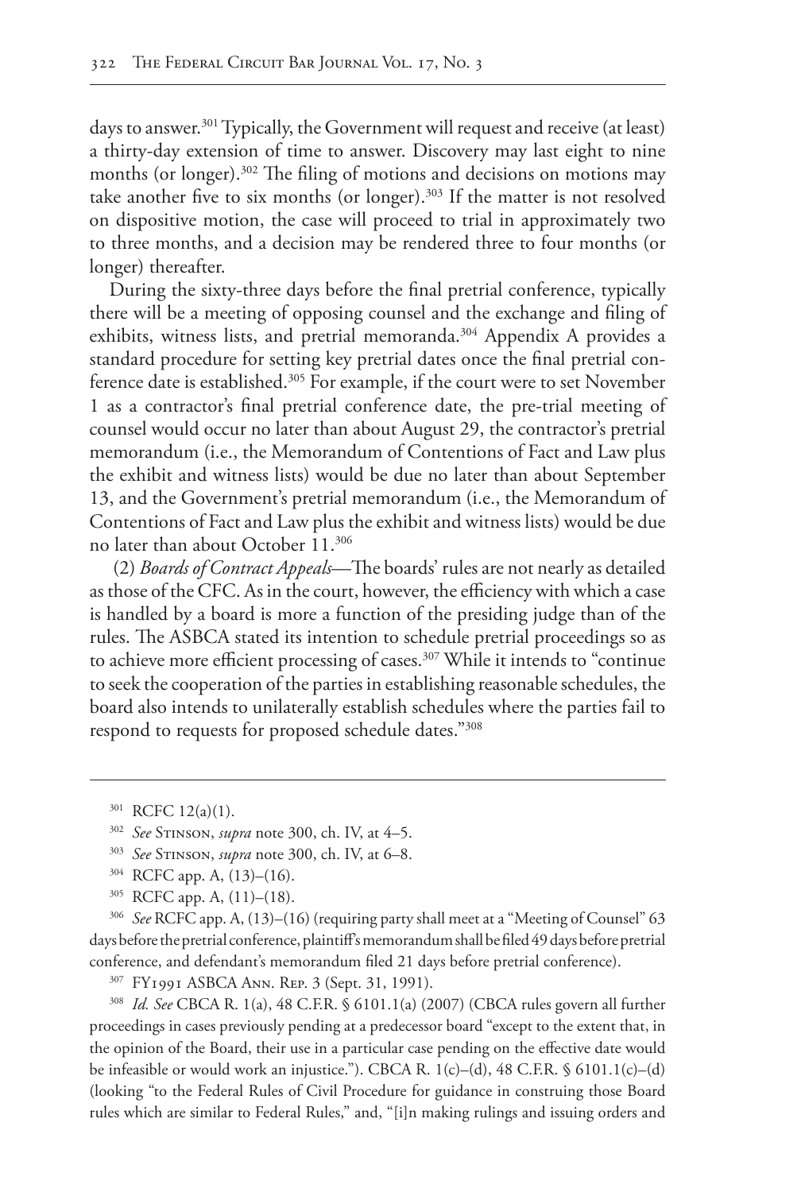days to answer.[301] Typically, the Government will request and receive (at least) a thirty-day extension of time to answer. Discovery may last eight to nine months (or longer).[302] The filing of motions and decisions on motions may take another five to six months (or longer).[303] If the matter is not resolved on dispositive motion, the case will proceed to trial in approximately two to three months, and a decision may be rendered three to four months (or longer) thereafter.

During the sixty-three days before the final pretrial conference, typically there will be a meeting of opposing counsel and the exchange and filing of exhibits, witness lists, and pretrial memoranda.[304] Appendix A provides a standard procedure for setting key pretrial dates once the final pretrial conference date is established.[305] For example, if the court were to set November 1 as a contractor's final pretrial conference date, the pre-trial meeting of counsel would occur no later than about August 29, the contractor's pretrial memorandum (i.e., the Memorandum of Contentions of Fact and Law plus the exhibit and witness lists) would be due no later than about September 13, and the Government's pretrial memorandum (i.e., the Memorandum of Contentions of Fact and Law plus the exhibit and witness lists) would be due no later than about October 11.[306]

(2) *Boards of Contract Appeals*—The boards' rules are not nearly as detailed as those of the CFC. As in the court, however, the efficiency with which a case is handled by a board is more a function of the presiding judge than of the rules. The ASBCA stated its intention to schedule pretrial proceedings so as to achieve more efficient processing of cases.[307] While it intends to "continue to seek the cooperation of the parties in establishing reasonable schedules, the board also intends to unilaterally establish schedules where the parties fail to respond to requests for proposed schedule dates."[308]

---

[301] RCFC 12(a)(1).

[302] *See* Stinson, *supra* note 300, ch. IV, at 4–5.

[303] *See* Stinson, *supra* note 300, ch. IV, at 6–8.

[304] RCFC app. A, (13)–(16).

[305] RCFC app. A, (11)–(18).

[306] *See* RCFC app. A, (13)–(16) (requiring party shall meet at a "Meeting of Counsel" 63 days before the pretrial conference, plaintiff's memorandum shall be filed 49 days before pretrial conference, and defendant's memorandum filed 21 days before pretrial conference).

[307] FY1991 ASBCA Ann. Rep. 3 (Sept. 31, 1991).

[308] *Id. See* CBCA R. 1(a), 48 C.F.R. § 6101.1(a) (2007) (CBCA rules govern all further proceedings in cases previously pending at a predecessor board "except to the extent that, in the opinion of the Board, their use in a particular case pending on the effective date would be infeasible or would work an injustice."). CBCA R. 1(c)–(d), 48 C.F.R. § 6101.1(c)–(d) (looking "to the Federal Rules of Civil Procedure for guidance in construing those Board rules which are similar to Federal Rules," and, "[i]n making rulings and issuing orders and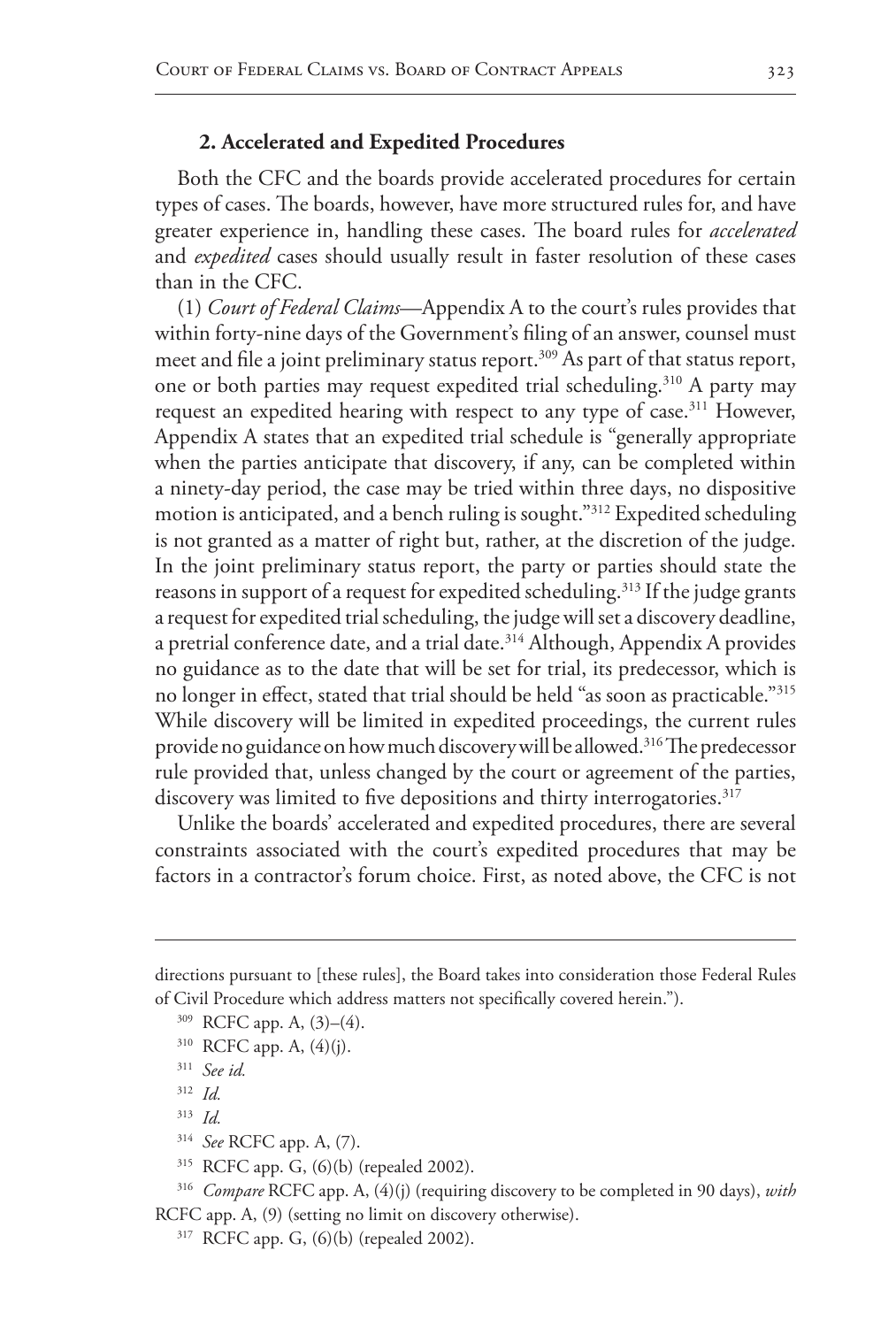### 2. Accelerated and Expedited Procedures

Both the CFC and the boards provide accelerated procedures for certain types of cases. The boards, however, have more structured rules for, and have greater experience in, handling these cases. The board rules for *accelerated* and *expedited* cases should usually result in faster resolution of these cases than in the CFC.

(1) *Court of Federal Claims*—Appendix A to the court's rules provides that within forty-nine days of the Government's filing of an answer, counsel must meet and file a joint preliminary status report.[309] As part of that status report, one or both parties may request expedited trial scheduling.[310] A party may request an expedited hearing with respect to any type of case.[311] However, Appendix A states that an expedited trial schedule is "generally appropriate when the parties anticipate that discovery, if any, can be completed within a ninety-day period, the case may be tried within three days, no dispositive motion is anticipated, and a bench ruling is sought."[312] Expedited scheduling is not granted as a matter of right but, rather, at the discretion of the judge. In the joint preliminary status report, the party or parties should state the reasons in support of a request for expedited scheduling.[313] If the judge grants a request for expedited trial scheduling, the judge will set a discovery deadline, a pretrial conference date, and a trial date.[314] Although, Appendix A provides no guidance as to the date that will be set for trial, its predecessor, which is no longer in effect, stated that trial should be held "as soon as practicable."[315] While discovery will be limited in expedited proceedings, the current rules provide no guidance on how much discovery will be allowed.[316] The predecessor rule provided that, unless changed by the court or agreement of the parties, discovery was limited to five depositions and thirty interrogatories.[317]

Unlike the boards' accelerated and expedited procedures, there are several constraints associated with the court's expedited procedures that may be factors in a contractor's forum choice. First, as noted above, the CFC is not

---

directions pursuant to [these rules], the Board takes into consideration those Federal Rules of Civil Procedure which address matters not specifically covered herein.").

[309] RCFC app. A, (3)–(4).

[310] RCFC app. A, (4)(j).

[311] *See id.*

[312] *Id.*

[313] *Id.*

[314] *See* RCFC app. A, (7).

[315] RCFC app. G, (6)(b) (repealed 2002).

[316] *Compare* RCFC app. A, (4)(j) (requiring discovery to be completed in 90 days), *with* RCFC app. A, (9) (setting no limit on discovery otherwise).

[317] RCFC app. G, (6)(b) (repealed 2002).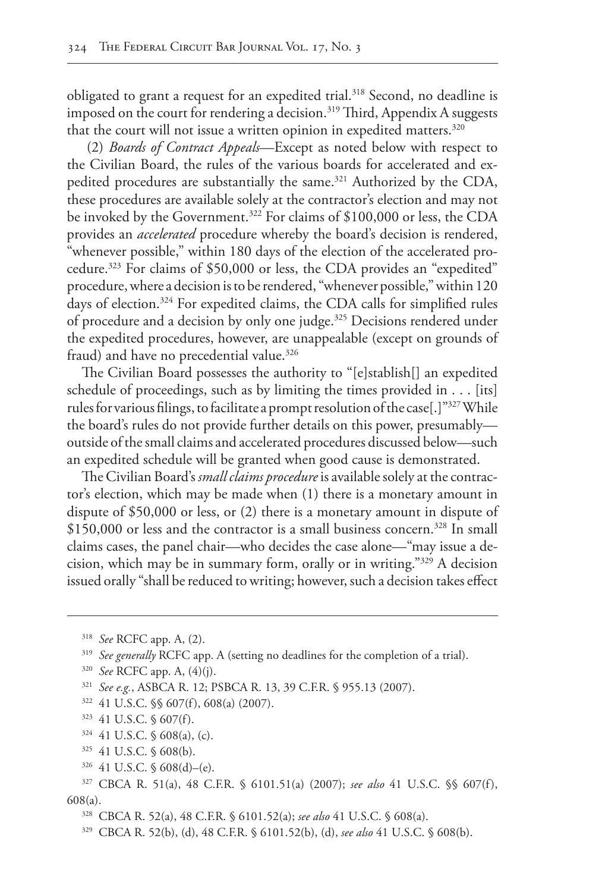obligated to grant a request for an expedited trial.[318] Second, no deadline is imposed on the court for rendering a decision.[319] Third, Appendix A suggests that the court will not issue a written opinion in expedited matters.[320]

(2) *Boards of Contract Appeals*—Except as noted below with respect to the Civilian Board, the rules of the various boards for accelerated and expedited procedures are substantially the same.[321] Authorized by the CDA, these procedures are available solely at the contractor's election and may not be invoked by the Government.[322] For claims of $100,000 or less, the CDA provides an *accelerated* procedure whereby the board's decision is rendered, "whenever possible," within 180 days of the election of the accelerated procedure.[323] For claims of $50,000 or less, the CDA provides an "expedited" procedure, where a decision is to be rendered, "whenever possible," within 120 days of election.[324] For expedited claims, the CDA calls for simplified rules of procedure and a decision by only one judge.[325] Decisions rendered under the expedited procedures, however, are unappealable (except on grounds of fraud) and have no precedential value.[326]

The Civilian Board possesses the authority to "[e]stablish[] an expedited schedule of proceedings, such as by limiting the times provided in . . . [its] rules for various filings, to facilitate a prompt resolution of the case[.]"[327] While the board's rules do not provide further details on this power, presumably—outside of the small claims and accelerated procedures discussed below—such an expedited schedule will be granted when good cause is demonstrated.

The Civilian Board's *small claims procedure* is available solely at the contractor's election, which may be made when (1) there is a monetary amount in dispute of $50,000 or less, or (2) there is a monetary amount in dispute of $150,000 or less and the contractor is a small business concern.[328] In small claims cases, the panel chair—who decides the case alone—"may issue a decision, which may be in summary form, orally or in writing."[329] A decision issued orally "shall be reduced to writing; however, such a decision takes effect

---

318 *See* RCFC app. A, (2).

319 *See generally* RCFC app. A (setting no deadlines for the completion of a trial).

320 *See* RCFC app. A, (4)(j).

321 *See e.g.*, ASBCA R. 12; PSBCA R. 13, 39 C.F.R. § 955.13 (2007).

322 41 U.S.C. §§ 607(f), 608(a) (2007).

323 41 U.S.C. § 607(f).

324 41 U.S.C. § 608(a), (c).

325 41 U.S.C. § 608(b).

326 41 U.S.C. § 608(d)–(e).

327 CBCA R. 51(a), 48 C.F.R. § 6101.51(a) (2007); *see also* 41 U.S.C. §§ 607(f), 608(a).

328 CBCA R. 52(a), 48 C.F.R. § 6101.52(a); *see also* 41 U.S.C. § 608(a).

329 CBCA R. 52(b), (d), 48 C.F.R. § 6101.52(b), (d), *see also* 41 U.S.C. § 608(b).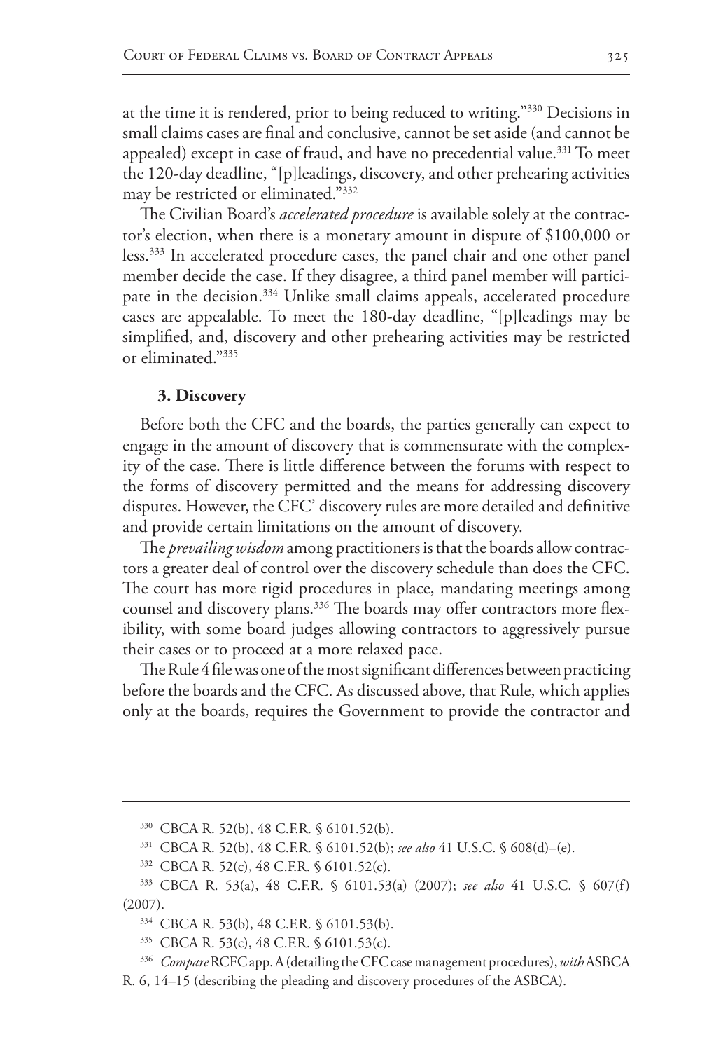at the time it is rendered, prior to being reduced to writing."[330] Decisions in small claims cases are final and conclusive, cannot be set aside (and cannot be appealed) except in case of fraud, and have no precedential value.[331] To meet the 120-day deadline, "[p]leadings, discovery, and other prehearing activities may be restricted or eliminated."[332]

The Civilian Board's *accelerated procedure* is available solely at the contractor's election, when there is a monetary amount in dispute of $100,000 or less.[333] In accelerated procedure cases, the panel chair and one other panel member decide the case. If they disagree, a third panel member will participate in the decision.[334] Unlike small claims appeals, accelerated procedure cases are appealable. To meet the 180-day deadline, "[p]leadings may be simplified, and, discovery and other prehearing activities may be restricted or eliminated."[335]

**3. Discovery**

Before both the CFC and the boards, the parties generally can expect to engage in the amount of discovery that is commensurate with the complexity of the case. There is little difference between the forums with respect to the forms of discovery permitted and the means for addressing discovery disputes. However, the CFC' discovery rules are more detailed and definitive and provide certain limitations on the amount of discovery.

The *prevailing wisdom* among practitioners is that the boards allow contractors a greater deal of control over the discovery schedule than does the CFC. The court has more rigid procedures in place, mandating meetings among counsel and discovery plans.[336] The boards may offer contractors more flexibility, with some board judges allowing contractors to aggressively pursue their cases or to proceed at a more relaxed pace.

The Rule 4 file was one of the most significant differences between practicing before the boards and the CFC. As discussed above, that Rule, which applies only at the boards, requires the Government to provide the contractor and

---

[330] CBCA R. 52(b), 48 C.F.R. § 6101.52(b).

[331] CBCA R. 52(b), 48 C.F.R. § 6101.52(b); *see also* 41 U.S.C. § 608(d)–(e).

[332] CBCA R. 52(c), 48 C.F.R. § 6101.52(c).

[333] CBCA R. 53(a), 48 C.F.R. § 6101.53(a) (2007); *see also* 41 U.S.C. § 607(f) (2007).

[334] CBCA R. 53(b), 48 C.F.R. § 6101.53(b).

[335] CBCA R. 53(c), 48 C.F.R. § 6101.53(c).

[336] *Compare* RCFC app. A (detailing the CFC case management procedures), *with* ASBCA R. 6, 14–15 (describing the pleading and discovery procedures of the ASBCA).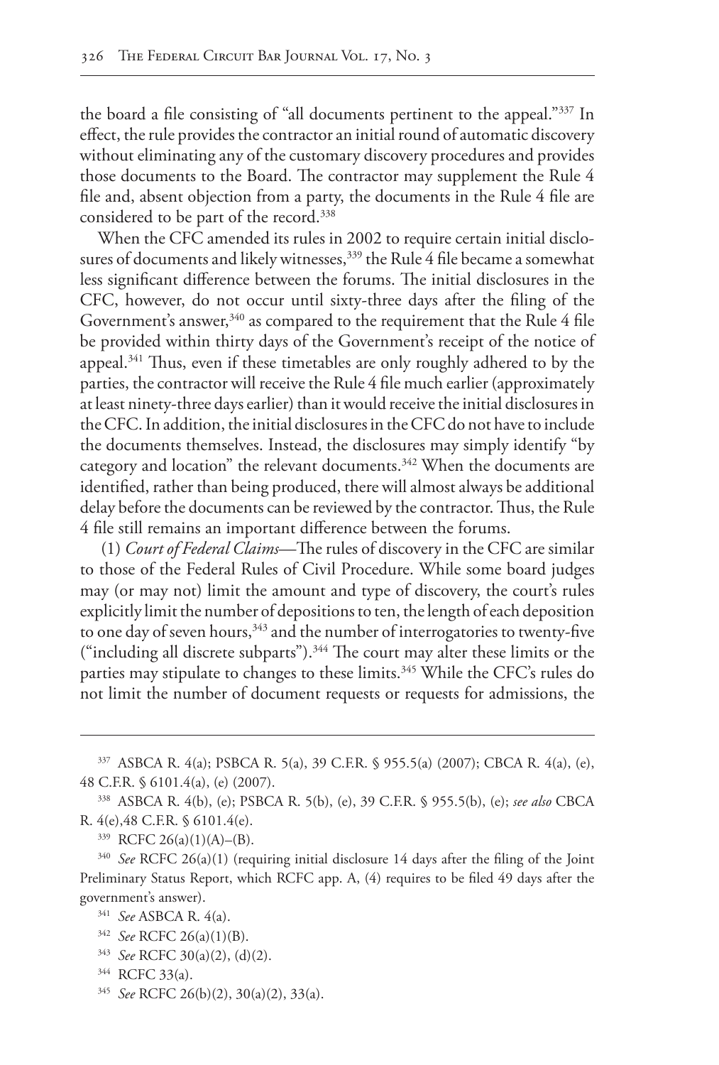the board a file consisting of "all documents pertinent to the appeal."[337] In effect, the rule provides the contractor an initial round of automatic discovery without eliminating any of the customary discovery procedures and provides those documents to the Board. The contractor may supplement the Rule 4 file and, absent objection from a party, the documents in the Rule 4 file are considered to be part of the record.[338]

When the CFC amended its rules in 2002 to require certain initial disclosures of documents and likely witnesses,[339] the Rule 4 file became a somewhat less significant difference between the forums. The initial disclosures in the CFC, however, do not occur until sixty-three days after the filing of the Government's answer,[340] as compared to the requirement that the Rule 4 file be provided within thirty days of the Government's receipt of the notice of appeal.[341] Thus, even if these timetables are only roughly adhered to by the parties, the contractor will receive the Rule 4 file much earlier (approximately at least ninety-three days earlier) than it would receive the initial disclosures in the CFC. In addition, the initial disclosures in the CFC do not have to include the documents themselves. Instead, the disclosures may simply identify "by category and location" the relevant documents.[342] When the documents are identified, rather than being produced, there will almost always be additional delay before the documents can be reviewed by the contractor. Thus, the Rule 4 file still remains an important difference between the forums.

(1) *Court of Federal Claims*—The rules of discovery in the CFC are similar to those of the Federal Rules of Civil Procedure. While some board judges may (or may not) limit the amount and type of discovery, the court's rules explicitly limit the number of depositions to ten, the length of each deposition to one day of seven hours,[343] and the number of interrogatories to twenty-five ("including all discrete subparts").[344] The court may alter these limits or the parties may stipulate to changes to these limits.[345] While the CFC's rules do not limit the number of document requests or requests for admissions, the

---

[337] ASBCA R. 4(a); PSBCA R. 5(a), 39 C.F.R. § 955.5(a) (2007); CBCA R. 4(a), (e), 48 C.F.R. § 6101.4(a), (e) (2007).

[338] ASBCA R. 4(b), (e); PSBCA R. 5(b), (e), 39 C.F.R. § 955.5(b), (e); *see also* CBCA R. 4(e),48 C.F.R. § 6101.4(e).

[339] RCFC 26(a)(1)(A)–(B).

[340] *See* RCFC 26(a)(1) (requiring initial disclosure 14 days after the filing of the Joint Preliminary Status Report, which RCFC app. A, (4) requires to be filed 49 days after the government's answer).

[341] *See* ASBCA R. 4(a).

[342] *See* RCFC 26(a)(1)(B).

[343] *See* RCFC 30(a)(2), (d)(2).

[344] RCFC 33(a).

[345] *See* RCFC 26(b)(2), 30(a)(2), 33(a).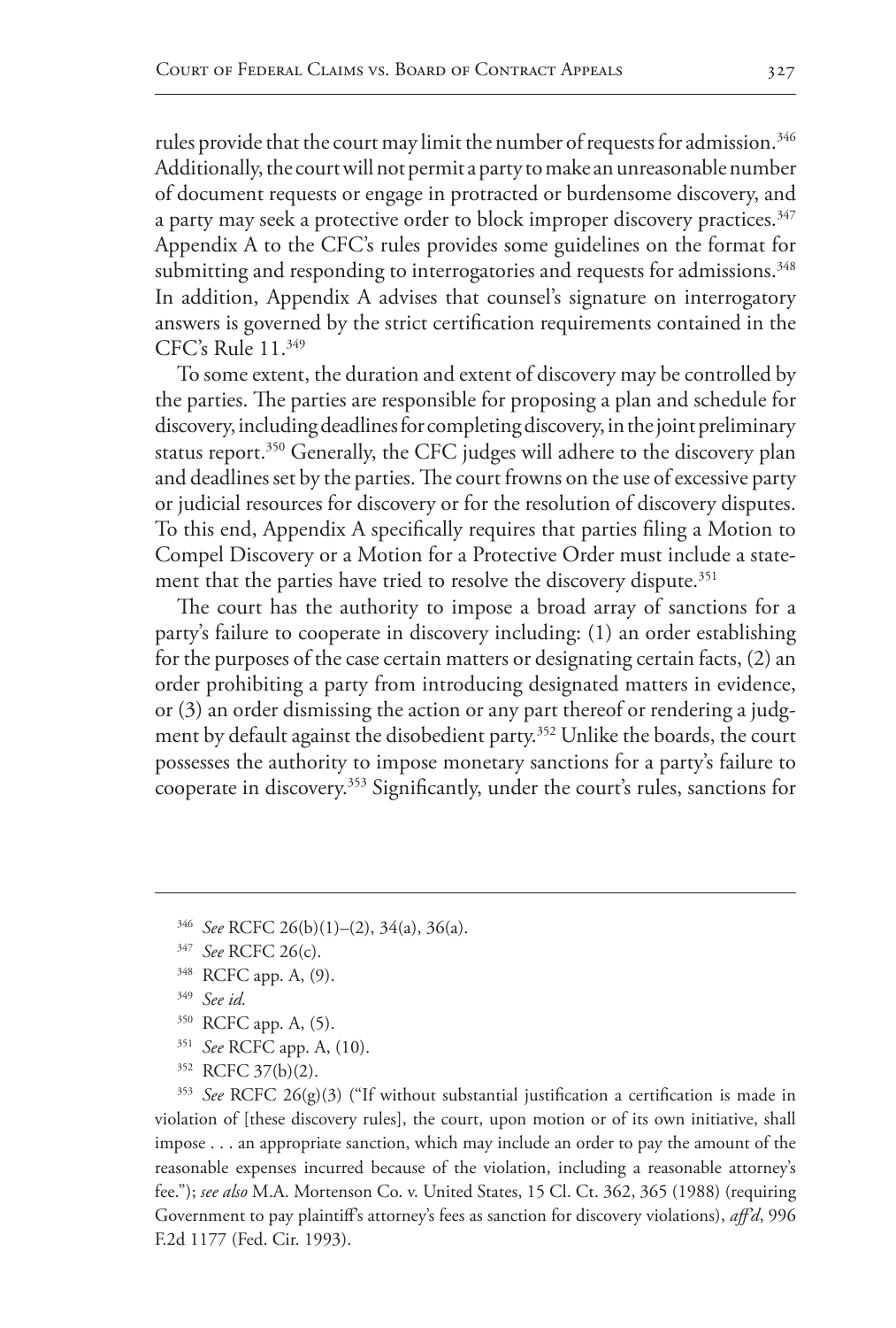rules provide that the court may limit the number of requests for admission.[346] Additionally, the court will not permit a party to make an unreasonable number of document requests or engage in protracted or burdensome discovery, and a party may seek a protective order to block improper discovery practices.[347] Appendix A to the CFC's rules provides some guidelines on the format for submitting and responding to interrogatories and requests for admissions.[348] In addition, Appendix A advises that counsel's signature on interrogatory answers is governed by the strict certification requirements contained in the CFC's Rule 11.[349]

To some extent, the duration and extent of discovery may be controlled by the parties. The parties are responsible for proposing a plan and schedule for discovery, including deadlines for completing discovery, in the joint preliminary status report.[350] Generally, the CFC judges will adhere to the discovery plan and deadlines set by the parties. The court frowns on the use of excessive party or judicial resources for discovery or for the resolution of discovery disputes. To this end, Appendix A specifically requires that parties filing a Motion to Compel Discovery or a Motion for a Protective Order must include a statement that the parties have tried to resolve the discovery dispute.[351]

The court has the authority to impose a broad array of sanctions for a party's failure to cooperate in discovery including: (1) an order establishing for the purposes of the case certain matters or designating certain facts, (2) an order prohibiting a party from introducing designated matters in evidence, or (3) an order dismissing the action or any part thereof or rendering a judgment by default against the disobedient party.[352] Unlike the boards, the court possesses the authority to impose monetary sanctions for a party's failure to cooperate in discovery.[353] Significantly, under the court's rules, sanctions for

---

[346] *See* RCFC 26(b)(1)–(2), 34(a), 36(a).

[347] *See* RCFC 26(c).

[348] RCFC app. A, (9).

[349] *See id.*

[350] RCFC app. A, (5).

[351] *See* RCFC app. A, (10).

[352] RCFC 37(b)(2).

[353] *See* RCFC 26(g)(3) ("If without substantial justification a certification is made in violation of [these discovery rules], the court, upon motion or of its own initiative, shall impose . . . an appropriate sanction, which may include an order to pay the amount of the reasonable expenses incurred because of the violation, including a reasonable attorney's fee."); *see also* M.A. Mortenson Co. v. United States, 15 Cl. Ct. 362, 365 (1988) (requiring Government to pay plaintiff's attorney's fees as sanction for discovery violations), *aff'd*, 996 F.2d 1177 (Fed. Cir. 1993).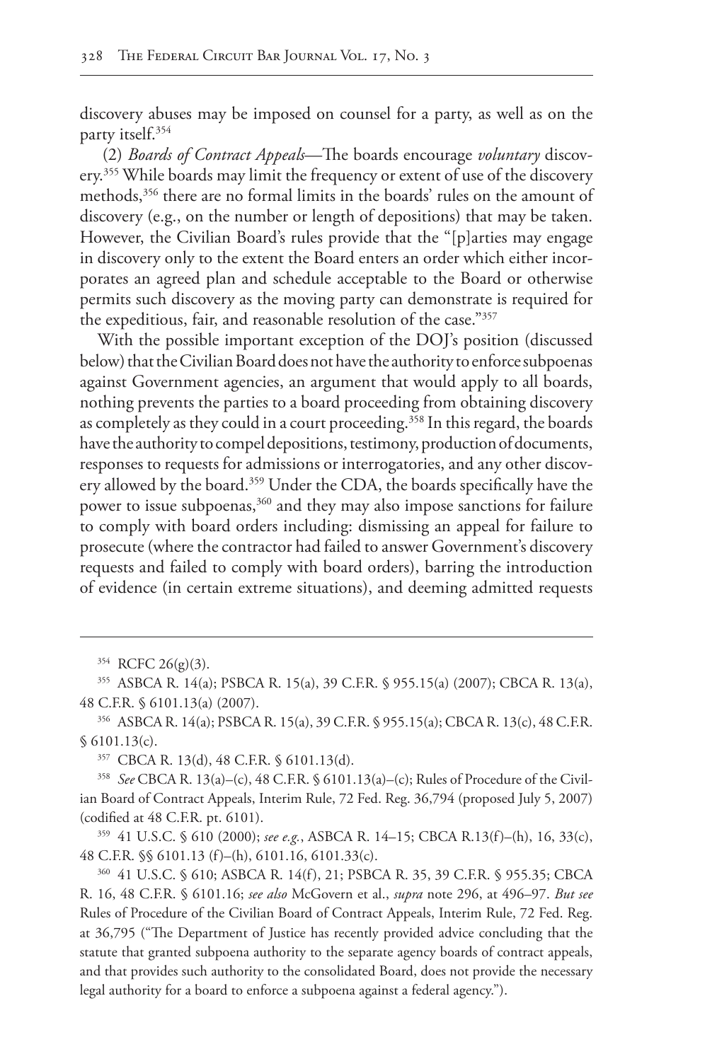discovery abuses may be imposed on counsel for a party, as well as on the party itself.[354]

(2) *Boards of Contract Appeals*—The boards encourage *voluntary* discovery.[355] While boards may limit the frequency or extent of use of the discovery methods,[356] there are no formal limits in the boards' rules on the amount of discovery (e.g., on the number or length of depositions) that may be taken. However, the Civilian Board's rules provide that the "[p]arties may engage in discovery only to the extent the Board enters an order which either incorporates an agreed plan and schedule acceptable to the Board or otherwise permits such discovery as the moving party can demonstrate is required for the expeditious, fair, and reasonable resolution of the case."[357]

With the possible important exception of the DOJ's position (discussed below) that the Civilian Board does not have the authority to enforce subpoenas against Government agencies, an argument that would apply to all boards, nothing prevents the parties to a board proceeding from obtaining discovery as completely as they could in a court proceeding.[358] In this regard, the boards have the authority to compel depositions, testimony, production of documents, responses to requests for admissions or interrogatories, and any other discovery allowed by the board.[359] Under the CDA, the boards specifically have the power to issue subpoenas,[360] and they may also impose sanctions for failure to comply with board orders including: dismissing an appeal for failure to prosecute (where the contractor had failed to answer Government's discovery requests and failed to comply with board orders), barring the introduction of evidence (in certain extreme situations), and deeming admitted requests

---

[354] RCFC 26(g)(3).

[355] ASBCA R. 14(a); PSBCA R. 15(a), 39 C.F.R. § 955.15(a) (2007); CBCA R. 13(a), 48 C.F.R. § 6101.13(a) (2007).

[356] ASBCA R. 14(a); PSBCA R. 15(a), 39 C.F.R. § 955.15(a); CBCA R. 13(c), 48 C.F.R. § 6101.13(c).

[357] CBCA R. 13(d), 48 C.F.R. § 6101.13(d).

[358] *See* CBCA R. 13(a)–(c), 48 C.F.R. § 6101.13(a)–(c); Rules of Procedure of the Civilian Board of Contract Appeals, Interim Rule, 72 Fed. Reg. 36,794 (proposed July 5, 2007) (codified at 48 C.F.R. pt. 6101).

[359] 41 U.S.C. § 610 (2000); *see e.g.*, ASBCA R. 14–15; CBCA R.13(f)–(h), 16, 33(c), 48 C.F.R. §§ 6101.13 (f)–(h), 6101.16, 6101.33(c).

[360] 41 U.S.C. § 610; ASBCA R. 14(f), 21; PSBCA R. 35, 39 C.F.R. § 955.35; CBCA R. 16, 48 C.F.R. § 6101.16; *see also* McGovern et al., *supra* note 296, at 496–97. *But see* Rules of Procedure of the Civilian Board of Contract Appeals, Interim Rule, 72 Fed. Reg. at 36,795 ("The Department of Justice has recently provided advice concluding that the statute that granted subpoena authority to the separate agency boards of contract appeals, and that provides such authority to the consolidated Board, does not provide the necessary legal authority for a board to enforce a subpoena against a federal agency.").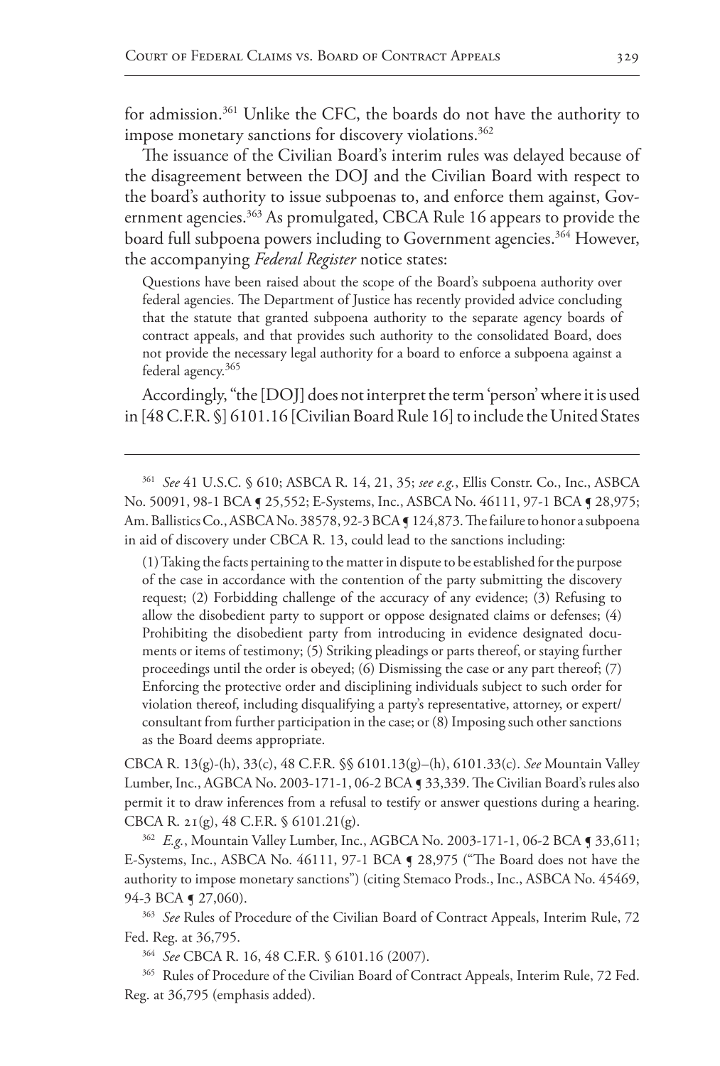for admission.[361] Unlike the CFC, the boards do not have the authority to impose monetary sanctions for discovery violations.[362]

The issuance of the Civilian Board's interim rules was delayed because of the disagreement between the DOJ and the Civilian Board with respect to the board's authority to issue subpoenas to, and enforce them against, Government agencies.[363] As promulgated, CBCA Rule 16 appears to provide the board full subpoena powers including to Government agencies.[364] However, the accompanying *Federal Register* notice states:

> Questions have been raised about the scope of the Board's subpoena authority over federal agencies. The Department of Justice has recently provided advice concluding that the statute that granted subpoena authority to the separate agency boards of contract appeals, and that provides such authority to the consolidated Board, does not provide the necessary legal authority for a board to enforce a subpoena against a federal agency.[365]

Accordingly, "the [DOJ] does not interpret the term 'person' where it is used in [48 C.F.R. §] 6101.16 [Civilian Board Rule 16] to include the United States

---

[361] *See* 41 U.S.C. § 610; ASBCA R. 14, 21, 35; *see e.g.*, Ellis Constr. Co., Inc., ASBCA No. 50091, 98-1 BCA ¶ 25,552; E-Systems, Inc., ASBCA No. 46111, 97-1 BCA ¶ 28,975; Am. Ballistics Co., ASBCA No. 38578, 92-3 BCA ¶ 124,873. The failure to honor a subpoena in aid of discovery under CBCA R. 13, could lead to the sanctions including:

> (1) Taking the facts pertaining to the matter in dispute to be established for the purpose of the case in accordance with the contention of the party submitting the discovery request; (2) Forbidding challenge of the accuracy of any evidence; (3) Refusing to allow the disobedient party to support or oppose designated claims or defenses; (4) Prohibiting the disobedient party from introducing in evidence designated documents or items of testimony; (5) Striking pleadings or parts thereof, or staying further proceedings until the order is obeyed; (6) Dismissing the case or any part thereof; (7) Enforcing the protective order and disciplining individuals subject to such order for violation thereof, including disqualifying a party's representative, attorney, or expert/consultant from further participation in the case; or (8) Imposing such other sanctions as the Board deems appropriate.

CBCA R. 13(g)-(h), 33(c), 48 C.F.R. §§ 6101.13(g)–(h), 6101.33(c). *See* Mountain Valley Lumber, Inc., AGBCA No. 2003-171-1, 06-2 BCA ¶ 33,339. The Civilian Board's rules also permit it to draw inferences from a refusal to testify or answer questions during a hearing. CBCA R. 21(g), 48 C.F.R. § 6101.21(g).

[362] *E.g.*, Mountain Valley Lumber, Inc., AGBCA No. 2003-171-1, 06-2 BCA ¶ 33,611; E-Systems, Inc., ASBCA No. 46111, 97-1 BCA ¶ 28,975 ("The Board does not have the authority to impose monetary sanctions") (citing Stemaco Prods., Inc., ASBCA No. 45469, 94-3 BCA ¶ 27,060).

[363] *See* Rules of Procedure of the Civilian Board of Contract Appeals, Interim Rule, 72 Fed. Reg. at 36,795.

[364] *See* CBCA R. 16, 48 C.F.R. § 6101.16 (2007).

[365] Rules of Procedure of the Civilian Board of Contract Appeals, Interim Rule, 72 Fed. Reg. at 36,795 (emphasis added).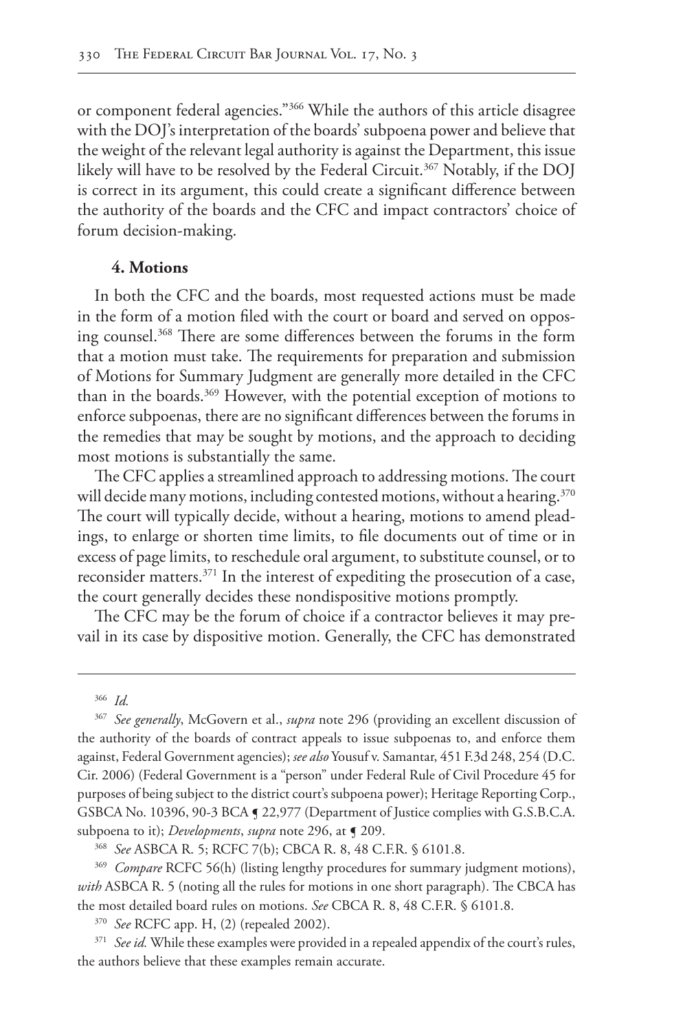or component federal agencies."[366] While the authors of this article disagree with the DOJ's interpretation of the boards' subpoena power and believe that the weight of the relevant legal authority is against the Department, this issue likely will have to be resolved by the Federal Circuit.[367] Notably, if the DOJ is correct in its argument, this could create a significant difference between the authority of the boards and the CFC and impact contractors' choice of forum decision-making.

### 4. Motions

In both the CFC and the boards, most requested actions must be made in the form of a motion filed with the court or board and served on opposing counsel.[368] There are some differences between the forums in the form that a motion must take. The requirements for preparation and submission of Motions for Summary Judgment are generally more detailed in the CFC than in the boards.[369] However, with the potential exception of motions to enforce subpoenas, there are no significant differences between the forums in the remedies that may be sought by motions, and the approach to deciding most motions is substantially the same.

The CFC applies a streamlined approach to addressing motions. The court will decide many motions, including contested motions, without a hearing.[370] The court will typically decide, without a hearing, motions to amend pleadings, to enlarge or shorten time limits, to file documents out of time or in excess of page limits, to reschedule oral argument, to substitute counsel, or to reconsider matters.[371] In the interest of expediting the prosecution of a case, the court generally decides these nondispositive motions promptly.

The CFC may be the forum of choice if a contractor believes it may prevail in its case by dispositive motion. Generally, the CFC has demonstrated

---

[366] *Id.*

[367] *See generally*, McGovern et al., *supra* note 296 (providing an excellent discussion of the authority of the boards of contract appeals to issue subpoenas to, and enforce them against, Federal Government agencies); *see also* Yousuf v. Samantar, 451 F.3d 248, 254 (D.C. Cir. 2006) (Federal Government is a "person" under Federal Rule of Civil Procedure 45 for purposes of being subject to the district court's subpoena power); Heritage Reporting Corp., GSBCA No. 10396, 90-3 BCA ¶ 22,977 (Department of Justice complies with G.S.B.C.A. subpoena to it); *Developments*, *supra* note 296, at ¶ 209.

[368] *See* ASBCA R. 5; RCFC 7(b); CBCA R. 8, 48 C.F.R. § 6101.8.

[369] *Compare* RCFC 56(h) (listing lengthy procedures for summary judgment motions), *with* ASBCA R. 5 (noting all the rules for motions in one short paragraph). The CBCA has the most detailed board rules on motions. *See* CBCA R. 8, 48 C.F.R. § 6101.8.

[370] *See* RCFC app. H, (2) (repealed 2002).

[371] *See id.* While these examples were provided in a repealed appendix of the court's rules, the authors believe that these examples remain accurate.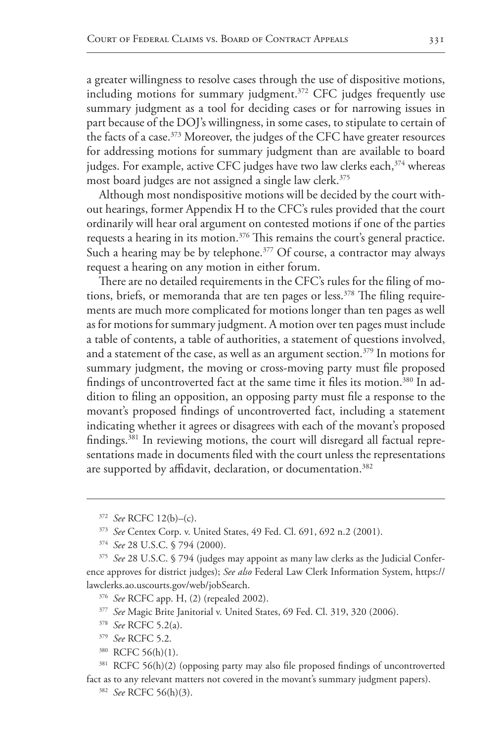a greater willingness to resolve cases through the use of dispositive motions, including motions for summary judgment.[372] CFC judges frequently use summary judgment as a tool for deciding cases or for narrowing issues in part because of the DOJ's willingness, in some cases, to stipulate to certain of the facts of a case.[373] Moreover, the judges of the CFC have greater resources for addressing motions for summary judgment than are available to board judges. For example, active CFC judges have two law clerks each,[374] whereas most board judges are not assigned a single law clerk.[375]

Although most nondispositive motions will be decided by the court without hearings, former Appendix H to the CFC's rules provided that the court ordinarily will hear oral argument on contested motions if one of the parties requests a hearing in its motion.[376] This remains the court's general practice. Such a hearing may be by telephone.[377] Of course, a contractor may always request a hearing on any motion in either forum.

There are no detailed requirements in the CFC's rules for the filing of motions, briefs, or memoranda that are ten pages or less.[378] The filing requirements are much more complicated for motions longer than ten pages as well as for motions for summary judgment. A motion over ten pages must include a table of contents, a table of authorities, a statement of questions involved, and a statement of the case, as well as an argument section.[379] In motions for summary judgment, the moving or cross-moving party must file proposed findings of uncontroverted fact at the same time it files its motion.[380] In addition to filing an opposition, an opposing party must file a response to the movant's proposed findings of uncontroverted fact, including a statement indicating whether it agrees or disagrees with each of the movant's proposed findings.[381] In reviewing motions, the court will disregard all factual representations made in documents filed with the court unless the representations are supported by affidavit, declaration, or documentation.[382]

---

[372] *See* RCFC 12(b)–(c).

[373] *See* Centex Corp. v. United States, 49 Fed. Cl. 691, 692 n.2 (2001).

[374] *See* 28 U.S.C. § 794 (2000).

[375] *See* 28 U.S.C. § 794 (judges may appoint as many law clerks as the Judicial Conference approves for district judges); *See also* Federal Law Clerk Information System, https://lawclerks.ao.uscourts.gov/web/jobSearch.

[376] *See* RCFC app. H, (2) (repealed 2002).

[377] *See* Magic Brite Janitorial v. United States, 69 Fed. Cl. 319, 320 (2006).

[378] *See* RCFC 5.2(a).

[379] *See* RCFC 5.2.

[380] RCFC 56(h)(1).

[381] RCFC 56(h)(2) (opposing party may also file proposed findings of uncontroverted fact as to any relevant matters not covered in the movant's summary judgment papers).

[382] *See* RCFC 56(h)(3).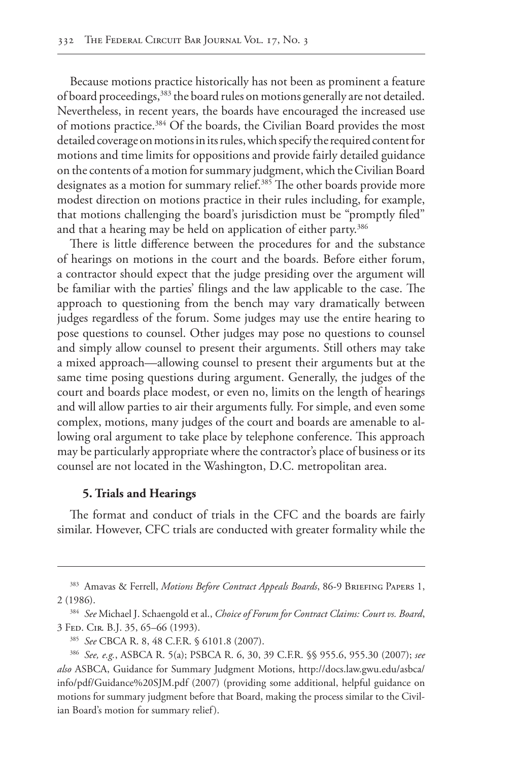Because motions practice historically has not been as prominent a feature of board proceedings,[383] the board rules on motions generally are not detailed. Nevertheless, in recent years, the boards have encouraged the increased use of motions practice.[384] Of the boards, the Civilian Board provides the most detailed coverage on motions in its rules, which specify the required content for motions and time limits for oppositions and provide fairly detailed guidance on the contents of a motion for summary judgment, which the Civilian Board designates as a motion for summary relief.[385] The other boards provide more modest direction on motions practice in their rules including, for example, that motions challenging the board's jurisdiction must be "promptly filed" and that a hearing may be held on application of either party.[386]

There is little difference between the procedures for and the substance of hearings on motions in the court and the boards. Before either forum, a contractor should expect that the judge presiding over the argument will be familiar with the parties' filings and the law applicable to the case. The approach to questioning from the bench may vary dramatically between judges regardless of the forum. Some judges may use the entire hearing to pose questions to counsel. Other judges may pose no questions to counsel and simply allow counsel to present their arguments. Still others may take a mixed approach—allowing counsel to present their arguments but at the same time posing questions during argument. Generally, the judges of the court and boards place modest, or even no, limits on the length of hearings and will allow parties to air their arguments fully. For simple, and even some complex, motions, many judges of the court and boards are amenable to allowing oral argument to take place by telephone conference. This approach may be particularly appropriate where the contractor's place of business or its counsel are not located in the Washington, D.C. metropolitan area.

#### 5. Trials and Hearings

The format and conduct of trials in the CFC and the boards are fairly similar. However, CFC trials are conducted with greater formality while the

---

[383] Amavas & Ferrell, *Motions Before Contract Appeals Boards*, 86-9 Briefing Papers 1, 2 (1986).

[384] *See* Michael J. Schaengold et al., *Choice of Forum for Contract Claims: Court vs. Board*, 3 Fed. Cir. B.J. 35, 65–66 (1993).

[385] *See* CBCA R. 8, 48 C.F.R. § 6101.8 (2007).

[386] *See, e.g.*, ASBCA R. 5(a); PSBCA R. 6, 30, 39 C.F.R. §§ 955.6, 955.30 (2007); *see also* ASBCA, Guidance for Summary Judgment Motions, http://docs.law.gwu.edu/asbca/info/pdf/Guidance%20SJM.pdf (2007) (providing some additional, helpful guidance on motions for summary judgment before that Board, making the process similar to the Civilian Board's motion for summary relief).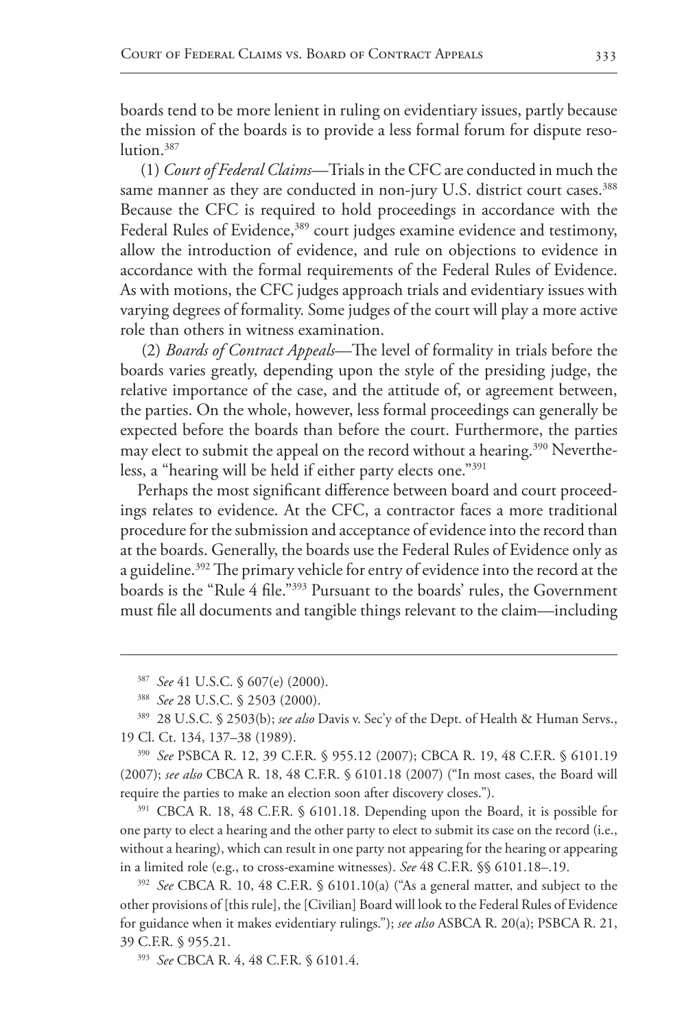boards tend to be more lenient in ruling on evidentiary issues, partly because the mission of the boards is to provide a less formal forum for dispute resolution.[387]

(1) *Court of Federal Claims*—Trials in the CFC are conducted in much the same manner as they are conducted in non-jury U.S. district court cases.[388] Because the CFC is required to hold proceedings in accordance with the Federal Rules of Evidence,[389] court judges examine evidence and testimony, allow the introduction of evidence, and rule on objections to evidence in accordance with the formal requirements of the Federal Rules of Evidence. As with motions, the CFC judges approach trials and evidentiary issues with varying degrees of formality. Some judges of the court will play a more active role than others in witness examination.

(2) *Boards of Contract Appeals*—The level of formality in trials before the boards varies greatly, depending upon the style of the presiding judge, the relative importance of the case, and the attitude of, or agreement between, the parties. On the whole, however, less formal proceedings can generally be expected before the boards than before the court. Furthermore, the parties may elect to submit the appeal on the record without a hearing.[390] Nevertheless, a "hearing will be held if either party elects one."[391]

Perhaps the most significant difference between board and court proceedings relates to evidence. At the CFC, a contractor faces a more traditional procedure for the submission and acceptance of evidence into the record than at the boards. Generally, the boards use the Federal Rules of Evidence only as a guideline.[392] The primary vehicle for entry of evidence into the record at the boards is the "Rule 4 file."[393] Pursuant to the boards' rules, the Government must file all documents and tangible things relevant to the claim—including

---

[387] *See* 41 U.S.C. § 607(e) (2000).

[388] *See* 28 U.S.C. § 2503 (2000).

[389] 28 U.S.C. § 2503(b); *see also* Davis v. Sec'y of the Dept. of Health & Human Servs., 19 Cl. Ct. 134, 137–38 (1989).

[390] *See* PSBCA R. 12, 39 C.F.R. § 955.12 (2007); CBCA R. 19, 48 C.F.R. § 6101.19 (2007); *see also* CBCA R. 18, 48 C.F.R. § 6101.18 (2007) ("In most cases, the Board will require the parties to make an election soon after discovery closes.").

[391] CBCA R. 18, 48 C.F.R. § 6101.18. Depending upon the Board, it is possible for one party to elect a hearing and the other party to elect to submit its case on the record (i.e., without a hearing), which can result in one party not appearing for the hearing or appearing in a limited role (e.g., to cross-examine witnesses). *See* 48 C.F.R. §§ 6101.18–.19.

[392] *See* CBCA R. 10, 48 C.F.R. § 6101.10(a) ("As a general matter, and subject to the other provisions of [this rule], the [Civilian] Board will look to the Federal Rules of Evidence for guidance when it makes evidentiary rulings."); *see also* ASBCA R. 20(a); PSBCA R. 21, 39 C.F.R. § 955.21.

[393] *See* CBCA R. 4, 48 C.F.R. § 6101.4.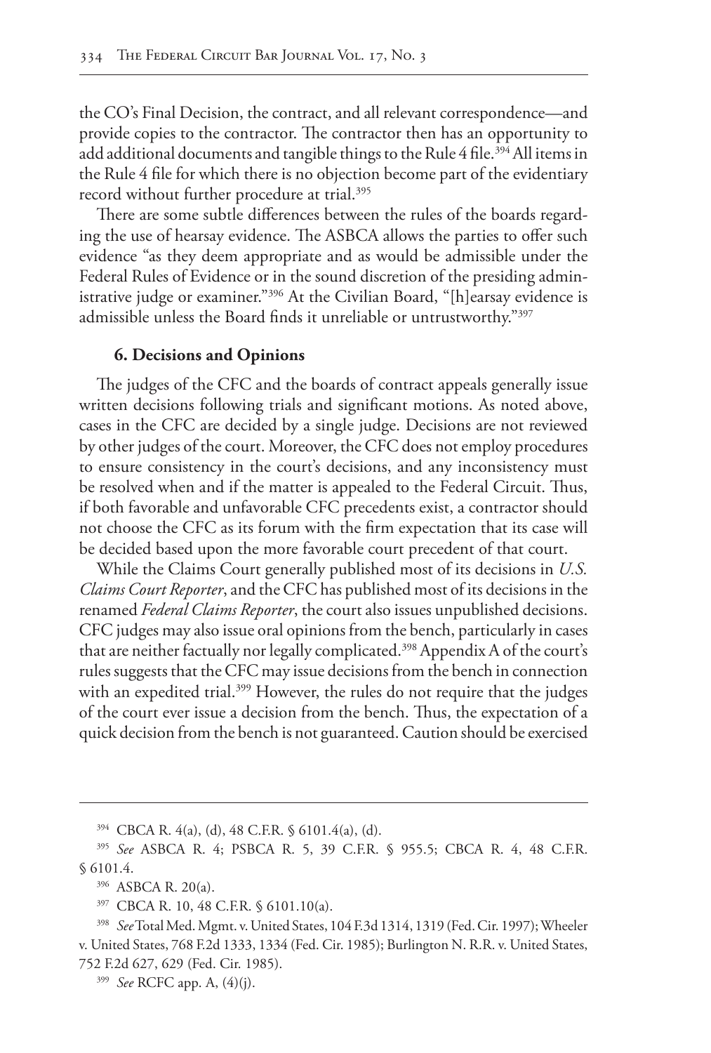the CO's Final Decision, the contract, and all relevant correspondence—and provide copies to the contractor. The contractor then has an opportunity to add additional documents and tangible things to the Rule 4 file.[394] All items in the Rule 4 file for which there is no objection become part of the evidentiary record without further procedure at trial.[395]

There are some subtle differences between the rules of the boards regarding the use of hearsay evidence. The ASBCA allows the parties to offer such evidence "as they deem appropriate and as would be admissible under the Federal Rules of Evidence or in the sound discretion of the presiding administrative judge or examiner."[396] At the Civilian Board, "[h]earsay evidence is admissible unless the Board finds it unreliable or untrustworthy."[397]

### 6. Decisions and Opinions

The judges of the CFC and the boards of contract appeals generally issue written decisions following trials and significant motions. As noted above, cases in the CFC are decided by a single judge. Decisions are not reviewed by other judges of the court. Moreover, the CFC does not employ procedures to ensure consistency in the court's decisions, and any inconsistency must be resolved when and if the matter is appealed to the Federal Circuit. Thus, if both favorable and unfavorable CFC precedents exist, a contractor should not choose the CFC as its forum with the firm expectation that its case will be decided based upon the more favorable court precedent of that court.

While the Claims Court generally published most of its decisions in *U.S. Claims Court Reporter*, and the CFC has published most of its decisions in the renamed *Federal Claims Reporter*, the court also issues unpublished decisions. CFC judges may also issue oral opinions from the bench, particularly in cases that are neither factually nor legally complicated.[398] Appendix A of the court's rules suggests that the CFC may issue decisions from the bench in connection with an expedited trial.[399] However, the rules do not require that the judges of the court ever issue a decision from the bench. Thus, the expectation of a quick decision from the bench is not guaranteed. Caution should be exercised

---

[394] CBCA R. 4(a), (d), 48 C.F.R. § 6101.4(a), (d).

[395] *See* ASBCA R. 4; PSBCA R. 5, 39 C.F.R. § 955.5; CBCA R. 4, 48 C.F.R. § 6101.4.

[396] ASBCA R. 20(a).

[397] CBCA R. 10, 48 C.F.R. § 6101.10(a).

[398] *See* Total Med. Mgmt. v. United States, 104 F.3d 1314, 1319 (Fed. Cir. 1997); Wheeler v. United States, 768 F.2d 1333, 1334 (Fed. Cir. 1985); Burlington N. R.R. v. United States, 752 F.2d 627, 629 (Fed. Cir. 1985).

[399] *See* RCFC app. A, (4)(j).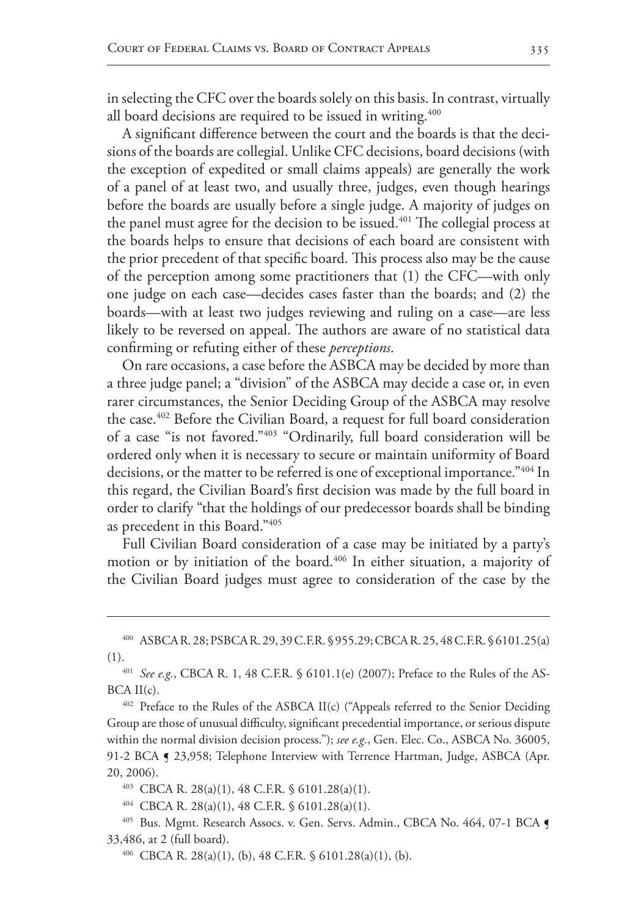in selecting the CFC over the boards solely on this basis. In contrast, virtually all board decisions are required to be issued in writing.[400]

A significant difference between the court and the boards is that the decisions of the boards are collegial. Unlike CFC decisions, board decisions (with the exception of expedited or small claims appeals) are generally the work of a panel of at least two, and usually three, judges, even though hearings before the boards are usually before a single judge. A majority of judges on the panel must agree for the decision to be issued.[401] The collegial process at the boards helps to ensure that decisions of each board are consistent with the prior precedent of that specific board. This process also may be the cause of the perception among some practitioners that (1) the CFC—with only one judge on each case—decides cases faster than the boards; and (2) the boards—with at least two judges reviewing and ruling on a case—are less likely to be reversed on appeal. The authors are aware of no statistical data confirming or refuting either of these *perceptions*.

On rare occasions, a case before the ASBCA may be decided by more than a three judge panel; a "division" of the ASBCA may decide a case or, in even rarer circumstances, the Senior Deciding Group of the ASBCA may resolve the case.[402] Before the Civilian Board, a request for full board consideration of a case "is not favored."[403] "Ordinarily, full board consideration will be ordered only when it is necessary to secure or maintain uniformity of Board decisions, or the matter to be referred is one of exceptional importance."[404] In this regard, the Civilian Board's first decision was made by the full board in order to clarify "that the holdings of our predecessor boards shall be binding as precedent in this Board."[405]

Full Civilian Board consideration of a case may be initiated by a party's motion or by initiation of the board.[406] In either situation, a majority of the Civilian Board judges must agree to consideration of the case by the

---

[400] ASBCA R. 28; PSBCA R. 29, 39 C.F.R. § 955.29; CBCA R. 25, 48 C.F.R. § 6101.25(a)(1).

[401] *See e.g.*, CBCA R. 1, 48 C.F.R. § 6101.1(e) (2007); Preface to the Rules of the ASBCA II(c).

[402] Preface to the Rules of the ASBCA II(c) ("Appeals referred to the Senior Deciding Group are those of unusual difficulty, significant precedential importance, or serious dispute within the normal division decision process."); *see e.g.*, Gen. Elec. Co., ASBCA No. 36005, 91-2 BCA ¶ 23,958; Telephone Interview with Terrence Hartman, Judge, ASBCA (Apr. 20, 2006).

[403] CBCA R. 28(a)(1), 48 C.F.R. § 6101.28(a)(1).

[404] CBCA R. 28(a)(1), 48 C.F.R. § 6101.28(a)(1).

[405] Bus. Mgmt. Research Assocs. v. Gen. Servs. Admin., CBCA No. 464, 07-1 BCA ¶ 33,486, at 2 (full board).

[406] CBCA R. 28(a)(1), (b), 48 C.F.R. § 6101.28(a)(1), (b).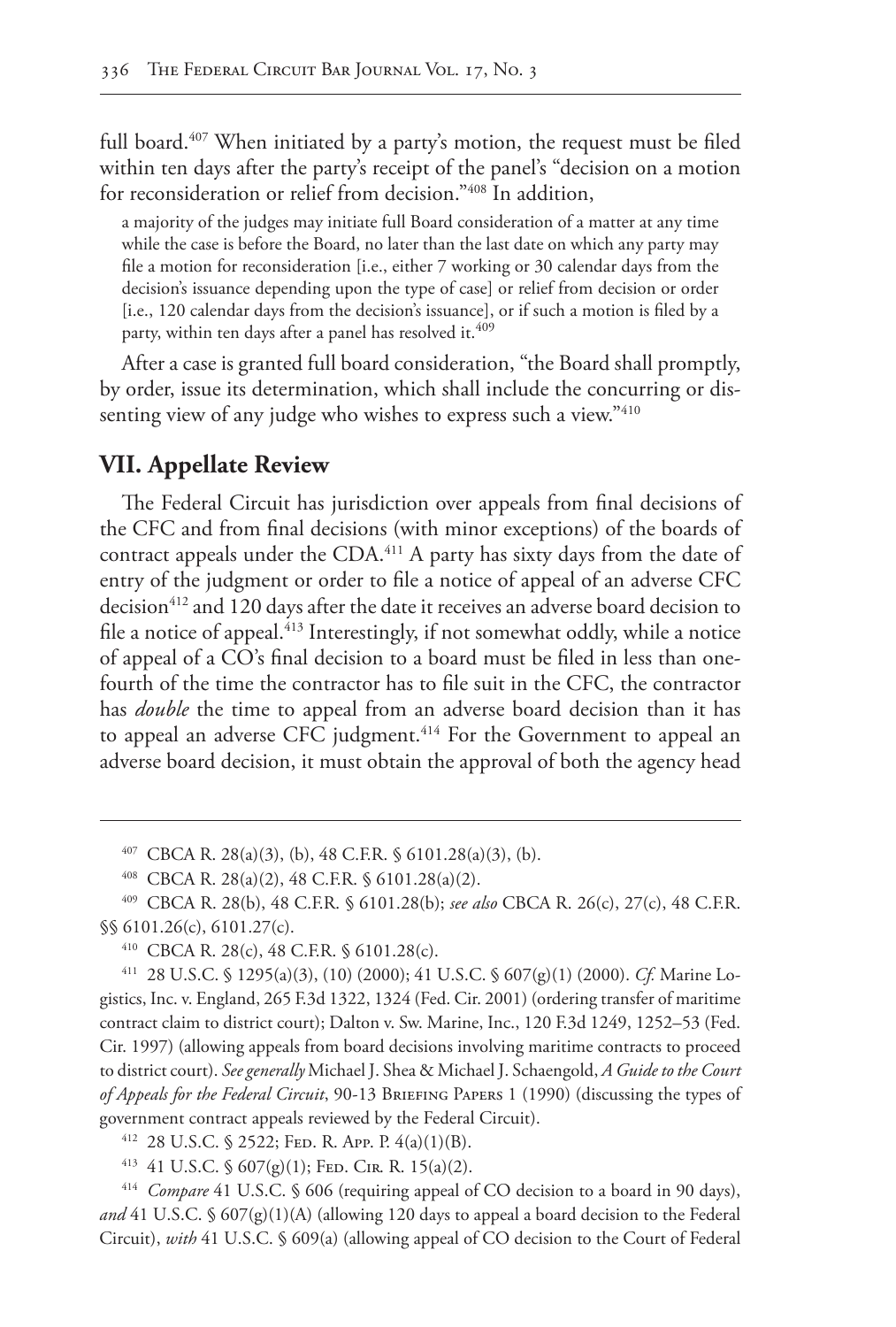full board.[407] When initiated by a party's motion, the request must be filed within ten days after the party's receipt of the panel's "decision on a motion for reconsideration or relief from decision."[408] In addition,

> a majority of the judges may initiate full Board consideration of a matter at any time while the case is before the Board, no later than the last date on which any party may file a motion for reconsideration [i.e., either 7 working or 30 calendar days from the decision's issuance depending upon the type of case] or relief from decision or order [i.e., 120 calendar days from the decision's issuance], or if such a motion is filed by a party, within ten days after a panel has resolved it.[409]

After a case is granted full board consideration, "the Board shall promptly, by order, issue its determination, which shall include the concurring or dissenting view of any judge who wishes to express such a view."[410]

## VII. Appellate Review

The Federal Circuit has jurisdiction over appeals from final decisions of the CFC and from final decisions (with minor exceptions) of the boards of contract appeals under the CDA.[411] A party has sixty days from the date of entry of the judgment or order to file a notice of appeal of an adverse CFC decision[412] and 120 days after the date it receives an adverse board decision to file a notice of appeal.[413] Interestingly, if not somewhat oddly, while a notice of appeal of a CO's final decision to a board must be filed in less than one-fourth of the time the contractor has to file suit in the CFC, the contractor has *double* the time to appeal from an adverse board decision than it has to appeal an adverse CFC judgment.[414] For the Government to appeal an adverse board decision, it must obtain the approval of both the agency head

---

[407] CBCA R. 28(a)(3), (b), 48 C.F.R. § 6101.28(a)(3), (b).

[408] CBCA R. 28(a)(2), 48 C.F.R. § 6101.28(a)(2).

[409] CBCA R. 28(b), 48 C.F.R. § 6101.28(b); *see also* CBCA R. 26(c), 27(c), 48 C.F.R. §§ 6101.26(c), 6101.27(c).

[410] CBCA R. 28(c), 48 C.F.R. § 6101.28(c).

[411] 28 U.S.C. § 1295(a)(3), (10) (2000); 41 U.S.C. § 607(g)(1) (2000). *Cf.* Marine Logistics, Inc. v. England, 265 F.3d 1322, 1324 (Fed. Cir. 2001) (ordering transfer of maritime contract claim to district court); Dalton v. Sw. Marine, Inc., 120 F.3d 1249, 1252–53 (Fed. Cir. 1997) (allowing appeals from board decisions involving maritime contracts to proceed to district court). *See generally* Michael J. Shea & Michael J. Schaengold, *A Guide to the Court of Appeals for the Federal Circuit*, 90-13 Briefing Papers 1 (1990) (discussing the types of government contract appeals reviewed by the Federal Circuit).

[412] 28 U.S.C. § 2522; Fed. R. App. P. 4(a)(1)(B).

[413] 41 U.S.C. § 607(g)(1); Fed. Cir. R. 15(a)(2).

[414] *Compare* 41 U.S.C. § 606 (requiring appeal of CO decision to a board in 90 days), *and* 41 U.S.C. § 607(g)(1)(A) (allowing 120 days to appeal a board decision to the Federal Circuit), *with* 41 U.S.C. § 609(a) (allowing appeal of CO decision to the Court of Federal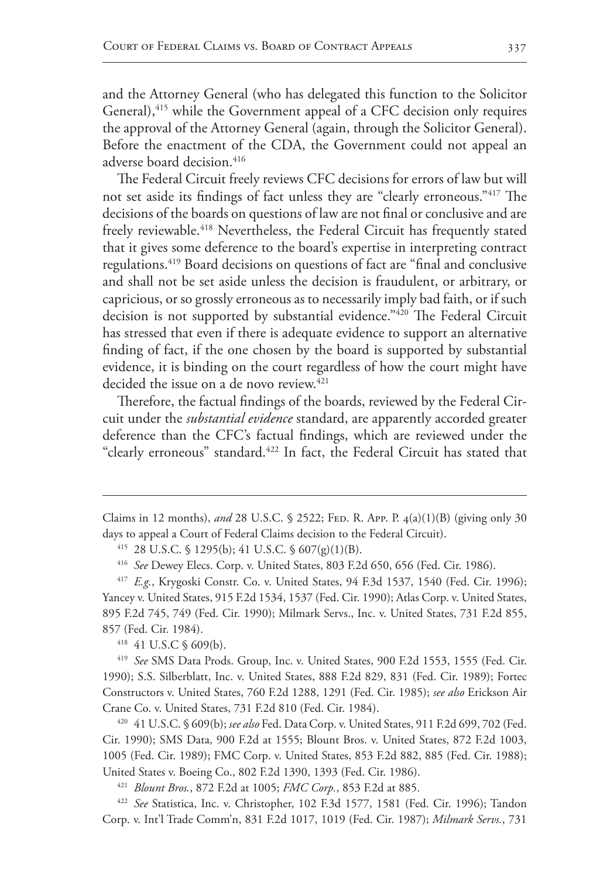and the Attorney General (who has delegated this function to the Solicitor General),[415] while the Government appeal of a CFC decision only requires the approval of the Attorney General (again, through the Solicitor General). Before the enactment of the CDA, the Government could not appeal an adverse board decision.[416]

The Federal Circuit freely reviews CFC decisions for errors of law but will not set aside its findings of fact unless they are "clearly erroneous."[417] The decisions of the boards on questions of law are not final or conclusive and are freely reviewable.[418] Nevertheless, the Federal Circuit has frequently stated that it gives some deference to the board's expertise in interpreting contract regulations.[419] Board decisions on questions of fact are "final and conclusive and shall not be set aside unless the decision is fraudulent, or arbitrary, or capricious, or so grossly erroneous as to necessarily imply bad faith, or if such decision is not supported by substantial evidence."[420] The Federal Circuit has stressed that even if there is adequate evidence to support an alternative finding of fact, if the one chosen by the board is supported by substantial evidence, it is binding on the court regardless of how the court might have decided the issue on a de novo review.[421]

Therefore, the factual findings of the boards, reviewed by the Federal Circuit under the *substantial evidence* standard, are apparently accorded greater deference than the CFC's factual findings, which are reviewed under the "clearly erroneous" standard.[422] In fact, the Federal Circuit has stated that

---

Claims in 12 months), *and* 28 U.S.C. § 2522; Fed. R. App. P. 4(a)(1)(B) (giving only 30 days to appeal a Court of Federal Claims decision to the Federal Circuit).

[415] 28 U.S.C. § 1295(b); 41 U.S.C. § 607(g)(1)(B).

[416] *See* Dewey Elecs. Corp. v. United States, 803 F.2d 650, 656 (Fed. Cir. 1986).

[417] *E.g.*, Krygoski Constr. Co. v. United States, 94 F.3d 1537, 1540 (Fed. Cir. 1996); Yancey v. United States, 915 F.2d 1534, 1537 (Fed. Cir. 1990); Atlas Corp. v. United States, 895 F.2d 745, 749 (Fed. Cir. 1990); Milmark Servs., Inc. v. United States, 731 F.2d 855, 857 (Fed. Cir. 1984).

[418] 41 U.S.C § 609(b).

[419] *See* SMS Data Prods. Group, Inc. v. United States, 900 F.2d 1553, 1555 (Fed. Cir. 1990); S.S. Silberblatt, Inc. v. United States, 888 F.2d 829, 831 (Fed. Cir. 1989); Fortec Constructors v. United States, 760 F.2d 1288, 1291 (Fed. Cir. 1985); *see also* Erickson Air Crane Co. v. United States, 731 F.2d 810 (Fed. Cir. 1984).

[420] 41 U.S.C. § 609(b); *see also* Fed. Data Corp. v. United States, 911 F.2d 699, 702 (Fed. Cir. 1990); SMS Data, 900 F.2d at 1555; Blount Bros. v. United States, 872 F.2d 1003, 1005 (Fed. Cir. 1989); FMC Corp. v. United States, 853 F.2d 882, 885 (Fed. Cir. 1988); United States v. Boeing Co., 802 F.2d 1390, 1393 (Fed. Cir. 1986).

[421] *Blount Bros.*, 872 F.2d at 1005; *FMC Corp.*, 853 F.2d at 885.

[422] *See* Statistica, Inc. v. Christopher, 102 F.3d 1577, 1581 (Fed. Cir. 1996); Tandon Corp. v. Int'l Trade Comm'n, 831 F.2d 1017, 1019 (Fed. Cir. 1987); *Milmark Servs.*, 731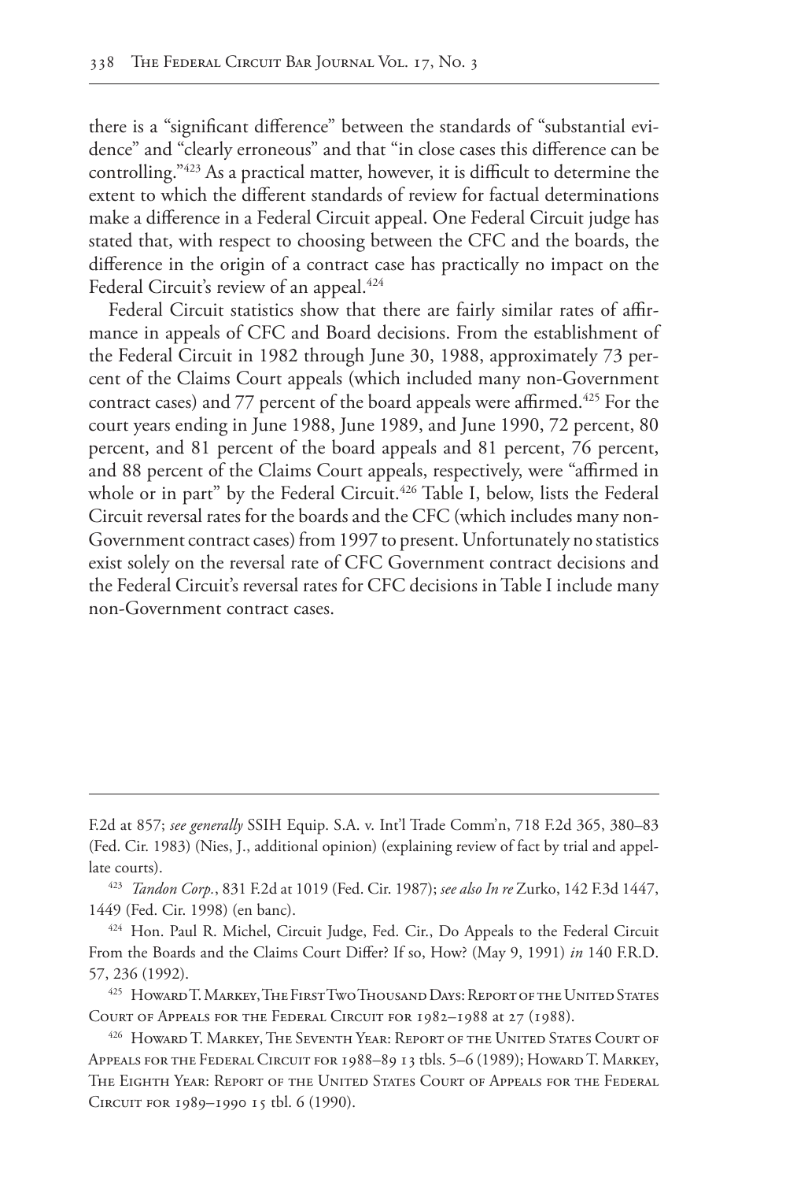there is a "significant difference" between the standards of "substantial evidence" and "clearly erroneous" and that "in close cases this difference can be controlling."[423] As a practical matter, however, it is difficult to determine the extent to which the different standards of review for factual determinations make a difference in a Federal Circuit appeal. One Federal Circuit judge has stated that, with respect to choosing between the CFC and the boards, the difference in the origin of a contract case has practically no impact on the Federal Circuit's review of an appeal.[424]

Federal Circuit statistics show that there are fairly similar rates of affirmance in appeals of CFC and Board decisions. From the establishment of the Federal Circuit in 1982 through June 30, 1988, approximately 73 percent of the Claims Court appeals (which included many non-Government contract cases) and 77 percent of the board appeals were affirmed.[425] For the court years ending in June 1988, June 1989, and June 1990, 72 percent, 80 percent, and 81 percent of the board appeals and 81 percent, 76 percent, and 88 percent of the Claims Court appeals, respectively, were "affirmed in whole or in part" by the Federal Circuit.[426] Table I, below, lists the Federal Circuit reversal rates for the boards and the CFC (which includes many non-Government contract cases) from 1997 to present. Unfortunately no statistics exist solely on the reversal rate of CFC Government contract decisions and the Federal Circuit's reversal rates for CFC decisions in Table I include many non-Government contract cases.

---

F.2d at 857; *see generally* SSIH Equip. S.A. v. Int'l Trade Comm'n, 718 F.2d 365, 380–83 (Fed. Cir. 1983) (Nies, J., additional opinion) (explaining review of fact by trial and appellate courts).

[423] *Tandon Corp.*, 831 F.2d at 1019 (Fed. Cir. 1987); *see also In re* Zurko, 142 F.3d 1447, 1449 (Fed. Cir. 1998) (en banc).

[424] Hon. Paul R. Michel, Circuit Judge, Fed. Cir., Do Appeals to the Federal Circuit From the Boards and the Claims Court Differ? If so, How? (May 9, 1991) *in* 140 F.R.D. 57, 236 (1992).

[425] Howard T. Markey, The First Two Thousand Days: Report of the United States Court of Appeals for the Federal Circuit for 1982–1988 at 27 (1988).

[426] Howard T. Markey, The Seventh Year: Report of the United States Court of Appeals for the Federal Circuit for 1988–89 13 tbls. 5–6 (1989); Howard T. Markey, The Eighth Year: Report of the United States Court of Appeals for the Federal Circuit for 1989–1990 15 tbl. 6 (1990).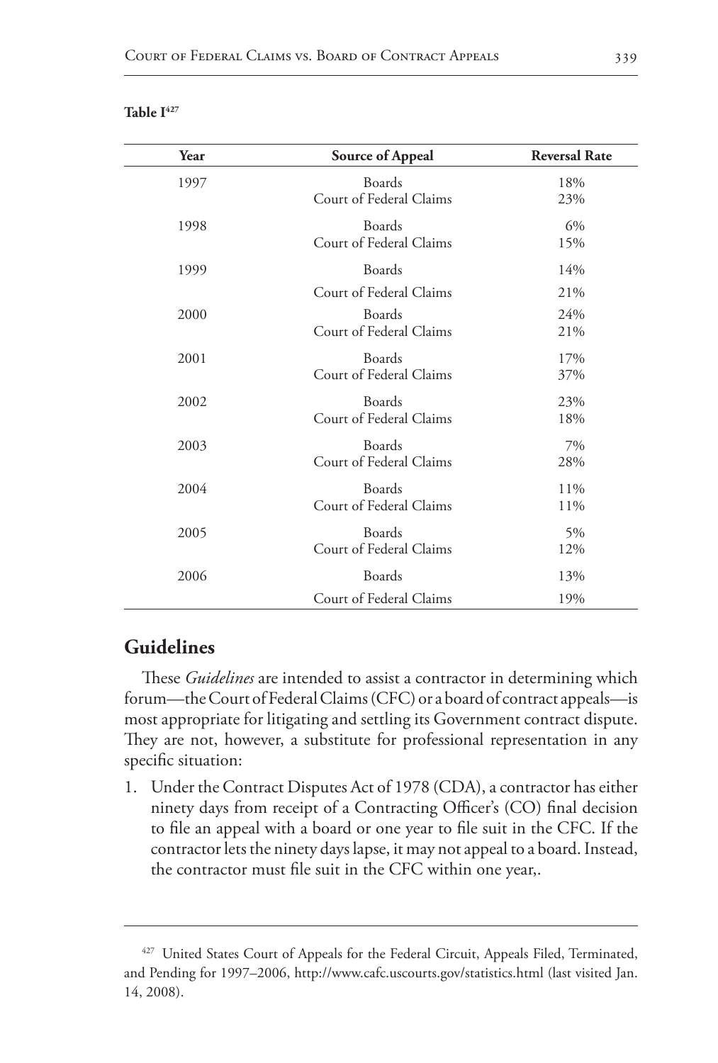**Table I[427]**

| Year | Source of Appeal | Reversal Rate |
|---|---|---|
| 1997 | Boards | 18% |
| | Court of Federal Claims | 23% |
| 1998 | Boards | 6% |
| | Court of Federal Claims | 15% |
| 1999 | Boards | 14% |
| | Court of Federal Claims | 21% |
| 2000 | Boards | 24% |
| | Court of Federal Claims | 21% |
| 2001 | Boards | 17% |
| | Court of Federal Claims | 37% |
| 2002 | Boards | 23% |
| | Court of Federal Claims | 18% |
| 2003 | Boards | 7% |
| | Court of Federal Claims | 28% |
| 2004 | Boards | 11% |
| | Court of Federal Claims | 11% |
| 2005 | Boards | 5% |
| | Court of Federal Claims | 12% |
| 2006 | Boards | 13% |
| | Court of Federal Claims | 19% |

## Guidelines

These *Guidelines* are intended to assist a contractor in determining which forum—the Court of Federal Claims (CFC) or a board of contract appeals—is most appropriate for litigating and settling its Government contract dispute. They are not, however, a substitute for professional representation in any specific situation:

1. Under the Contract Disputes Act of 1978 (CDA), a contractor has either ninety days from receipt of a Contracting Officer's (CO) final decision to file an appeal with a board or one year to file suit in the CFC. If the contractor lets the ninety days lapse, it may not appeal to a board. Instead, the contractor must file suit in the CFC within one year,.

---

[427] United States Court of Appeals for the Federal Circuit, Appeals Filed, Terminated, and Pending for 1997–2006, http://www.cafc.uscourts.gov/statistics.html (last visited Jan. 14, 2008).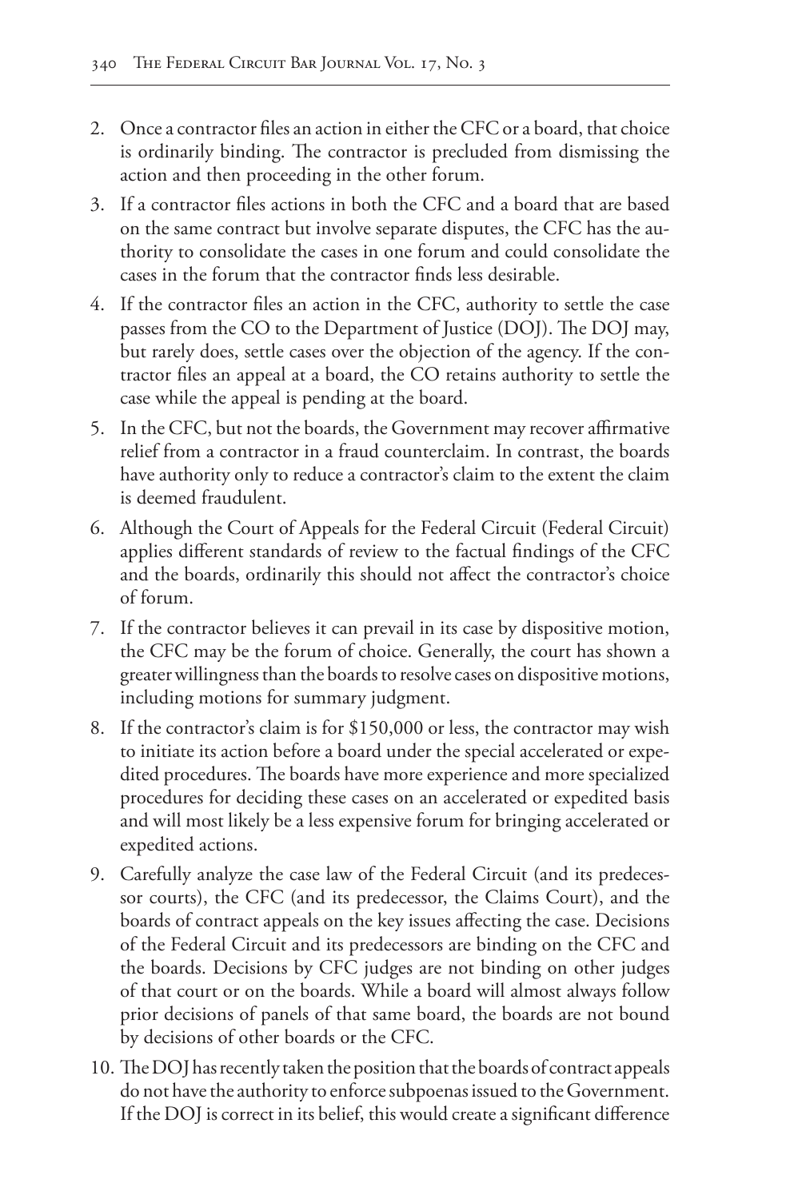2. Once a contractor files an action in either the CFC or a board, that choice is ordinarily binding. The contractor is precluded from dismissing the action and then proceeding in the other forum.
3. If a contractor files actions in both the CFC and a board that are based on the same contract but involve separate disputes, the CFC has the authority to consolidate the cases in one forum and could consolidate the cases in the forum that the contractor finds less desirable.
4. If the contractor files an action in the CFC, authority to settle the case passes from the CO to the Department of Justice (DOJ). The DOJ may, but rarely does, settle cases over the objection of the agency. If the contractor files an appeal at a board, the CO retains authority to settle the case while the appeal is pending at the board.
5. In the CFC, but not the boards, the Government may recover affirmative relief from a contractor in a fraud counterclaim. In contrast, the boards have authority only to reduce a contractor's claim to the extent the claim is deemed fraudulent.
6. Although the Court of Appeals for the Federal Circuit (Federal Circuit) applies different standards of review to the factual findings of the CFC and the boards, ordinarily this should not affect the contractor's choice of forum.
7. If the contractor believes it can prevail in its case by dispositive motion, the CFC may be the forum of choice. Generally, the court has shown a greater willingness than the boards to resolve cases on dispositive motions, including motions for summary judgment.
8. If the contractor's claim is for $150,000 or less, the contractor may wish to initiate its action before a board under the special accelerated or expedited procedures. The boards have more experience and more specialized procedures for deciding these cases on an accelerated or expedited basis and will most likely be a less expensive forum for bringing accelerated or expedited actions.
9. Carefully analyze the case law of the Federal Circuit (and its predecessor courts), the CFC (and its predecessor, the Claims Court), and the boards of contract appeals on the key issues affecting the case. Decisions of the Federal Circuit and its predecessors are binding on the CFC and the boards. Decisions by CFC judges are not binding on other judges of that court or on the boards. While a board will almost always follow prior decisions of panels of that same board, the boards are not bound by decisions of other boards or the CFC.
10. The DOJ has recently taken the position that the boards of contract appeals do not have the authority to enforce subpoenas issued to the Government. If the DOJ is correct in its belief, this would create a significant difference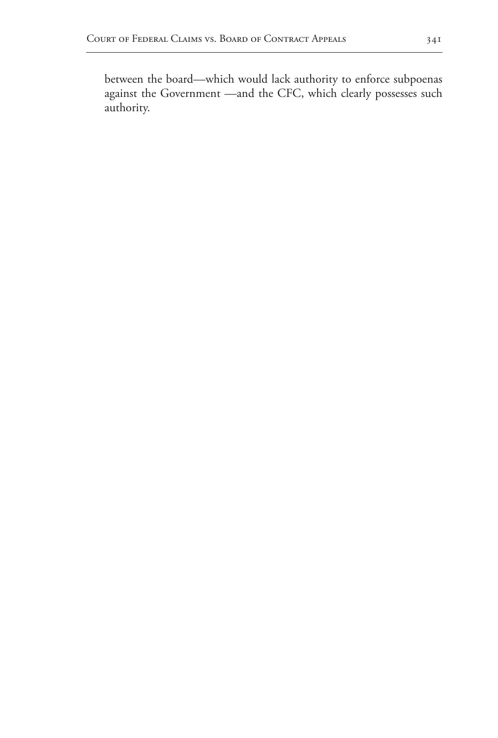between the board—which would lack authority to enforce subpoenas against the Government —and the CFC, which clearly possesses such authority.